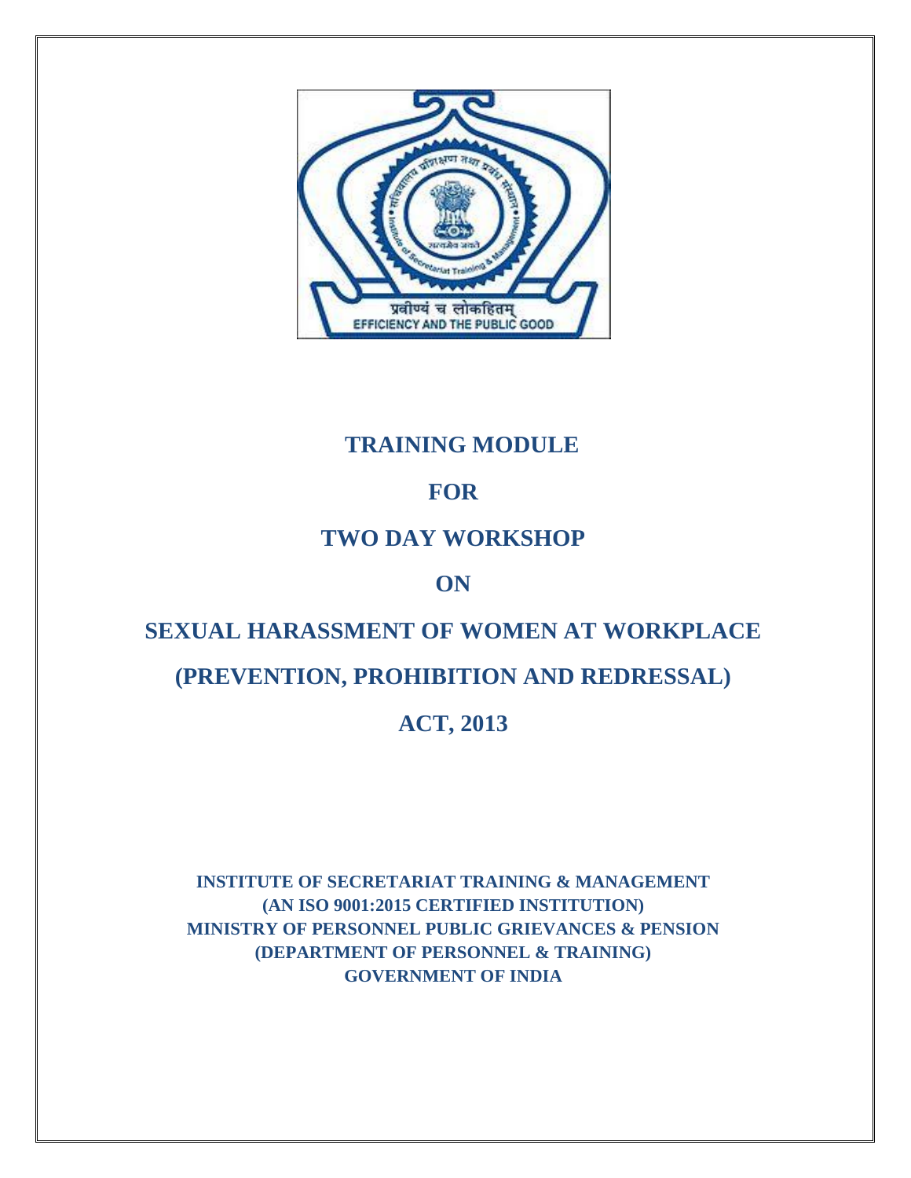# TRAINING MODULE

# FOR

# TWO DAY WORKSHOP

# ON

# SEXUAL HARASSMENT OF WOMEN AT WORKPLACE

# (PREVENTION, PROHIBITION AND REDRESSAL)

# ACT, 2013

**INSTITUTE OF SECRETARIAT TRAINING & MANAGEMENT**
**(AN ISO 9001:2015 CERTIFIED INSTITUTION)**
**MINISTRY OF PERSONNEL PUBLIC GRIEVANCES & PENSION**
**(DEPARTMENT OF PERSONNEL & TRAINING)**
**GOVERNMENT OF INDIA**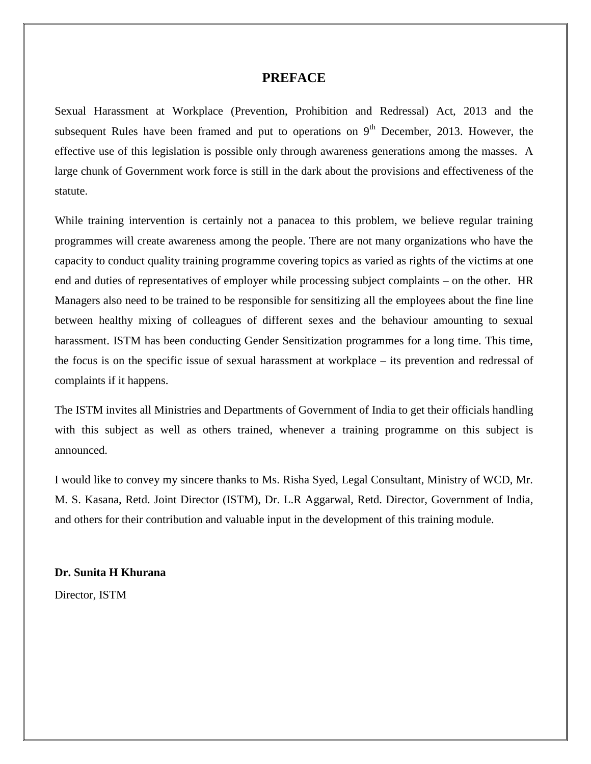# PREFACE

Sexual Harassment at Workplace (Prevention, Prohibition and Redressal) Act, 2013 and the subsequent Rules have been framed and put to operations on 9th December, 2013. However, the effective use of this legislation is possible only through awareness generations among the masses. A large chunk of Government work force is still in the dark about the provisions and effectiveness of the statute.

While training intervention is certainly not a panacea to this problem, we believe regular training programmes will create awareness among the people. There are not many organizations who have the capacity to conduct quality training programme covering topics as varied as rights of the victims at one end and duties of representatives of employer while processing subject complaints – on the other. HR Managers also need to be trained to be responsible for sensitizing all the employees about the fine line between healthy mixing of colleagues of different sexes and the behaviour amounting to sexual harassment. ISTM has been conducting Gender Sensitization programmes for a long time. This time, the focus is on the specific issue of sexual harassment at workplace – its prevention and redressal of complaints if it happens.

The ISTM invites all Ministries and Departments of Government of India to get their officials handling with this subject as well as others trained, whenever a training programme on this subject is announced.

I would like to convey my sincere thanks to Ms. Risha Syed, Legal Consultant, Ministry of WCD, Mr. M. S. Kasana, Retd. Joint Director (ISTM), Dr. L.R Aggarwal, Retd. Director, Government of India, and others for their contribution and valuable input in the development of this training module.

**Dr. Sunita H Khurana**

Director, ISTM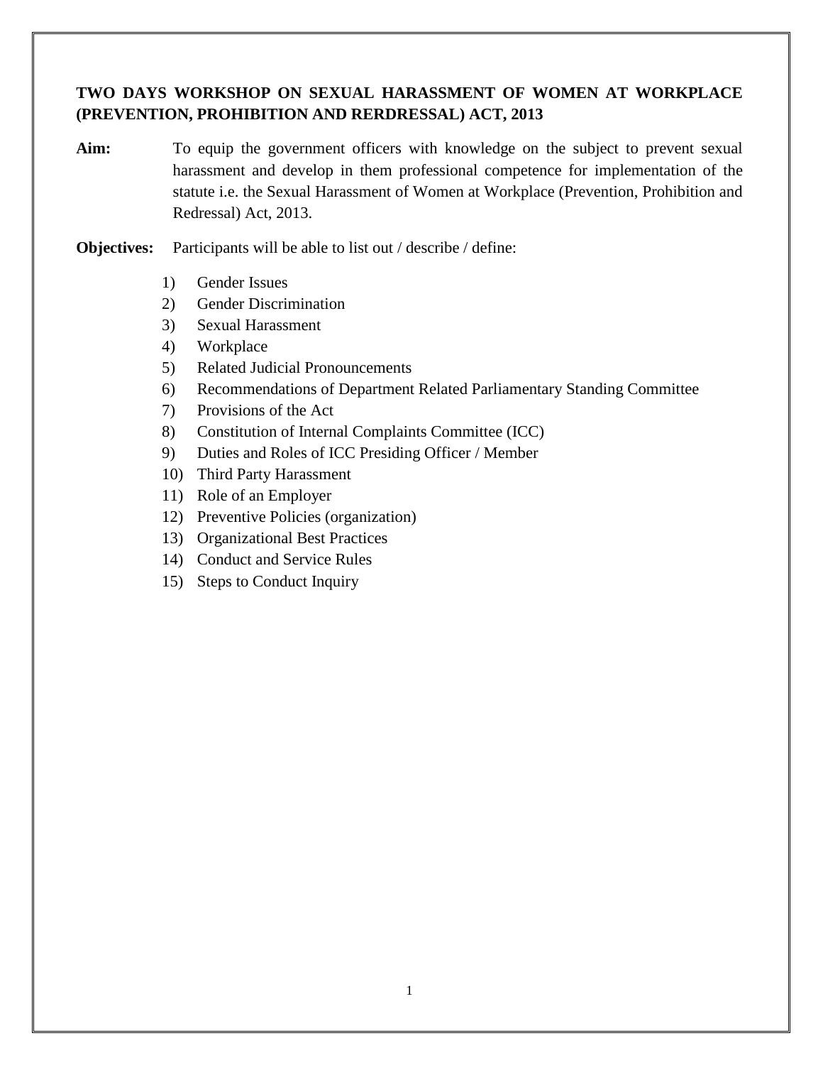**TWO DAYS WORKSHOP ON SEXUAL HARASSMENT OF WOMEN AT WORKPLACE (PREVENTION, PROHIBITION AND RERDRESSAL) ACT, 2013**

**Aim:** To equip the government officers with knowledge on the subject to prevent sexual harassment and develop in them professional competence for implementation of the statute i.e. the Sexual Harassment of Women at Workplace (Prevention, Prohibition and Redressal) Act, 2013.

**Objectives:** Participants will be able to list out / describe / define:

1) Gender Issues
2) Gender Discrimination
3) Sexual Harassment
4) Workplace
5) Related Judicial Pronouncements
6) Recommendations of Department Related Parliamentary Standing Committee
7) Provisions of the Act
8) Constitution of Internal Complaints Committee (ICC)
9) Duties and Roles of ICC Presiding Officer / Member
10) Third Party Harassment
11) Role of an Employer
12) Preventive Policies (organization)
13) Organizational Best Practices
14) Conduct and Service Rules
15) Steps to Conduct Inquiry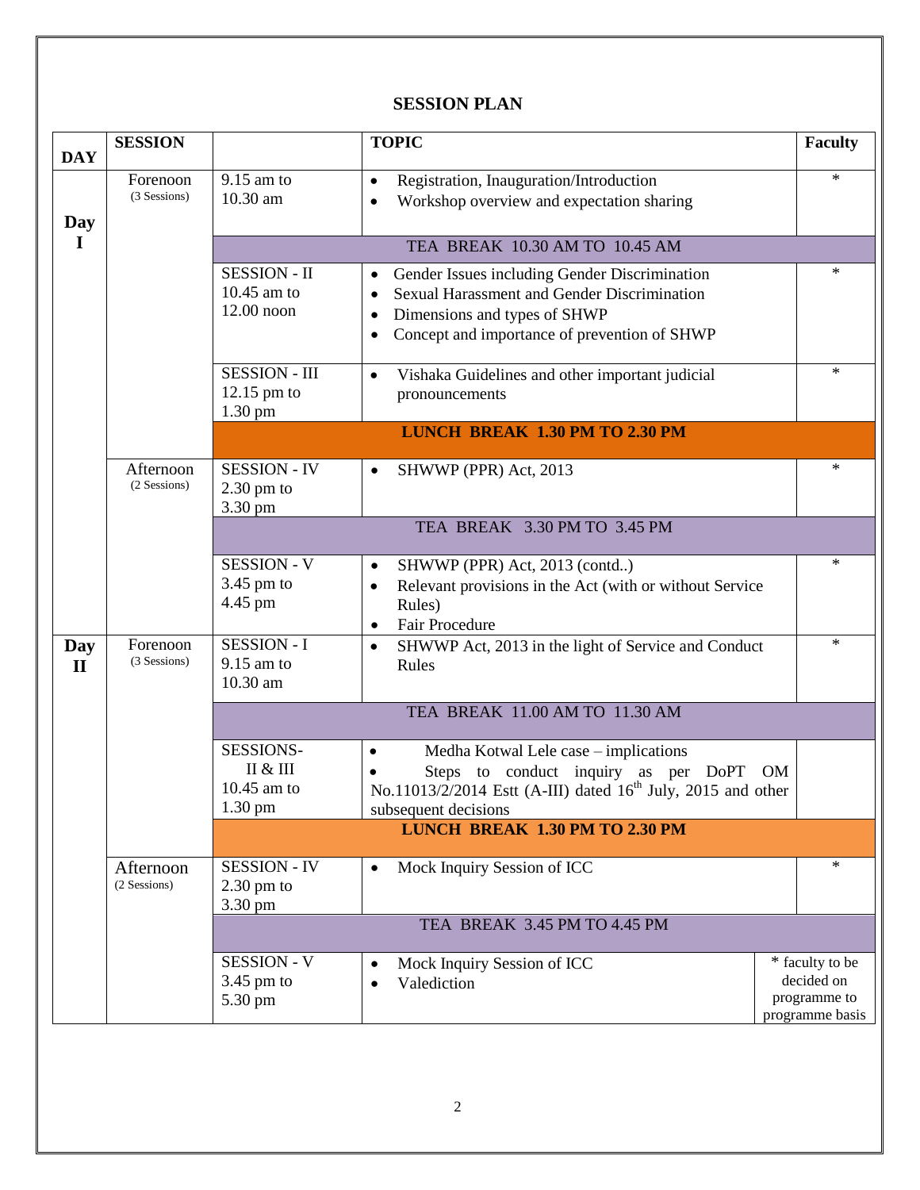## SESSION PLAN

| DAY | SESSION | | TOPIC | Faculty |
|---|---|---|---|---|
| Day I | Forenoon (3 Sessions) | 9.15 am to 10.30 am | • Registration, Inauguration/Introduction<br>• Workshop overview and expectation sharing | * |
| | | TEA BREAK 10.30 AM TO 10.45 AM | | |
| | | SESSION - II 10.45 am to 12.00 noon | • Gender Issues including Gender Discrimination<br>• Sexual Harassment and Gender Discrimination<br>• Dimensions and types of SHWP<br>• Concept and importance of prevention of SHWP | * |
| | | SESSION - III 12.15 pm to 1.30 pm | • Vishaka Guidelines and other important judicial pronouncements | * |
| | | **LUNCH BREAK 1.30 PM TO 2.30 PM** | | |
| | Afternoon (2 Sessions) | SESSION - IV 2.30 pm to 3.30 pm | • SHWWP (PPR) Act, 2013 | * |
| | | TEA BREAK 3.30 PM TO 3.45 PM | | |
| | | SESSION - V 3.45 pm to 4.45 pm | • SHWWP (PPR) Act, 2013 (contd..)<br>• Relevant provisions in the Act (with or without Service Rules)<br>• Fair Procedure | * |
| Day II | Forenoon (3 Sessions) | SESSION - I 9.15 am to 10.30 am | • SHWWP Act, 2013 in the light of Service and Conduct Rules | * |
| | | TEA BREAK 11.00 AM TO 11.30 AM | | |
| | | SESSIONS- II & III 10.45 am to 1.30 pm | • Medha Kotwal Lele case – implications<br>• Steps to conduct inquiry as per DoPT OM No.11013/2/2014 Estt (A-III) dated 16th July, 2015 and other subsequent decisions | |
| | | **LUNCH BREAK 1.30 PM TO 2.30 PM** | | |
| | Afternoon (2 Sessions) | SESSION - IV 2.30 pm to 3.30 pm | • Mock Inquiry Session of ICC | * |
| | | TEA BREAK 3.45 PM TO 4.45 PM | | |
| | | SESSION - V 3.45 pm to 5.30 pm | • Mock Inquiry Session of ICC<br>• Valediction | * faculty to be decided on programme to programme basis |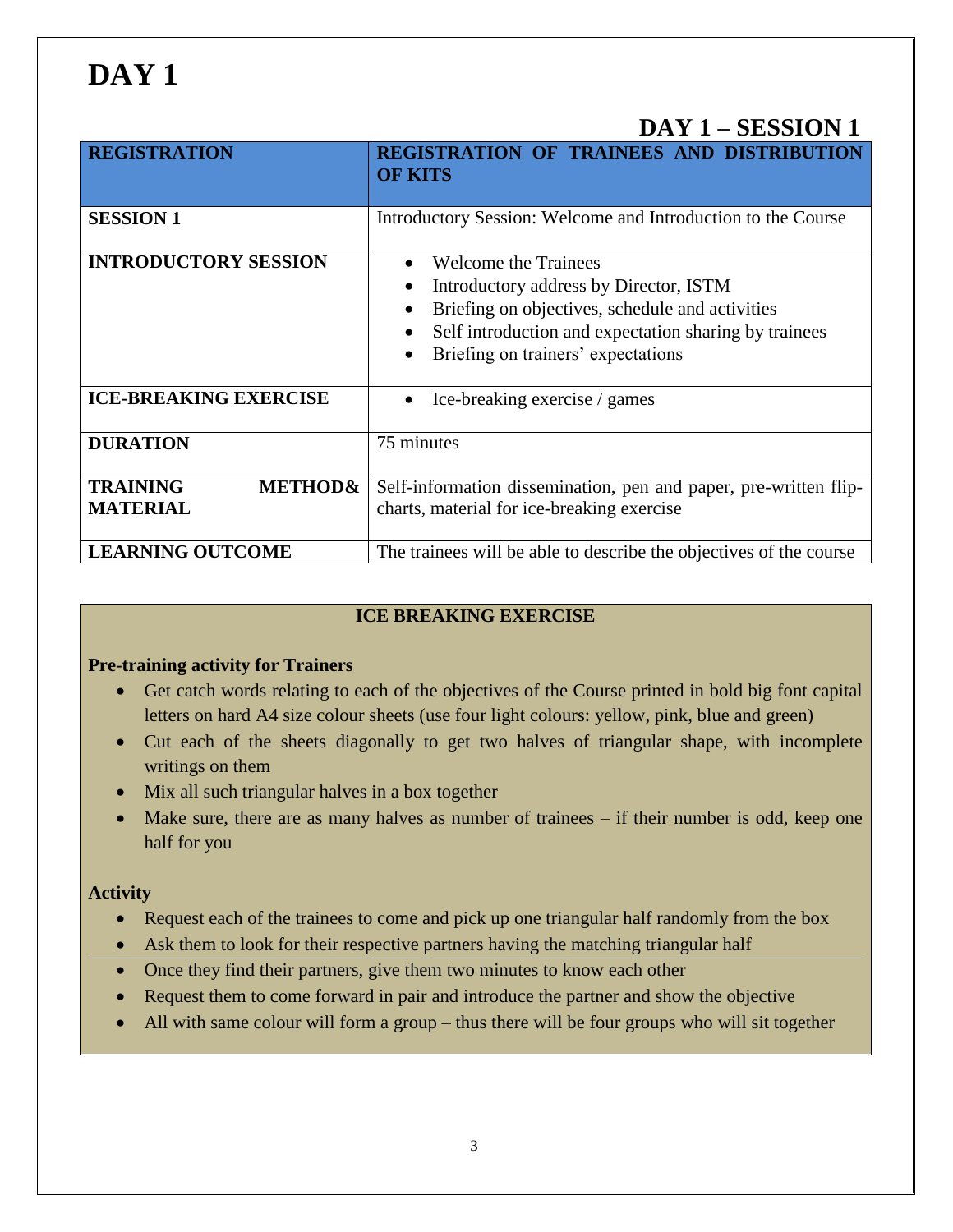# DAY 1

## DAY 1 – SESSION 1

| **REGISTRATION** | **REGISTRATION OF TRAINEES AND DISTRIBUTION OF KITS** |
|---|---|
| **SESSION 1** | Introductory Session: Welcome and Introduction to the Course |
| **INTRODUCTORY SESSION** | • Welcome the Trainees<br>• Introductory address by Director, ISTM<br>• Briefing on objectives, schedule and activities<br>• Self introduction and expectation sharing by trainees<br>• Briefing on trainers' expectations |
| **ICE-BREAKING EXERCISE** | • Ice-breaking exercise / games |
| **DURATION** | 75 minutes |
| **TRAINING METHOD& MATERIAL** | Self-information dissemination, pen and paper, pre-written flip-charts, material for ice-breaking exercise |
| **LEARNING OUTCOME** | The trainees will be able to describe the objectives of the course |

### ICE BREAKING EXERCISE

**Pre-training activity for Trainers**

- Get catch words relating to each of the objectives of the Course printed in bold big font capital letters on hard A4 size colour sheets (use four light colours: yellow, pink, blue and green)
- Cut each of the sheets diagonally to get two halves of triangular shape, with incomplete writings on them
- Mix all such triangular halves in a box together
- Make sure, there are as many halves as number of trainees – if their number is odd, keep one half for you

**Activity**

- Request each of the trainees to come and pick up one triangular half randomly from the box
- Ask them to look for their respective partners having the matching triangular half
- Once they find their partners, give them two minutes to know each other
- Request them to come forward in pair and introduce the partner and show the objective
- All with same colour will form a group – thus there will be four groups who will sit together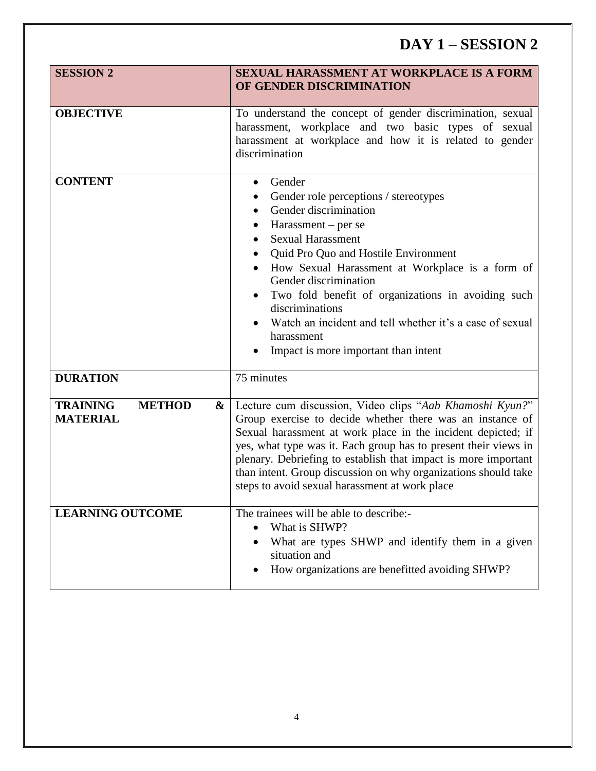# DAY 1 – SESSION 2

| **SESSION 2** | **SEXUAL HARASSMENT AT WORKPLACE IS A FORM OF GENDER DISCRIMINATION** |
|---|---|
| **OBJECTIVE** | To understand the concept of gender discrimination, sexual harassment, workplace and two basic types of sexual harassment at workplace and how it is related to gender discrimination |
| **CONTENT** | • Gender<br>• Gender role perceptions / stereotypes<br>• Gender discrimination<br>• Harassment – per se<br>• Sexual Harassment<br>• Quid Pro Quo and Hostile Environment<br>• How Sexual Harassment at Workplace is a form of Gender discrimination<br>• Two fold benefit of organizations in avoiding such discriminations<br>• Watch an incident and tell whether it's a case of sexual harassment<br>• Impact is more important than intent |
| **DURATION** | 75 minutes |
| **TRAINING METHOD & MATERIAL** | Lecture cum discussion, Video clips "*Aab Khamoshi Kyun?*" Group exercise to decide whether there was an instance of Sexual harassment at work place in the incident depicted; if yes, what type was it. Each group has to present their views in plenary. Debriefing to establish that impact is more important than intent. Group discussion on why organizations should take steps to avoid sexual harassment at work place |
| **LEARNING OUTCOME** | The trainees will be able to describe:-<br>• What is SHWP?<br>• What are types SHWP and identify them in a given situation and<br>• How organizations are benefitted avoiding SHWP? |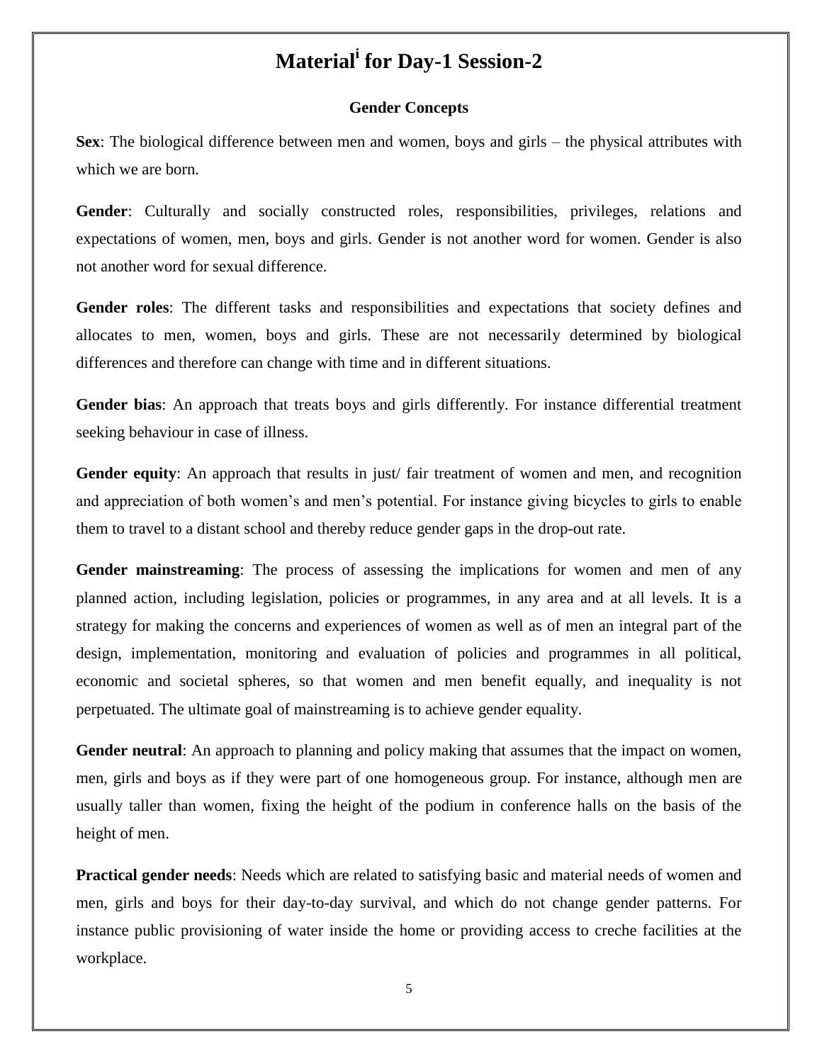# Material[i] for Day-1 Session-2

### Gender Concepts

**Sex**: The biological difference between men and women, boys and girls – the physical attributes with which we are born.

**Gender**: Culturally and socially constructed roles, responsibilities, privileges, relations and expectations of women, men, boys and girls. Gender is not another word for women. Gender is also not another word for sexual difference.

**Gender roles**: The different tasks and responsibilities and expectations that society defines and allocates to men, women, boys and girls. These are not necessarily determined by biological differences and therefore can change with time and in different situations.

**Gender bias**: An approach that treats boys and girls differently. For instance differential treatment seeking behaviour in case of illness.

**Gender equity**: An approach that results in just/ fair treatment of women and men, and recognition and appreciation of both women's and men's potential. For instance giving bicycles to girls to enable them to travel to a distant school and thereby reduce gender gaps in the drop-out rate.

**Gender mainstreaming**: The process of assessing the implications for women and men of any planned action, including legislation, policies or programmes, in any area and at all levels. It is a strategy for making the concerns and experiences of women as well as of men an integral part of the design, implementation, monitoring and evaluation of policies and programmes in all political, economic and societal spheres, so that women and men benefit equally, and inequality is not perpetuated. The ultimate goal of mainstreaming is to achieve gender equality.

**Gender neutral**: An approach to planning and policy making that assumes that the impact on women, men, girls and boys as if they were part of one homogeneous group. For instance, although men are usually taller than women, fixing the height of the podium in conference halls on the basis of the height of men.

**Practical gender needs**: Needs which are related to satisfying basic and material needs of women and men, girls and boys for their day-to-day survival, and which do not change gender patterns. For instance public provisioning of water inside the home or providing access to creche facilities at the workplace.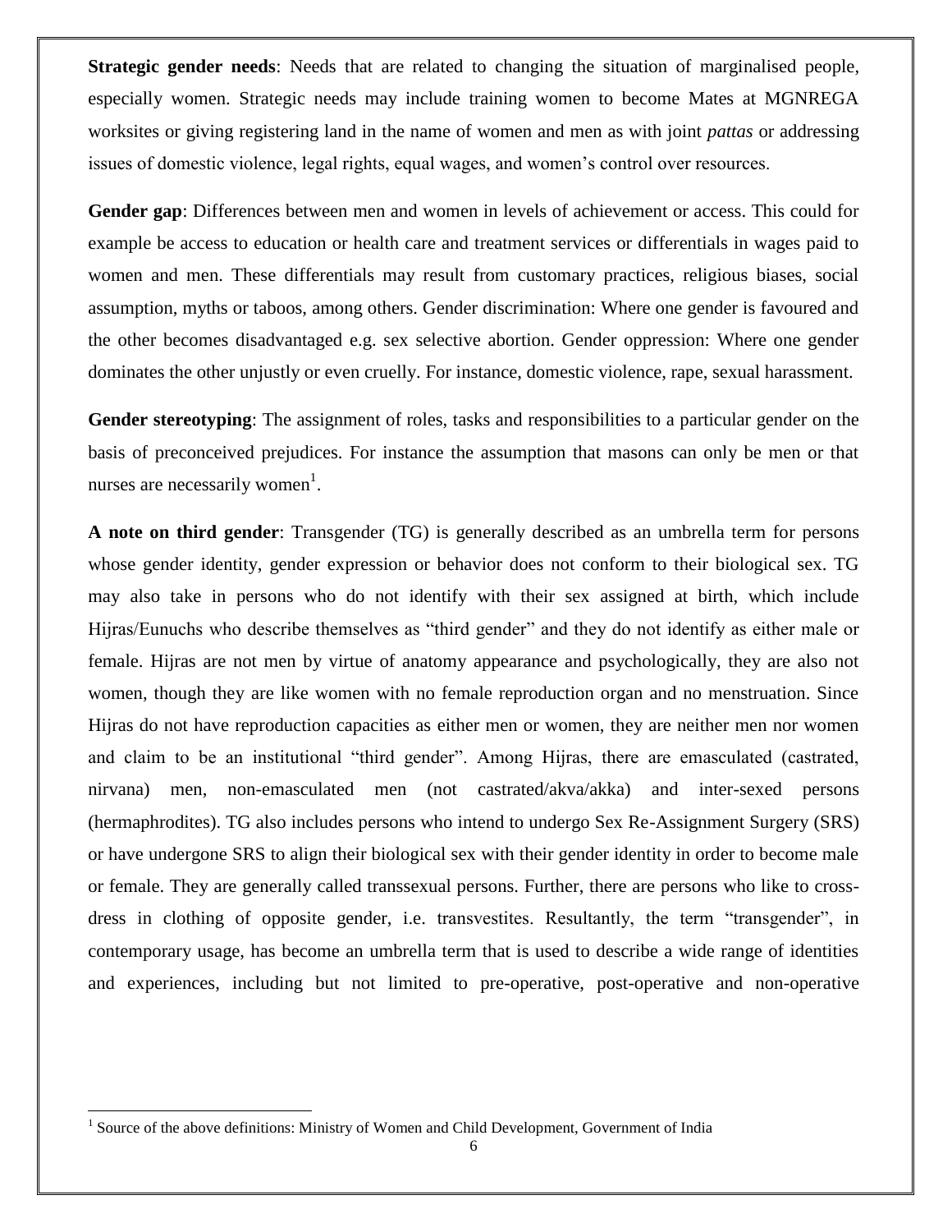**Strategic gender needs**: Needs that are related to changing the situation of marginalised people, especially women. Strategic needs may include training women to become Mates at MGNREGA worksites or giving registering land in the name of women and men as with joint *pattas* or addressing issues of domestic violence, legal rights, equal wages, and women's control over resources.

**Gender gap**: Differences between men and women in levels of achievement or access. This could for example be access to education or health care and treatment services or differentials in wages paid to women and men. These differentials may result from customary practices, religious biases, social assumption, myths or taboos, among others. Gender discrimination: Where one gender is favoured and the other becomes disadvantaged e.g. sex selective abortion. Gender oppression: Where one gender dominates the other unjustly or even cruelly. For instance, domestic violence, rape, sexual harassment.

**Gender stereotyping**: The assignment of roles, tasks and responsibilities to a particular gender on the basis of preconceived prejudices. For instance the assumption that masons can only be men or that nurses are necessarily women[1].

**A note on third gender**: Transgender (TG) is generally described as an umbrella term for persons whose gender identity, gender expression or behavior does not conform to their biological sex. TG may also take in persons who do not identify with their sex assigned at birth, which include Hijras/Eunuchs who describe themselves as "third gender" and they do not identify as either male or female. Hijras are not men by virtue of anatomy appearance and psychologically, they are also not women, though they are like women with no female reproduction organ and no menstruation. Since Hijras do not have reproduction capacities as either men or women, they are neither men nor women and claim to be an institutional "third gender". Among Hijras, there are emasculated (castrated, nirvana) men, non-emasculated men (not castrated/akva/akka) and inter-sexed persons (hermaphrodites). TG also includes persons who intend to undergo Sex Re-Assignment Surgery (SRS) or have undergone SRS to align their biological sex with their gender identity in order to become male or female. They are generally called transsexual persons. Further, there are persons who like to cross-dress in clothing of opposite gender, i.e. transvestites. Resultantly, the term "transgender", in contemporary usage, has become an umbrella term that is used to describe a wide range of identities and experiences, including but not limited to pre-operative, post-operative and non-operative

[1] Source of the above definitions: Ministry of Women and Child Development, Government of India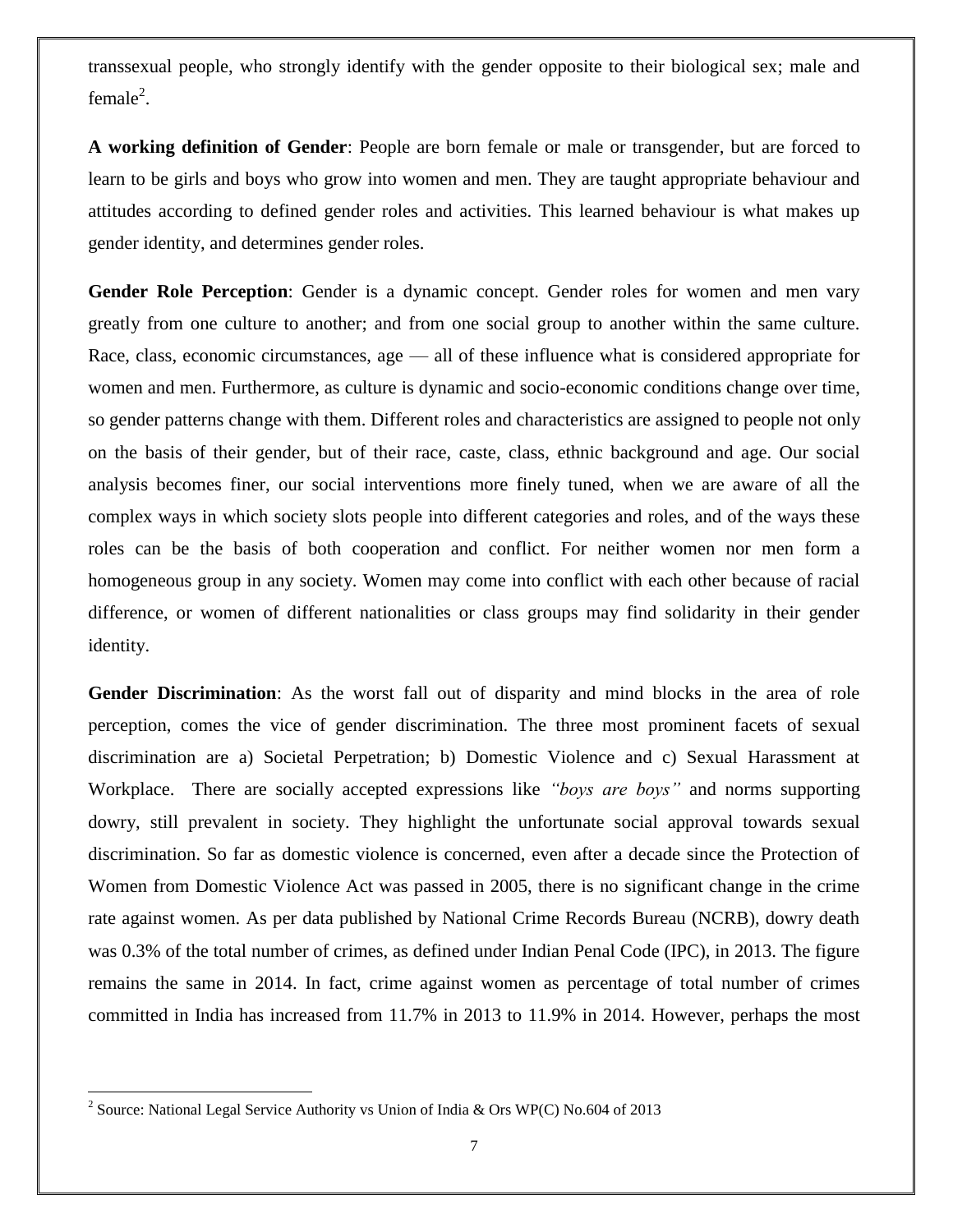transsexual people, who strongly identify with the gender opposite to their biological sex; male and female[2].

**A working definition of Gender**: People are born female or male or transgender, but are forced to learn to be girls and boys who grow into women and men. They are taught appropriate behaviour and attitudes according to defined gender roles and activities. This learned behaviour is what makes up gender identity, and determines gender roles.

**Gender Role Perception**: Gender is a dynamic concept. Gender roles for women and men vary greatly from one culture to another; and from one social group to another within the same culture. Race, class, economic circumstances, age — all of these influence what is considered appropriate for women and men. Furthermore, as culture is dynamic and socio-economic conditions change over time, so gender patterns change with them. Different roles and characteristics are assigned to people not only on the basis of their gender, but of their race, caste, class, ethnic background and age. Our social analysis becomes finer, our social interventions more finely tuned, when we are aware of all the complex ways in which society slots people into different categories and roles, and of the ways these roles can be the basis of both cooperation and conflict. For neither women nor men form a homogeneous group in any society. Women may come into conflict with each other because of racial difference, or women of different nationalities or class groups may find solidarity in their gender identity.

**Gender Discrimination**: As the worst fall out of disparity and mind blocks in the area of role perception, comes the vice of gender discrimination. The three most prominent facets of sexual discrimination are a) Societal Perpetration; b) Domestic Violence and c) Sexual Harassment at Workplace. There are socially accepted expressions like *"boys are boys"* and norms supporting dowry, still prevalent in society. They highlight the unfortunate social approval towards sexual discrimination. So far as domestic violence is concerned, even after a decade since the Protection of Women from Domestic Violence Act was passed in 2005, there is no significant change in the crime rate against women. As per data published by National Crime Records Bureau (NCRB), dowry death was 0.3% of the total number of crimes, as defined under Indian Penal Code (IPC), in 2013. The figure remains the same in 2014. In fact, crime against women as percentage of total number of crimes committed in India has increased from 11.7% in 2013 to 11.9% in 2014. However, perhaps the most

---

[2] Source: National Legal Service Authority vs Union of India & Ors WP(C) No.604 of 2013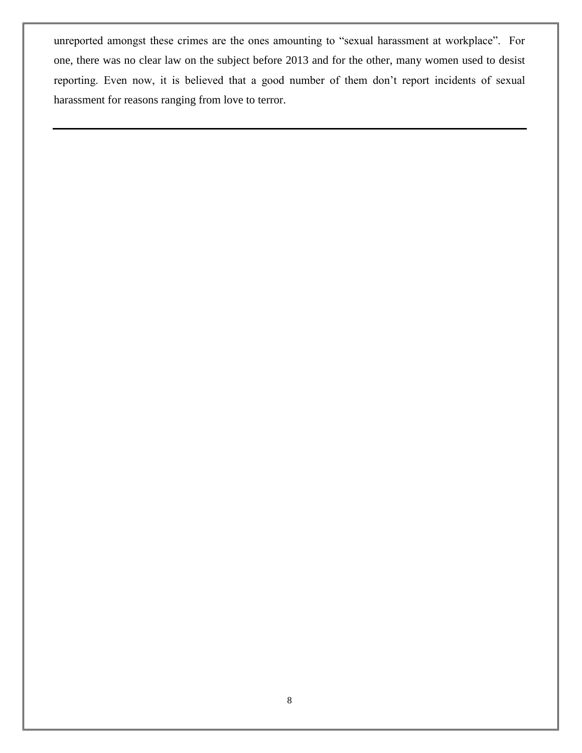unreported amongst these crimes are the ones amounting to "sexual harassment at workplace". For one, there was no clear law on the subject before 2013 and for the other, many women used to desist reporting. Even now, it is believed that a good number of them don't report incidents of sexual harassment for reasons ranging from love to terror.

---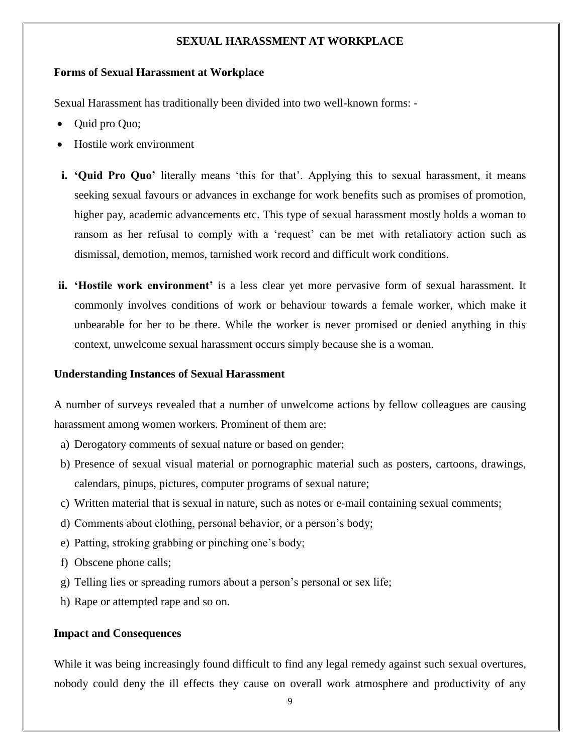## SEXUAL HARASSMENT AT WORKPLACE

### Forms of Sexual Harassment at Workplace

Sexual Harassment has traditionally been divided into two well-known forms: -

- Quid pro Quo;
- Hostile work environment

i. **'Quid Pro Quo'** literally means 'this for that'. Applying this to sexual harassment, it means seeking sexual favours or advances in exchange for work benefits such as promises of promotion, higher pay, academic advancements etc. This type of sexual harassment mostly holds a woman to ransom as her refusal to comply with a 'request' can be met with retaliatory action such as dismissal, demotion, memos, tarnished work record and difficult work conditions.

ii. **'Hostile work environment'** is a less clear yet more pervasive form of sexual harassment. It commonly involves conditions of work or behaviour towards a female worker, which make it unbearable for her to be there. While the worker is never promised or denied anything in this context, unwelcome sexual harassment occurs simply because she is a woman.

### Understanding Instances of Sexual Harassment

A number of surveys revealed that a number of unwelcome actions by fellow colleagues are causing harassment among women workers. Prominent of them are:

a) Derogatory comments of sexual nature or based on gender;
b) Presence of sexual visual material or pornographic material such as posters, cartoons, drawings, calendars, pinups, pictures, computer programs of sexual nature;
c) Written material that is sexual in nature, such as notes or e-mail containing sexual comments;
d) Comments about clothing, personal behavior, or a person's body;
e) Patting, stroking grabbing or pinching one's body;
f) Obscene phone calls;
g) Telling lies or spreading rumors about a person's personal or sex life;
h) Rape or attempted rape and so on.

### Impact and Consequences

While it was being increasingly found difficult to find any legal remedy against such sexual overtures, nobody could deny the ill effects they cause on overall work atmosphere and productivity of any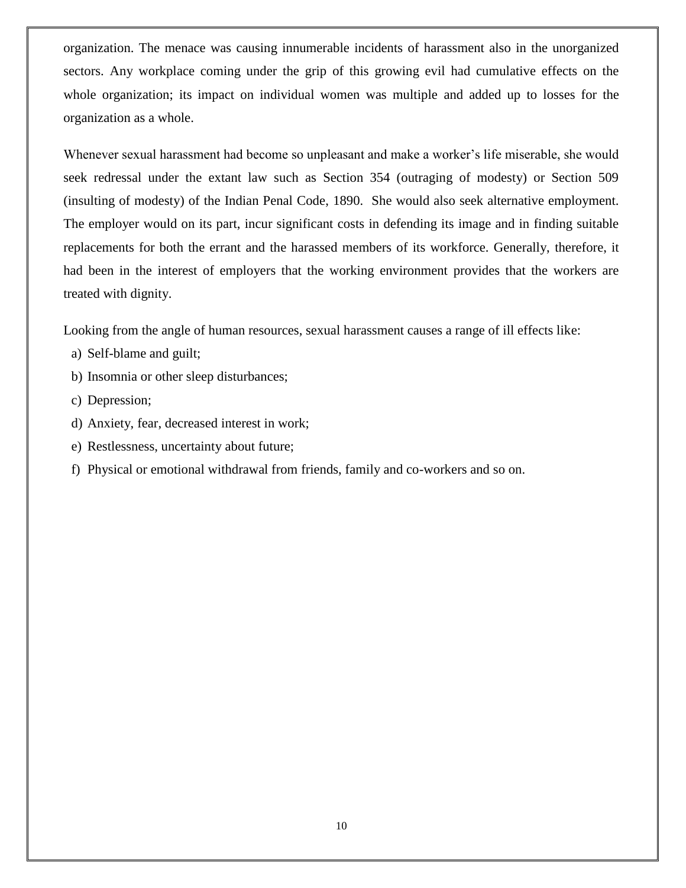organization. The menace was causing innumerable incidents of harassment also in the unorganized sectors. Any workplace coming under the grip of this growing evil had cumulative effects on the whole organization; its impact on individual women was multiple and added up to losses for the organization as a whole.

Whenever sexual harassment had become so unpleasant and make a worker's life miserable, she would seek redressal under the extant law such as Section 354 (outraging of modesty) or Section 509 (insulting of modesty) of the Indian Penal Code, 1890. She would also seek alternative employment. The employer would on its part, incur significant costs in defending its image and in finding suitable replacements for both the errant and the harassed members of its workforce. Generally, therefore, it had been in the interest of employers that the working environment provides that the workers are treated with dignity.

Looking from the angle of human resources, sexual harassment causes a range of ill effects like:

a) Self-blame and guilt;
b) Insomnia or other sleep disturbances;
c) Depression;
d) Anxiety, fear, decreased interest in work;
e) Restlessness, uncertainty about future;
f) Physical or emotional withdrawal from friends, family and co-workers and so on.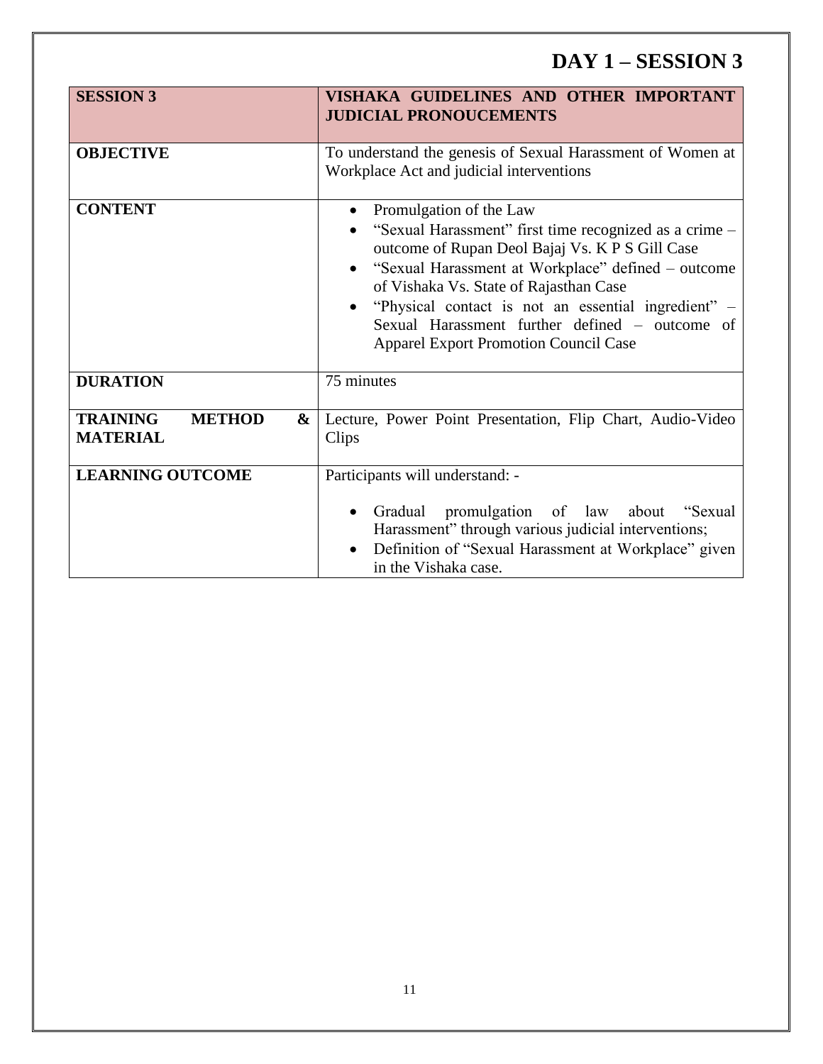# DAY 1 – SESSION 3

| **SESSION 3** | **VISHAKA GUIDELINES AND OTHER IMPORTANT JUDICIAL PRONOUCEMENTS** |
|---|---|
| **OBJECTIVE** | To understand the genesis of Sexual Harassment of Women at Workplace Act and judicial interventions |
| **CONTENT** | • Promulgation of the Law<br>• "Sexual Harassment" first time recognized as a crime – outcome of Rupan Deol Bajaj Vs. K P S Gill Case<br>• "Sexual Harassment at Workplace" defined – outcome of Vishaka Vs. State of Rajasthan Case<br>• "Physical contact is not an essential ingredient" – Sexual Harassment further defined – outcome of Apparel Export Promotion Council Case |
| **DURATION** | 75 minutes |
| **TRAINING METHOD & MATERIAL** | Lecture, Power Point Presentation, Flip Chart, Audio-Video Clips |
| **LEARNING OUTCOME** | Participants will understand: -<br>• Gradual promulgation of law about "Sexual Harassment" through various judicial interventions;<br>• Definition of "Sexual Harassment at Workplace" given in the Vishaka case. |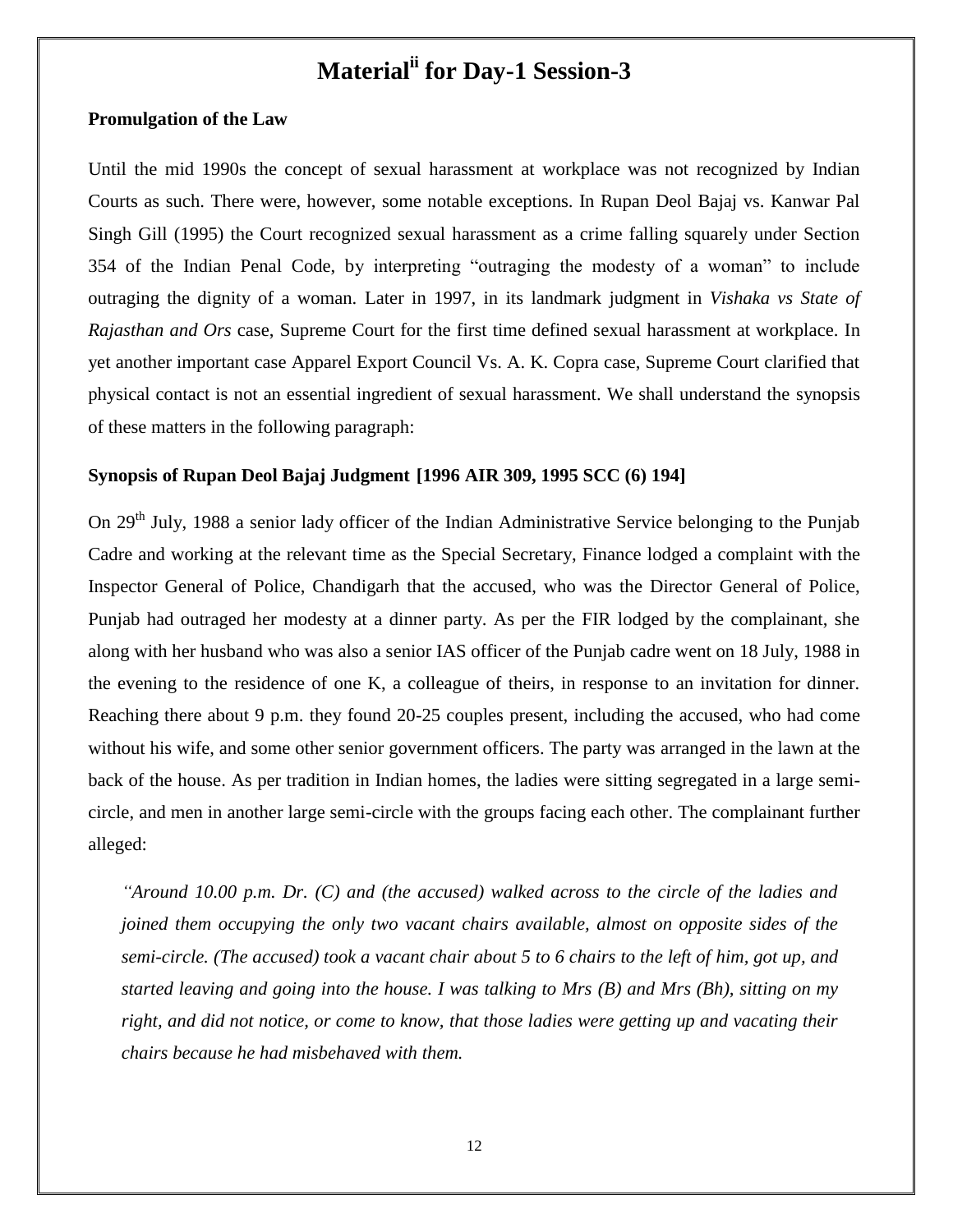# Material[ii] for Day-1 Session-3

**Promulgation of the Law**

Until the mid 1990s the concept of sexual harassment at workplace was not recognized by Indian Courts as such. There were, however, some notable exceptions. In Rupan Deol Bajaj vs. Kanwar Pal Singh Gill (1995) the Court recognized sexual harassment as a crime falling squarely under Section 354 of the Indian Penal Code, by interpreting "outraging the modesty of a woman" to include outraging the dignity of a woman. Later in 1997, in its landmark judgment in *Vishaka vs State of Rajasthan and Ors* case, Supreme Court for the first time defined sexual harassment at workplace. In yet another important case Apparel Export Council Vs. A. K. Copra case, Supreme Court clarified that physical contact is not an essential ingredient of sexual harassment. We shall understand the synopsis of these matters in the following paragraph:

**Synopsis of Rupan Deol Bajaj Judgment [1996 AIR 309, 1995 SCC (6) 194]**

On 29th July, 1988 a senior lady officer of the Indian Administrative Service belonging to the Punjab Cadre and working at the relevant time as the Special Secretary, Finance lodged a complaint with the Inspector General of Police, Chandigarh that the accused, who was the Director General of Police, Punjab had outraged her modesty at a dinner party. As per the FIR lodged by the complainant, she along with her husband who was also a senior IAS officer of the Punjab cadre went on 18 July, 1988 in the evening to the residence of one K, a colleague of theirs, in response to an invitation for dinner. Reaching there about 9 p.m. they found 20-25 couples present, including the accused, who had come without his wife, and some other senior government officers. The party was arranged in the lawn at the back of the house. As per tradition in Indian homes, the ladies were sitting segregated in a large semi-circle, and men in another large semi-circle with the groups facing each other. The complainant further alleged:

> *"Around 10.00 p.m. Dr. (C) and (the accused) walked across to the circle of the ladies and joined them occupying the only two vacant chairs available, almost on opposite sides of the semi-circle. (The accused) took a vacant chair about 5 to 6 chairs to the left of him, got up, and started leaving and going into the house. I was talking to Mrs (B) and Mrs (Bh), sitting on my right, and did not notice, or come to know, that those ladies were getting up and vacating their chairs because he had misbehaved with them.*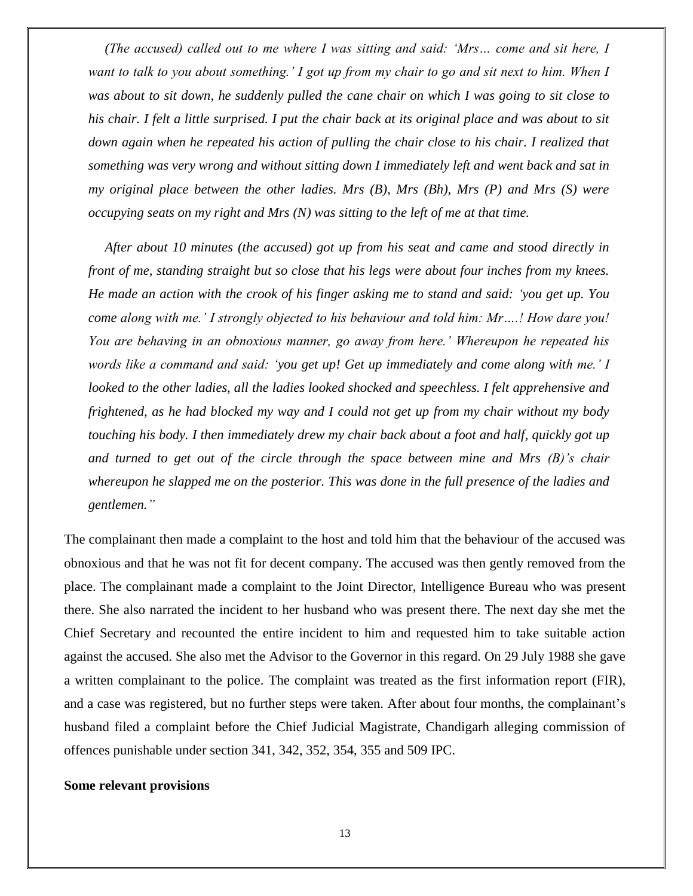*(The accused) called out to me where I was sitting and said: 'Mrs… come and sit here, I want to talk to you about something.' I got up from my chair to go and sit next to him. When I was about to sit down, he suddenly pulled the cane chair on which I was going to sit close to his chair. I felt a little surprised. I put the chair back at its original place and was about to sit down again when he repeated his action of pulling the chair close to his chair. I realized that something was very wrong and without sitting down I immediately left and went back and sat in my original place between the other ladies. Mrs (B), Mrs (Bh), Mrs (P) and Mrs (S) were occupying seats on my right and Mrs (N) was sitting to the left of me at that time.*

*After about 10 minutes (the accused) got up from his seat and came and stood directly in front of me, standing straight but so close that his legs were about four inches from my knees. He made an action with the crook of his finger asking me to stand and said: 'you get up. You come along with me.' I strongly objected to his behaviour and told him: Mr….! How dare you! You are behaving in an obnoxious manner, go away from here.' Whereupon he repeated his words like a command and said: 'you get up! Get up immediately and come along with me.' I looked to the other ladies, all the ladies looked shocked and speechless. I felt apprehensive and frightened, as he had blocked my way and I could not get up from my chair without my body touching his body. I then immediately drew my chair back about a foot and half, quickly got up and turned to get out of the circle through the space between mine and Mrs (B)'s chair whereupon he slapped me on the posterior. This was done in the full presence of the ladies and gentlemen."*

The complainant then made a complaint to the host and told him that the behaviour of the accused was obnoxious and that he was not fit for decent company. The accused was then gently removed from the place. The complainant made a complaint to the Joint Director, Intelligence Bureau who was present there. She also narrated the incident to her husband who was present there. The next day she met the Chief Secretary and recounted the entire incident to him and requested him to take suitable action against the accused. She also met the Advisor to the Governor in this regard. On 29 July 1988 she gave a written complainant to the police. The complaint was treated as the first information report (FIR), and a case was registered, but no further steps were taken. After about four months, the complainant's husband filed a complaint before the Chief Judicial Magistrate, Chandigarh alleging commission of offences punishable under section 341, 342, 352, 354, 355 and 509 IPC.

**Some relevant provisions**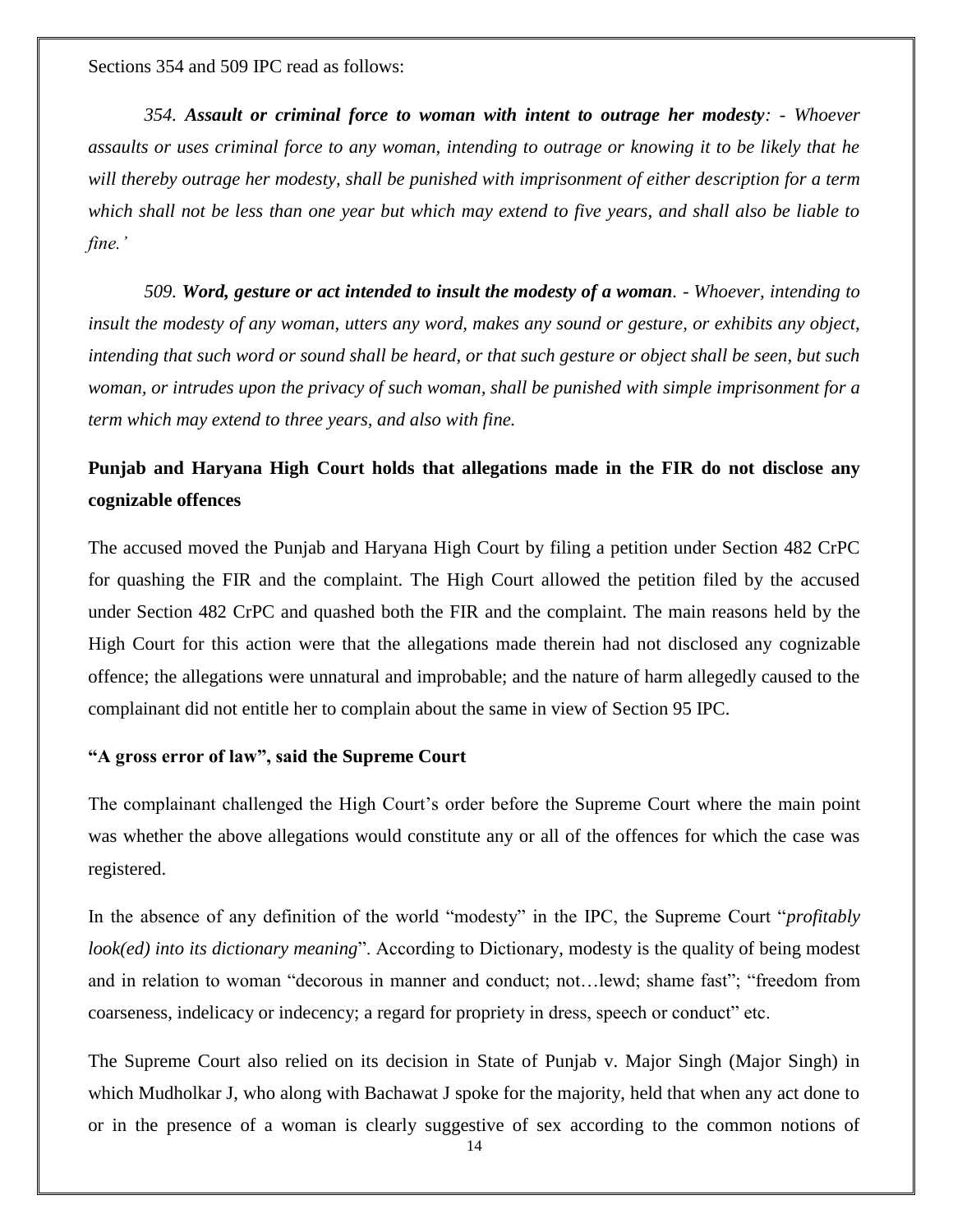Sections 354 and 509 IPC read as follows:

*354. **Assault or criminal force to woman with intent to outrage her modesty**: - Whoever assaults or uses criminal force to any woman, intending to outrage or knowing it to be likely that he will thereby outrage her modesty, shall be punished with imprisonment of either description for a term which shall not be less than one year but which may extend to five years, and shall also be liable to fine.'*

*509. **Word, gesture or act intended to insult the modesty of a woman**. - Whoever, intending to insult the modesty of any woman, utters any word, makes any sound or gesture, or exhibits any object, intending that such word or sound shall be heard, or that such gesture or object shall be seen, but such woman, or intrudes upon the privacy of such woman, shall be punished with simple imprisonment for a term which may extend to three years, and also with fine.*

**Punjab and Haryana High Court holds that allegations made in the FIR do not disclose any cognizable offences**

The accused moved the Punjab and Haryana High Court by filing a petition under Section 482 CrPC for quashing the FIR and the complaint. The High Court allowed the petition filed by the accused under Section 482 CrPC and quashed both the FIR and the complaint. The main reasons held by the High Court for this action were that the allegations made therein had not disclosed any cognizable offence; the allegations were unnatural and improbable; and the nature of harm allegedly caused to the complainant did not entitle her to complain about the same in view of Section 95 IPC.

**"A gross error of law", said the Supreme Court**

The complainant challenged the High Court's order before the Supreme Court where the main point was whether the above allegations would constitute any or all of the offences for which the case was registered.

In the absence of any definition of the world "modesty" in the IPC, the Supreme Court "*profitably look(ed) into its dictionary meaning*". According to Dictionary, modesty is the quality of being modest and in relation to woman "decorous in manner and conduct; not…lewd; shame fast"; "freedom from coarseness, indelicacy or indecency; a regard for propriety in dress, speech or conduct" etc.

The Supreme Court also relied on its decision in State of Punjab v. Major Singh (Major Singh) in which Mudholkar J, who along with Bachawat J spoke for the majority, held that when any act done to or in the presence of a woman is clearly suggestive of sex according to the common notions of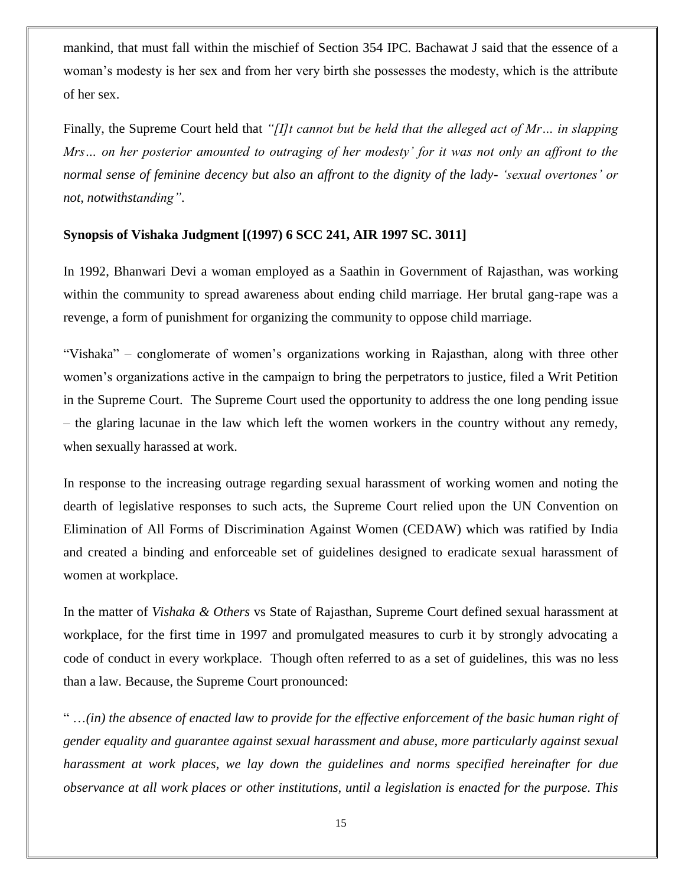mankind, that must fall within the mischief of Section 354 IPC. Bachawat J said that the essence of a woman's modesty is her sex and from her very birth she possesses the modesty, which is the attribute of her sex.

Finally, the Supreme Court held that *"[I]t cannot but be held that the alleged act of Mr… in slapping Mrs… on her posterior amounted to outraging of her modesty' for it was not only an affront to the normal sense of feminine decency but also an affront to the dignity of the lady- 'sexual overtones' or not, notwithstanding"*.

**Synopsis of Vishaka Judgment [(1997) 6 SCC 241, AIR 1997 SC. 3011]**

In 1992, Bhanwari Devi a woman employed as a Saathin in Government of Rajasthan, was working within the community to spread awareness about ending child marriage. Her brutal gang-rape was a revenge, a form of punishment for organizing the community to oppose child marriage.

"Vishaka" – conglomerate of women's organizations working in Rajasthan, along with three other women's organizations active in the campaign to bring the perpetrators to justice, filed a Writ Petition in the Supreme Court. The Supreme Court used the opportunity to address the one long pending issue – the glaring lacunae in the law which left the women workers in the country without any remedy, when sexually harassed at work.

In response to the increasing outrage regarding sexual harassment of working women and noting the dearth of legislative responses to such acts, the Supreme Court relied upon the UN Convention on Elimination of All Forms of Discrimination Against Women (CEDAW) which was ratified by India and created a binding and enforceable set of guidelines designed to eradicate sexual harassment of women at workplace.

In the matter of *Vishaka & Others* vs State of Rajasthan, Supreme Court defined sexual harassment at workplace, for the first time in 1997 and promulgated measures to curb it by strongly advocating a code of conduct in every workplace. Though often referred to as a set of guidelines, this was no less than a law. Because, the Supreme Court pronounced:

" …*(in) the absence of enacted law to provide for the effective enforcement of the basic human right of gender equality and guarantee against sexual harassment and abuse, more particularly against sexual harassment at work places, we lay down the guidelines and norms specified hereinafter for due observance at all work places or other institutions, until a legislation is enacted for the purpose. This*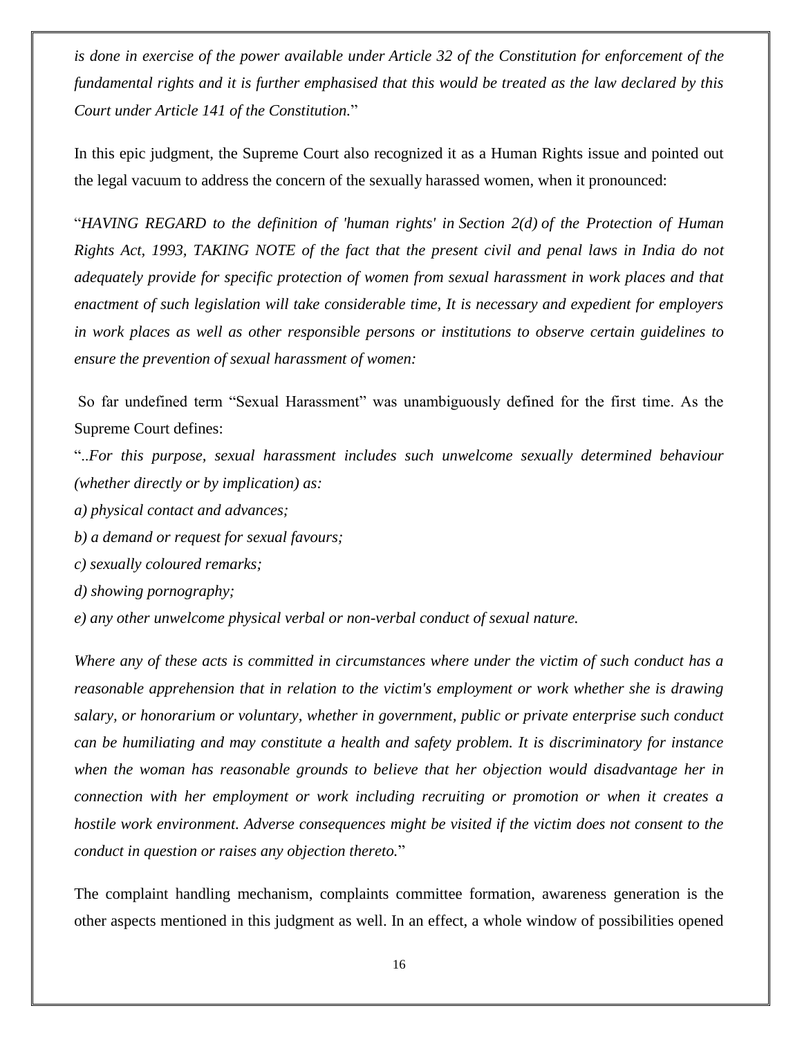*is done in exercise of the power available under Article 32 of the Constitution for enforcement of the fundamental rights and it is further emphasised that this would be treated as the law declared by this Court under Article 141 of the Constitution.*"

In this epic judgment, the Supreme Court also recognized it as a Human Rights issue and pointed out the legal vacuum to address the concern of the sexually harassed women, when it pronounced:

"*HAVING REGARD to the definition of 'human rights' in Section 2(d) of the Protection of Human Rights Act, 1993, TAKING NOTE of the fact that the present civil and penal laws in India do not adequately provide for specific protection of women from sexual harassment in work places and that enactment of such legislation will take considerable time, It is necessary and expedient for employers in work places as well as other responsible persons or institutions to observe certain guidelines to ensure the prevention of sexual harassment of women:*

So far undefined term "Sexual Harassment" was unambiguously defined for the first time. As the Supreme Court defines:

"*..For this purpose, sexual harassment includes such unwelcome sexually determined behaviour (whether directly or by implication) as:*

*a) physical contact and advances;*

*b) a demand or request for sexual favours;*

*c) sexually coloured remarks;*

*d) showing pornography;*

*e) any other unwelcome physical verbal or non-verbal conduct of sexual nature.*

*Where any of these acts is committed in circumstances where under the victim of such conduct has a reasonable apprehension that in relation to the victim's employment or work whether she is drawing salary, or honorarium or voluntary, whether in government, public or private enterprise such conduct can be humiliating and may constitute a health and safety problem. It is discriminatory for instance when the woman has reasonable grounds to believe that her objection would disadvantage her in connection with her employment or work including recruiting or promotion or when it creates a hostile work environment. Adverse consequences might be visited if the victim does not consent to the conduct in question or raises any objection thereto.*"

The complaint handling mechanism, complaints committee formation, awareness generation is the other aspects mentioned in this judgment as well. In an effect, a whole window of possibilities opened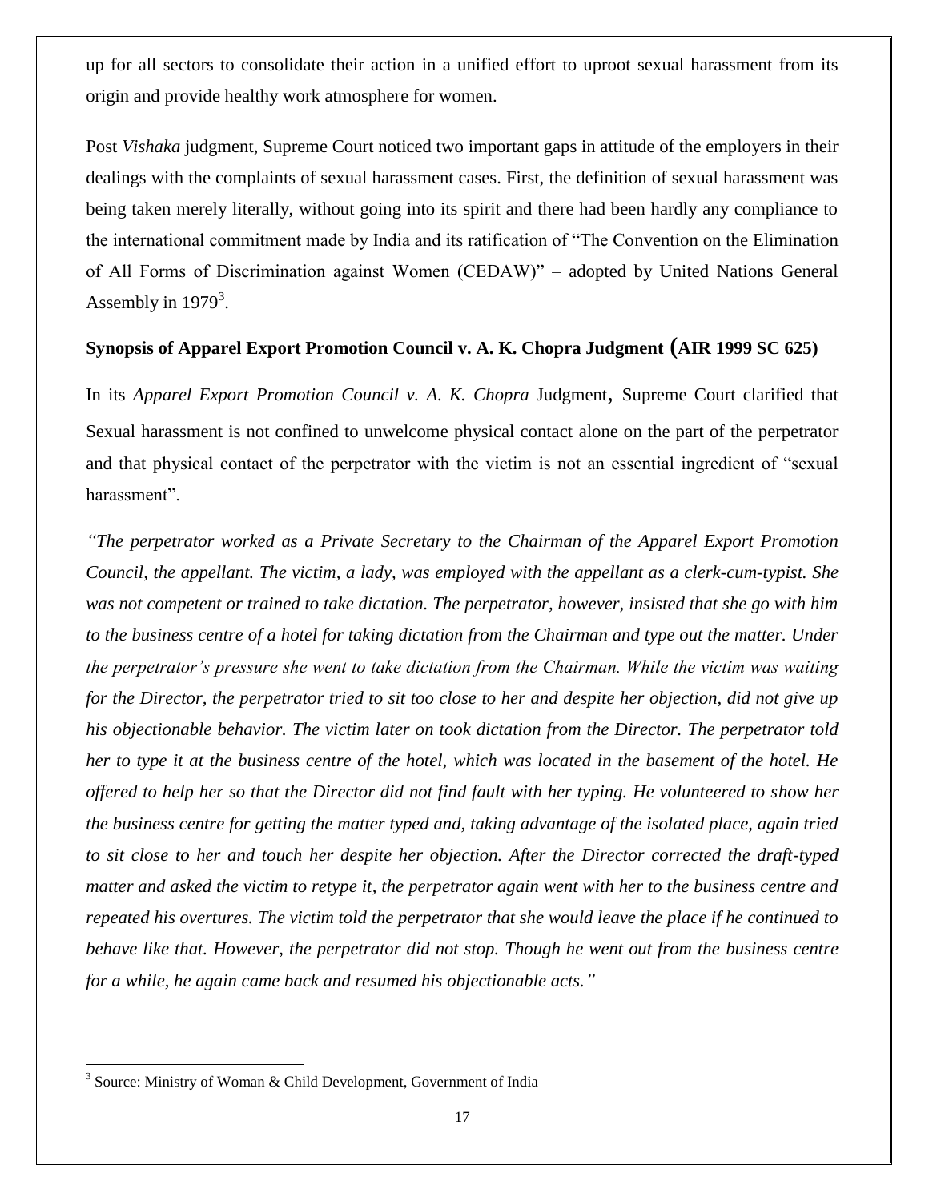up for all sectors to consolidate their action in a unified effort to uproot sexual harassment from its origin and provide healthy work atmosphere for women.

Post *Vishaka* judgment, Supreme Court noticed two important gaps in attitude of the employers in their dealings with the complaints of sexual harassment cases. First, the definition of sexual harassment was being taken merely literally, without going into its spirit and there had been hardly any compliance to the international commitment made by India and its ratification of "The Convention on the Elimination of All Forms of Discrimination against Women (CEDAW)" – adopted by United Nations General Assembly in 1979[3].

### Synopsis of Apparel Export Promotion Council v. A. K. Chopra Judgment (AIR 1999 SC 625)

In its *Apparel Export Promotion Council v. A. K. Chopra* Judgment, Supreme Court clarified that Sexual harassment is not confined to unwelcome physical contact alone on the part of the perpetrator and that physical contact of the perpetrator with the victim is not an essential ingredient of "sexual harassment".

*"The perpetrator worked as a Private Secretary to the Chairman of the Apparel Export Promotion Council, the appellant. The victim, a lady, was employed with the appellant as a clerk-cum-typist. She was not competent or trained to take dictation. The perpetrator, however, insisted that she go with him to the business centre of a hotel for taking dictation from the Chairman and type out the matter. Under the perpetrator's pressure she went to take dictation from the Chairman. While the victim was waiting for the Director, the perpetrator tried to sit too close to her and despite her objection, did not give up his objectionable behavior. The victim later on took dictation from the Director. The perpetrator told her to type it at the business centre of the hotel, which was located in the basement of the hotel. He offered to help her so that the Director did not find fault with her typing. He volunteered to show her the business centre for getting the matter typed and, taking advantage of the isolated place, again tried to sit close to her and touch her despite her objection. After the Director corrected the draft-typed matter and asked the victim to retype it, the perpetrator again went with her to the business centre and repeated his overtures. The victim told the perpetrator that she would leave the place if he continued to behave like that. However, the perpetrator did not stop. Though he went out from the business centre for a while, he again came back and resumed his objectionable acts."*

[3] Source: Ministry of Woman & Child Development, Government of India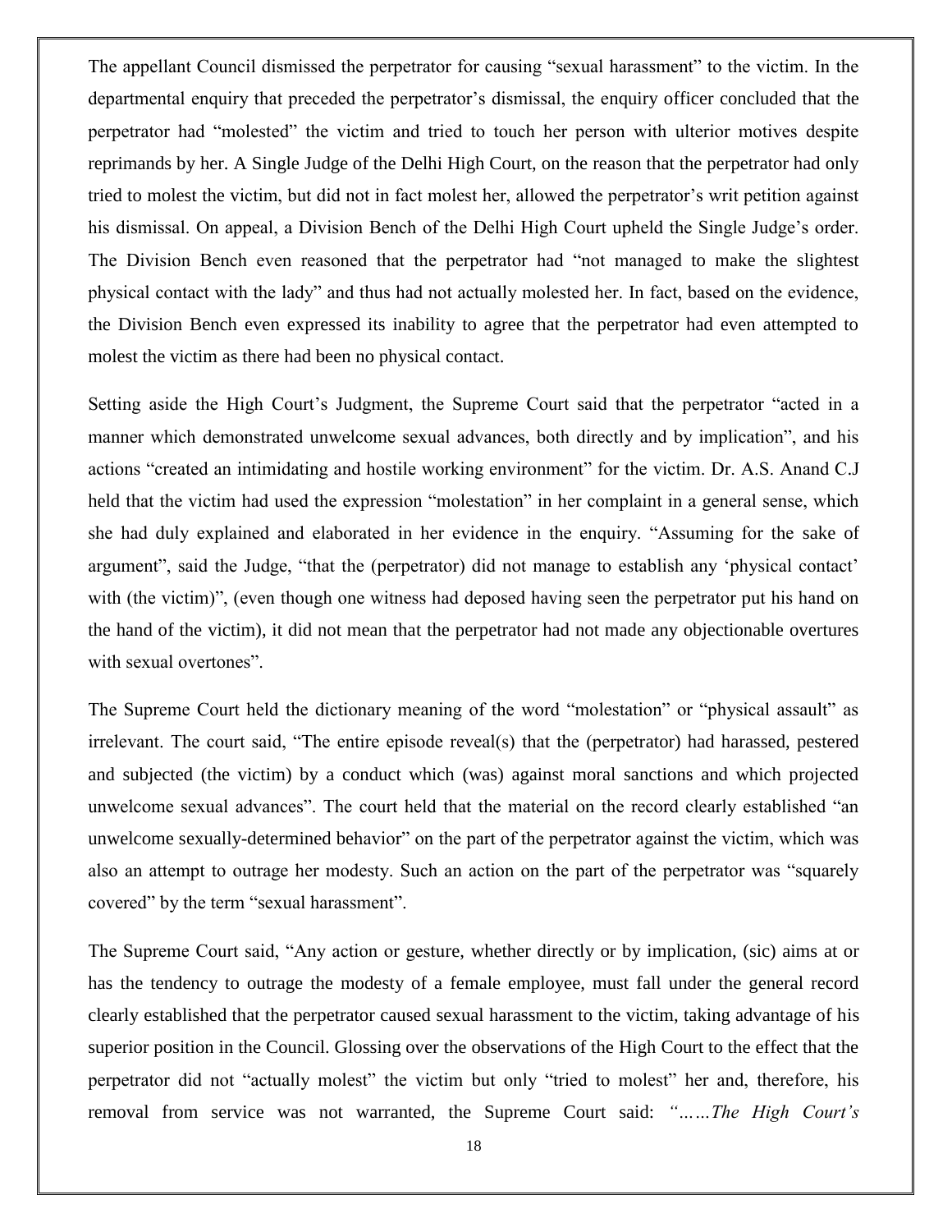The appellant Council dismissed the perpetrator for causing "sexual harassment" to the victim. In the departmental enquiry that preceded the perpetrator's dismissal, the enquiry officer concluded that the perpetrator had "molested" the victim and tried to touch her person with ulterior motives despite reprimands by her. A Single Judge of the Delhi High Court, on the reason that the perpetrator had only tried to molest the victim, but did not in fact molest her, allowed the perpetrator's writ petition against his dismissal. On appeal, a Division Bench of the Delhi High Court upheld the Single Judge's order. The Division Bench even reasoned that the perpetrator had "not managed to make the slightest physical contact with the lady" and thus had not actually molested her. In fact, based on the evidence, the Division Bench even expressed its inability to agree that the perpetrator had even attempted to molest the victim as there had been no physical contact.

Setting aside the High Court's Judgment, the Supreme Court said that the perpetrator "acted in a manner which demonstrated unwelcome sexual advances, both directly and by implication", and his actions "created an intimidating and hostile working environment" for the victim. Dr. A.S. Anand C.J held that the victim had used the expression "molestation" in her complaint in a general sense, which she had duly explained and elaborated in her evidence in the enquiry. "Assuming for the sake of argument", said the Judge, "that the (perpetrator) did not manage to establish any 'physical contact' with (the victim)", (even though one witness had deposed having seen the perpetrator put his hand on the hand of the victim), it did not mean that the perpetrator had not made any objectionable overtures with sexual overtones".

The Supreme Court held the dictionary meaning of the word "molestation" or "physical assault" as irrelevant. The court said, "The entire episode reveal(s) that the (perpetrator) had harassed, pestered and subjected (the victim) by a conduct which (was) against moral sanctions and which projected unwelcome sexual advances". The court held that the material on the record clearly established "an unwelcome sexually-determined behavior" on the part of the perpetrator against the victim, which was also an attempt to outrage her modesty. Such an action on the part of the perpetrator was "squarely covered" by the term "sexual harassment".

The Supreme Court said, "Any action or gesture, whether directly or by implication, (sic) aims at or has the tendency to outrage the modesty of a female employee, must fall under the general record clearly established that the perpetrator caused sexual harassment to the victim, taking advantage of his superior position in the Council. Glossing over the observations of the High Court to the effect that the perpetrator did not "actually molest" the victim but only "tried to molest" her and, therefore, his removal from service was not warranted, the Supreme Court said: *"……The High Court's*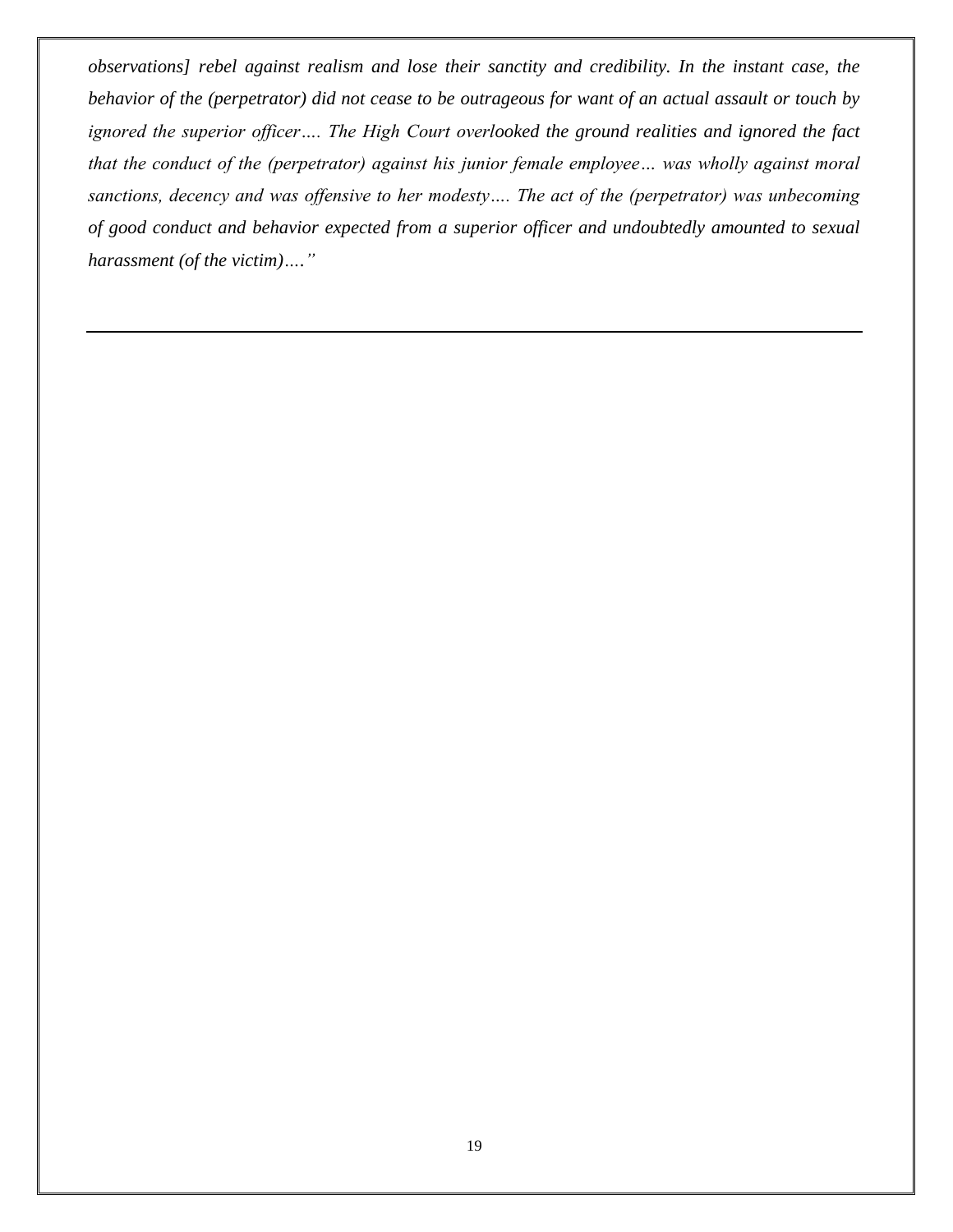*observations] rebel against realism and lose their sanctity and credibility. In the instant case, the behavior of the (perpetrator) did not cease to be outrageous for want of an actual assault or touch by ignored the superior officer…. The High Court overlooked the ground realities and ignored the fact that the conduct of the (perpetrator) against his junior female employee… was wholly against moral sanctions, decency and was offensive to her modesty…. The act of the (perpetrator) was unbecoming of good conduct and behavior expected from a superior officer and undoubtedly amounted to sexual harassment (of the victim)…."*

---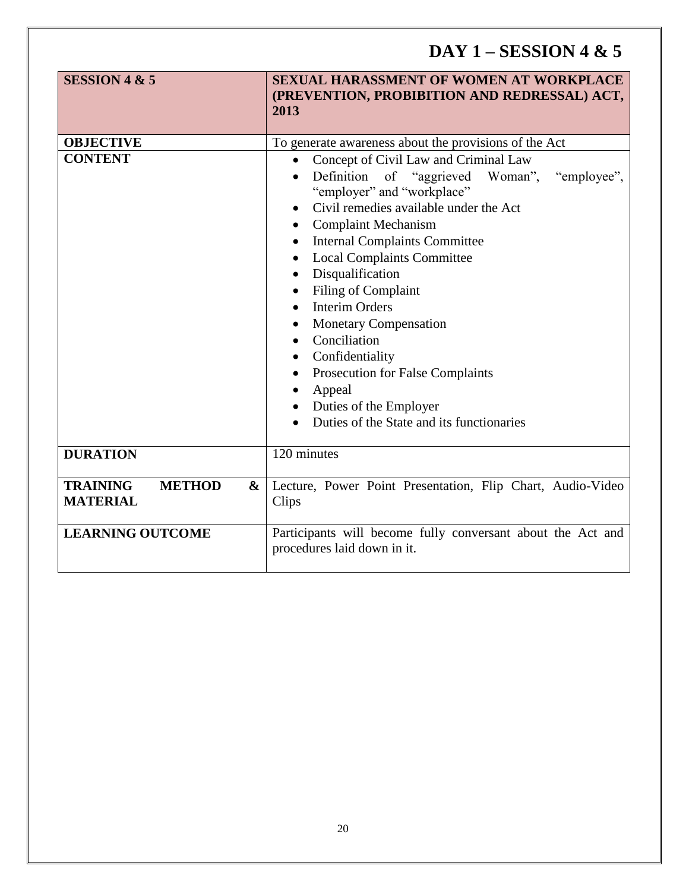# DAY 1 – SESSION 4 & 5

| SESSION 4 & 5 | SEXUAL HARASSMENT OF WOMEN AT WORKPLACE (PREVENTION, PROBIBITION AND REDRESSAL) ACT, 2013 |
|---|---|
| **OBJECTIVE** | To generate awareness about the provisions of the Act |
| **CONTENT** | • Concept of Civil Law and Criminal Law<br>• Definition of "aggrieved Woman", "employee", "employer" and "workplace"<br>• Civil remedies available under the Act<br>• Complaint Mechanism<br>• Internal Complaints Committee<br>• Local Complaints Committee<br>• Disqualification<br>• Filing of Complaint<br>• Interim Orders<br>• Monetary Compensation<br>• Conciliation<br>• Confidentiality<br>• Prosecution for False Complaints<br>• Appeal<br>• Duties of the Employer<br>• Duties of the State and its functionaries |
| **DURATION** | 120 minutes |
| **TRAINING METHOD & MATERIAL** | Lecture, Power Point Presentation, Flip Chart, Audio-Video Clips |
| **LEARNING OUTCOME** | Participants will become fully conversant about the Act and procedures laid down in it. |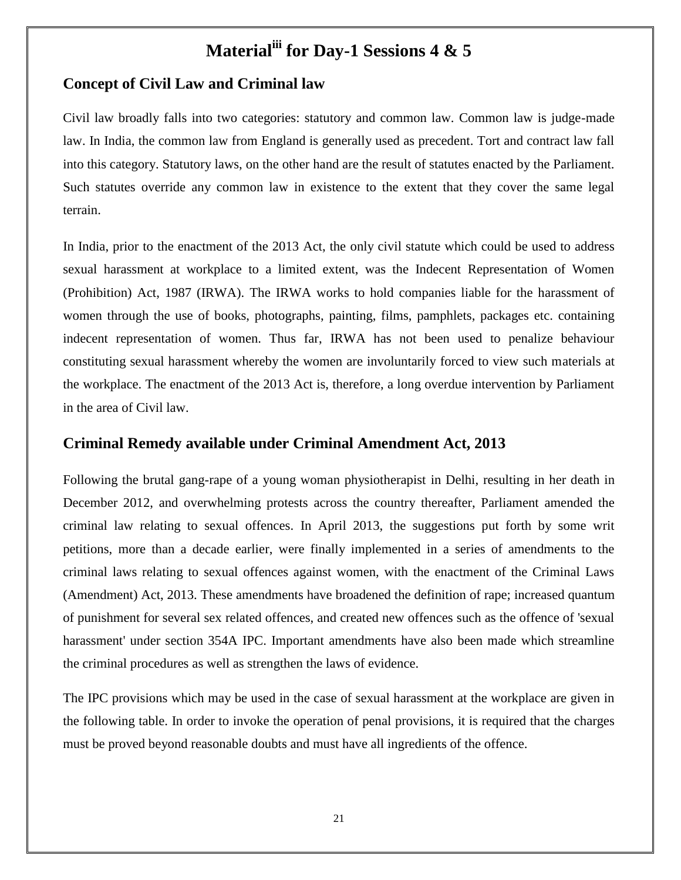# Material[iii] for Day-1 Sessions 4 & 5

## Concept of Civil Law and Criminal law

Civil law broadly falls into two categories: statutory and common law. Common law is judge-made law. In India, the common law from England is generally used as precedent. Tort and contract law fall into this category. Statutory laws, on the other hand are the result of statutes enacted by the Parliament. Such statutes override any common law in existence to the extent that they cover the same legal terrain.

In India, prior to the enactment of the 2013 Act, the only civil statute which could be used to address sexual harassment at workplace to a limited extent, was the Indecent Representation of Women (Prohibition) Act, 1987 (IRWA). The IRWA works to hold companies liable for the harassment of women through the use of books, photographs, painting, films, pamphlets, packages etc. containing indecent representation of women. Thus far, IRWA has not been used to penalize behaviour constituting sexual harassment whereby the women are involuntarily forced to view such materials at the workplace. The enactment of the 2013 Act is, therefore, a long overdue intervention by Parliament in the area of Civil law.

## Criminal Remedy available under Criminal Amendment Act, 2013

Following the brutal gang-rape of a young woman physiotherapist in Delhi, resulting in her death in December 2012, and overwhelming protests across the country thereafter, Parliament amended the criminal law relating to sexual offences. In April 2013, the suggestions put forth by some writ petitions, more than a decade earlier, were finally implemented in a series of amendments to the criminal laws relating to sexual offences against women, with the enactment of the Criminal Laws (Amendment) Act, 2013. These amendments have broadened the definition of rape; increased quantum of punishment for several sex related offences, and created new offences such as the offence of 'sexual harassment' under section 354A IPC. Important amendments have also been made which streamline the criminal procedures as well as strengthen the laws of evidence.

The IPC provisions which may be used in the case of sexual harassment at the workplace are given in the following table. In order to invoke the operation of penal provisions, it is required that the charges must be proved beyond reasonable doubts and must have all ingredients of the offence.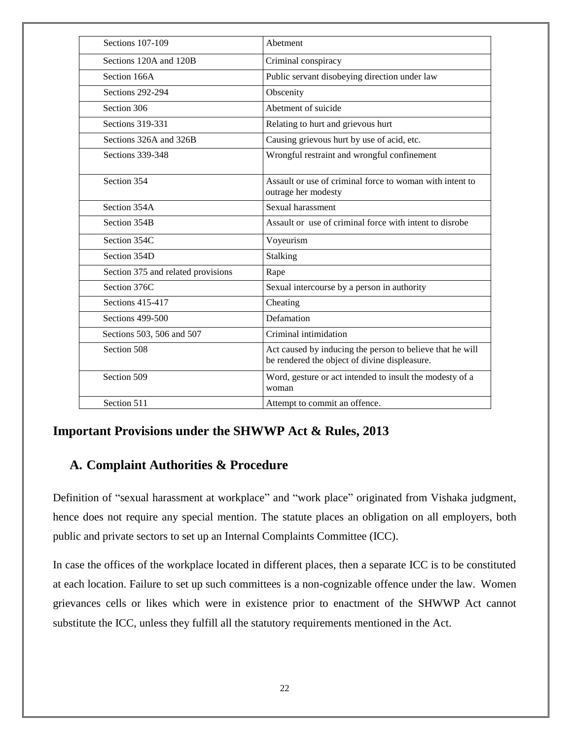| Sections 107-109 | Abetment |
|---|---|
| Sections 120A and 120B | Criminal conspiracy |
| Section 166A | Public servant disobeying direction under law |
| Sections 292-294 | Obscenity |
| Section 306 | Abetment of suicide |
| Sections 319-331 | Relating to hurt and grievous hurt |
| Sections 326A and 326B | Causing grievous hurt by use of acid, etc. |
| Sections 339-348 | Wrongful restraint and wrongful confinement |
| Section 354 | Assault or use of criminal force to woman with intent to outrage her modesty |
| Section 354A | Sexual harassment |
| Section 354B | Assault or use of criminal force with intent to disrobe |
| Section 354C | Voyeurism |
| Section 354D | Stalking |
| Section 375 and related provisions | Rape |
| Section 376C | Sexual intercourse by a person in authority |
| Sections 415-417 | Cheating |
| Sections 499-500 | Defamation |
| Sections 503, 506 and 507 | Criminal intimidation |
| Section 508 | Act caused by inducing the person to believe that he will be rendered the object of divine displeasure. |
| Section 509 | Word, gesture or act intended to insult the modesty of a woman |
| Section 511 | Attempt to commit an offence. |

## Important Provisions under the SHWWP Act & Rules, 2013

### A. Complaint Authorities & Procedure

Definition of "sexual harassment at workplace" and "work place" originated from Vishaka judgment, hence does not require any special mention. The statute places an obligation on all employers, both public and private sectors to set up an Internal Complaints Committee (ICC).

In case the offices of the workplace located in different places, then a separate ICC is to be constituted at each location. Failure to set up such committees is a non-cognizable offence under the law. Women grievances cells or likes which were in existence prior to enactment of the SHWWP Act cannot substitute the ICC, unless they fulfill all the statutory requirements mentioned in the Act.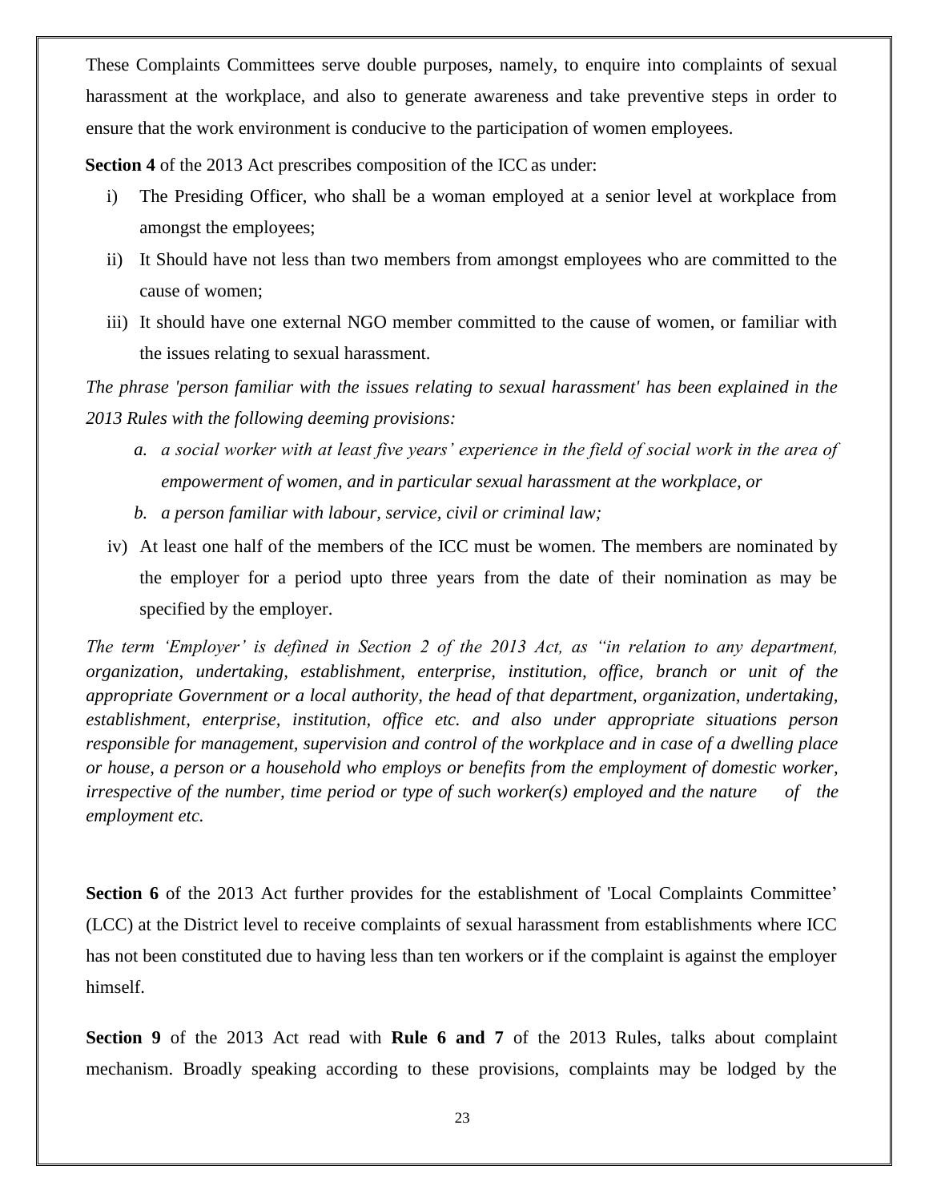These Complaints Committees serve double purposes, namely, to enquire into complaints of sexual harassment at the workplace, and also to generate awareness and take preventive steps in order to ensure that the work environment is conducive to the participation of women employees.

**Section 4** of the 2013 Act prescribes composition of the ICC as under:

i) The Presiding Officer, who shall be a woman employed at a senior level at workplace from amongst the employees;

ii) It Should have not less than two members from amongst employees who are committed to the cause of women;

iii) It should have one external NGO member committed to the cause of women, or familiar with the issues relating to sexual harassment.

*The phrase 'person familiar with the issues relating to sexual harassment' has been explained in the 2013 Rules with the following deeming provisions:*

*a. a social worker with at least five years' experience in the field of social work in the area of empowerment of women, and in particular sexual harassment at the workplace, or*

*b. a person familiar with labour, service, civil or criminal law;*

iv) At least one half of the members of the ICC must be women. The members are nominated by the employer for a period upto three years from the date of their nomination as may be specified by the employer.

*The term 'Employer' is defined in Section 2 of the 2013 Act, as "in relation to any department, organization, undertaking, establishment, enterprise, institution, office, branch or unit of the appropriate Government or a local authority, the head of that department, organization, undertaking, establishment, enterprise, institution, office etc. and also under appropriate situations person responsible for management, supervision and control of the workplace and in case of a dwelling place or house, a person or a household who employs or benefits from the employment of domestic worker, irrespective of the number, time period or type of such worker(s) employed and the nature of the employment etc.*

**Section 6** of the 2013 Act further provides for the establishment of 'Local Complaints Committee' (LCC) at the District level to receive complaints of sexual harassment from establishments where ICC has not been constituted due to having less than ten workers or if the complaint is against the employer himself.

**Section 9** of the 2013 Act read with **Rule 6 and 7** of the 2013 Rules, talks about complaint mechanism. Broadly speaking according to these provisions, complaints may be lodged by the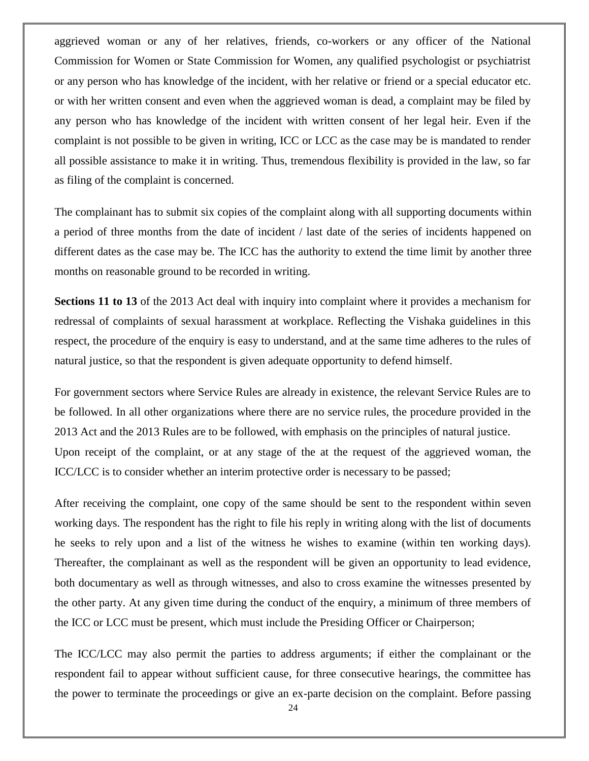aggrieved woman or any of her relatives, friends, co-workers or any officer of the National Commission for Women or State Commission for Women, any qualified psychologist or psychiatrist or any person who has knowledge of the incident, with her relative or friend or a special educator etc. or with her written consent and even when the aggrieved woman is dead, a complaint may be filed by any person who has knowledge of the incident with written consent of her legal heir. Even if the complaint is not possible to be given in writing, ICC or LCC as the case may be is mandated to render all possible assistance to make it in writing. Thus, tremendous flexibility is provided in the law, so far as filing of the complaint is concerned.

The complainant has to submit six copies of the complaint along with all supporting documents within a period of three months from the date of incident / last date of the series of incidents happened on different dates as the case may be. The ICC has the authority to extend the time limit by another three months on reasonable ground to be recorded in writing.

**Sections 11 to 13** of the 2013 Act deal with inquiry into complaint where it provides a mechanism for redressal of complaints of sexual harassment at workplace. Reflecting the Vishaka guidelines in this respect, the procedure of the enquiry is easy to understand, and at the same time adheres to the rules of natural justice, so that the respondent is given adequate opportunity to defend himself.

For government sectors where Service Rules are already in existence, the relevant Service Rules are to be followed. In all other organizations where there are no service rules, the procedure provided in the 2013 Act and the 2013 Rules are to be followed, with emphasis on the principles of natural justice.
Upon receipt of the complaint, or at any stage of the at the request of the aggrieved woman, the ICC/LCC is to consider whether an interim protective order is necessary to be passed;

After receiving the complaint, one copy of the same should be sent to the respondent within seven working days. The respondent has the right to file his reply in writing along with the list of documents he seeks to rely upon and a list of the witness he wishes to examine (within ten working days). Thereafter, the complainant as well as the respondent will be given an opportunity to lead evidence, both documentary as well as through witnesses, and also to cross examine the witnesses presented by the other party. At any given time during the conduct of the enquiry, a minimum of three members of the ICC or LCC must be present, which must include the Presiding Officer or Chairperson;

The ICC/LCC may also permit the parties to address arguments; if either the complainant or the respondent fail to appear without sufficient cause, for three consecutive hearings, the committee has the power to terminate the proceedings or give an ex-parte decision on the complaint. Before passing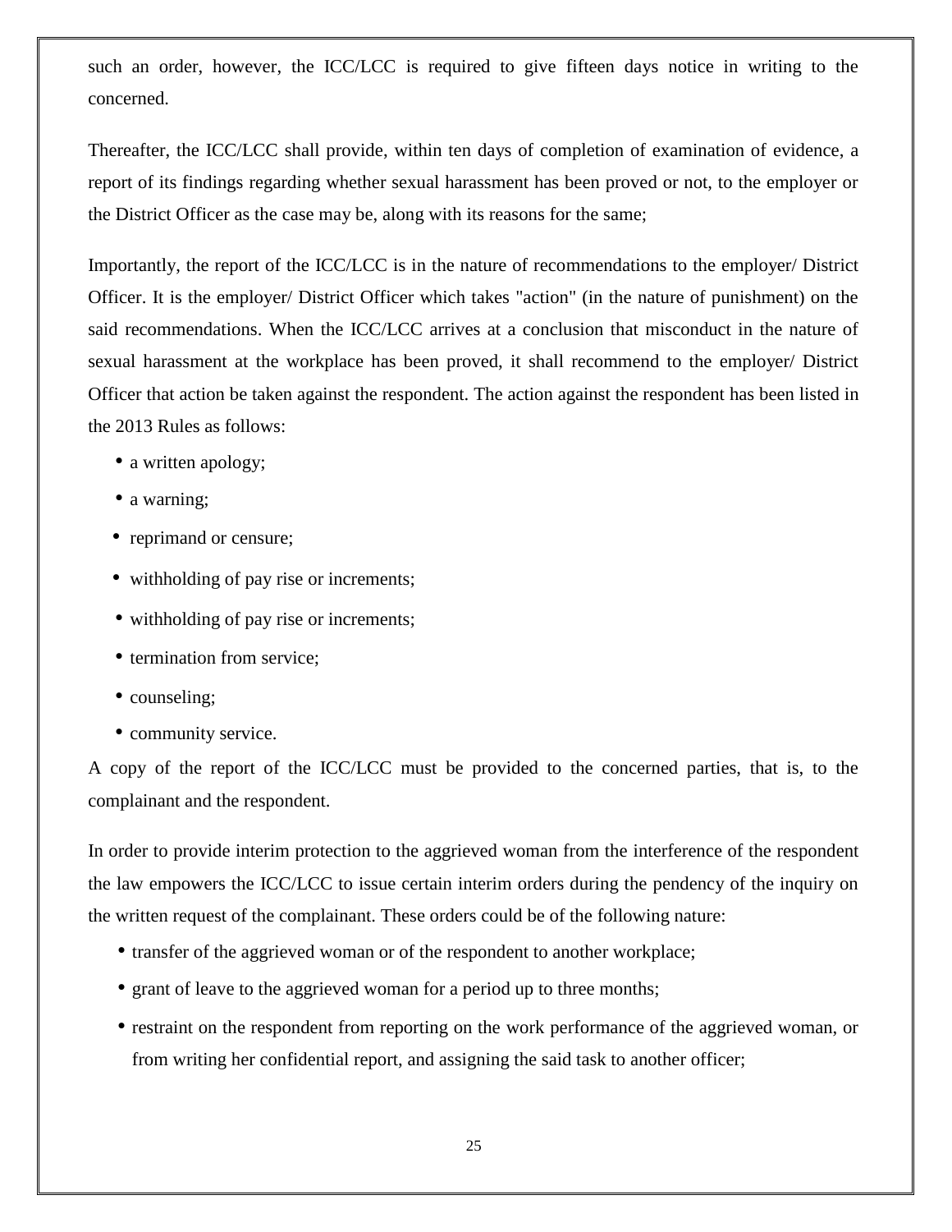such an order, however, the ICC/LCC is required to give fifteen days notice in writing to the concerned.

Thereafter, the ICC/LCC shall provide, within ten days of completion of examination of evidence, a report of its findings regarding whether sexual harassment has been proved or not, to the employer or the District Officer as the case may be, along with its reasons for the same;

Importantly, the report of the ICC/LCC is in the nature of recommendations to the employer/ District Officer. It is the employer/ District Officer which takes "action" (in the nature of punishment) on the said recommendations. When the ICC/LCC arrives at a conclusion that misconduct in the nature of sexual harassment at the workplace has been proved, it shall recommend to the employer/ District Officer that action be taken against the respondent. The action against the respondent has been listed in the 2013 Rules as follows:

- a written apology;
- a warning;
- reprimand or censure;
- withholding of pay rise or increments;
- withholding of pay rise or increments;
- termination from service;
- counseling;
- community service.

A copy of the report of the ICC/LCC must be provided to the concerned parties, that is, to the complainant and the respondent.

In order to provide interim protection to the aggrieved woman from the interference of the respondent the law empowers the ICC/LCC to issue certain interim orders during the pendency of the inquiry on the written request of the complainant. These orders could be of the following nature:

- transfer of the aggrieved woman or of the respondent to another workplace;
- grant of leave to the aggrieved woman for a period up to three months;
- restraint on the respondent from reporting on the work performance of the aggrieved woman, or from writing her confidential report, and assigning the said task to another officer;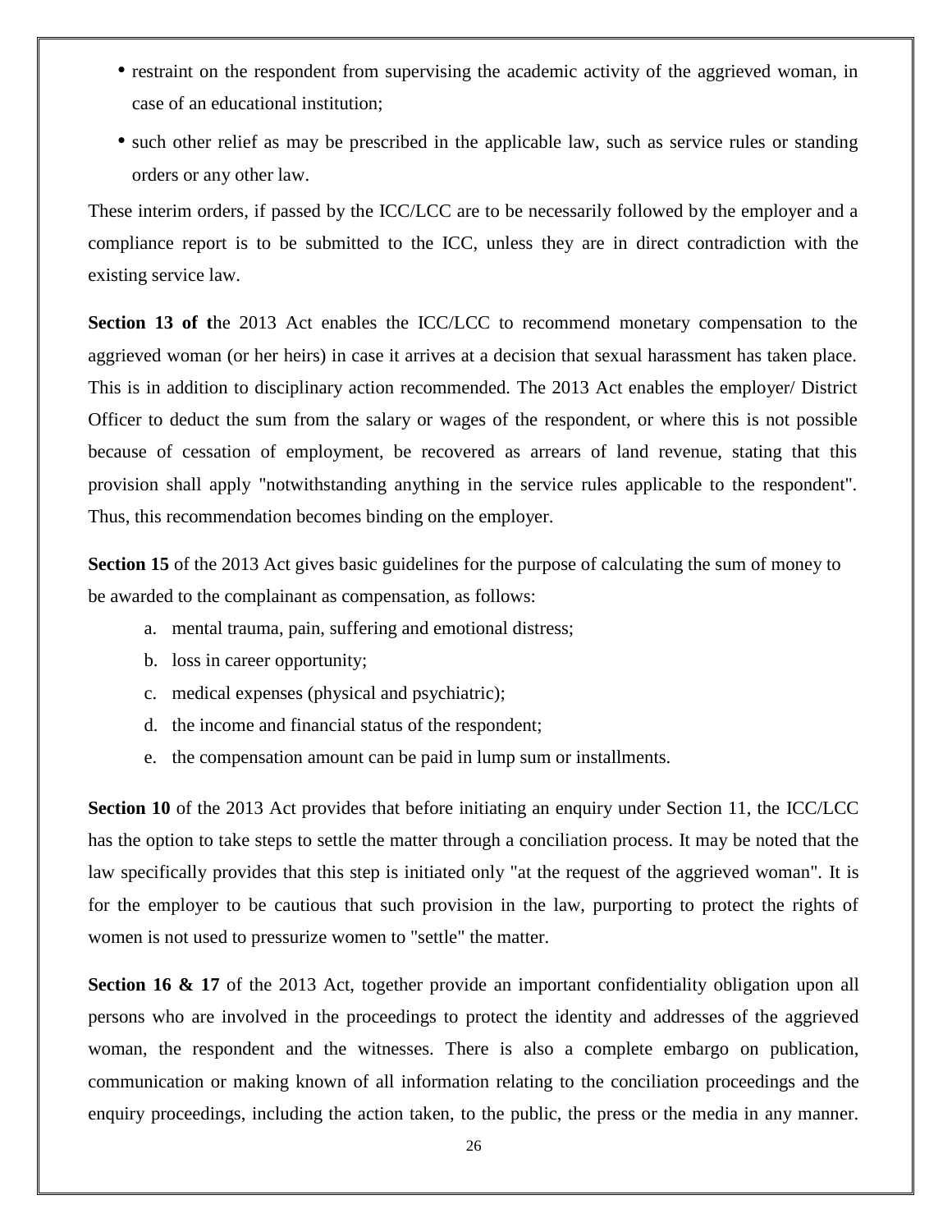- restraint on the respondent from supervising the academic activity of the aggrieved woman, in case of an educational institution;
- such other relief as may be prescribed in the applicable law, such as service rules or standing orders or any other law.

These interim orders, if passed by the ICC/LCC are to be necessarily followed by the employer and a compliance report is to be submitted to the ICC, unless they are in direct contradiction with the existing service law.

**Section 13 of t**he 2013 Act enables the ICC/LCC to recommend monetary compensation to the aggrieved woman (or her heirs) in case it arrives at a decision that sexual harassment has taken place. This is in addition to disciplinary action recommended. The 2013 Act enables the employer/ District Officer to deduct the sum from the salary or wages of the respondent, or where this is not possible because of cessation of employment, be recovered as arrears of land revenue, stating that this provision shall apply "notwithstanding anything in the service rules applicable to the respondent". Thus, this recommendation becomes binding on the employer.

**Section 15** of the 2013 Act gives basic guidelines for the purpose of calculating the sum of money to be awarded to the complainant as compensation, as follows:

a. mental trauma, pain, suffering and emotional distress;
b. loss in career opportunity;
c. medical expenses (physical and psychiatric);
d. the income and financial status of the respondent;
e. the compensation amount can be paid in lump sum or installments.

**Section 10** of the 2013 Act provides that before initiating an enquiry under Section 11, the ICC/LCC has the option to take steps to settle the matter through a conciliation process. It may be noted that the law specifically provides that this step is initiated only "at the request of the aggrieved woman". It is for the employer to be cautious that such provision in the law, purporting to protect the rights of women is not used to pressurize women to "settle" the matter.

**Section 16 & 17** of the 2013 Act, together provide an important confidentiality obligation upon all persons who are involved in the proceedings to protect the identity and addresses of the aggrieved woman, the respondent and the witnesses. There is also a complete embargo on publication, communication or making known of all information relating to the conciliation proceedings and the enquiry proceedings, including the action taken, to the public, the press or the media in any manner.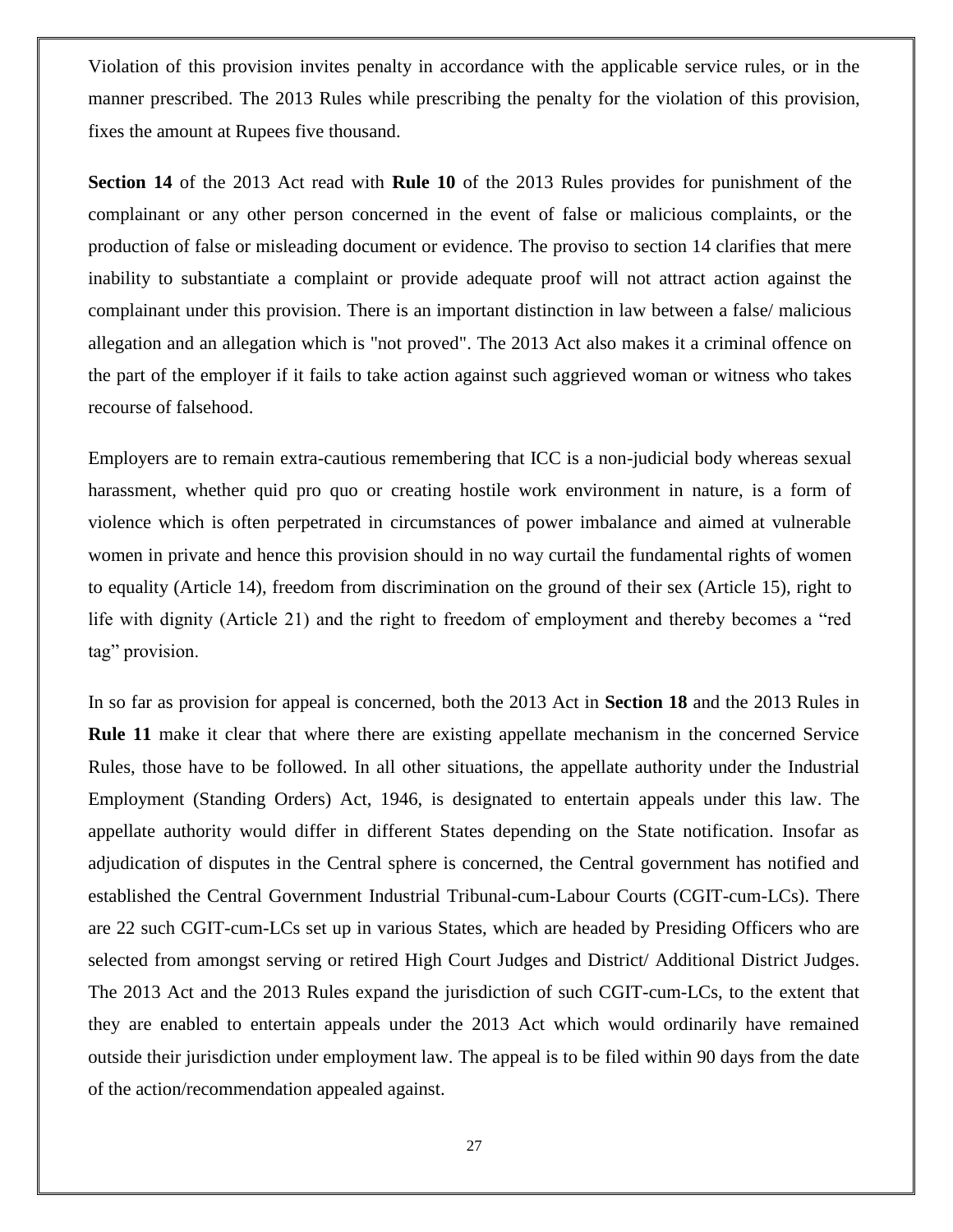Violation of this provision invites penalty in accordance with the applicable service rules, or in the manner prescribed. The 2013 Rules while prescribing the penalty for the violation of this provision, fixes the amount at Rupees five thousand.

**Section 14** of the 2013 Act read with **Rule 10** of the 2013 Rules provides for punishment of the complainant or any other person concerned in the event of false or malicious complaints, or the production of false or misleading document or evidence. The proviso to section 14 clarifies that mere inability to substantiate a complaint or provide adequate proof will not attract action against the complainant under this provision. There is an important distinction in law between a false/ malicious allegation and an allegation which is "not proved". The 2013 Act also makes it a criminal offence on the part of the employer if it fails to take action against such aggrieved woman or witness who takes recourse of falsehood.

Employers are to remain extra-cautious remembering that ICC is a non-judicial body whereas sexual harassment, whether quid pro quo or creating hostile work environment in nature, is a form of violence which is often perpetrated in circumstances of power imbalance and aimed at vulnerable women in private and hence this provision should in no way curtail the fundamental rights of women to equality (Article 14), freedom from discrimination on the ground of their sex (Article 15), right to life with dignity (Article 21) and the right to freedom of employment and thereby becomes a "red tag" provision.

In so far as provision for appeal is concerned, both the 2013 Act in **Section 18** and the 2013 Rules in **Rule 11** make it clear that where there are existing appellate mechanism in the concerned Service Rules, those have to be followed. In all other situations, the appellate authority under the Industrial Employment (Standing Orders) Act, 1946, is designated to entertain appeals under this law. The appellate authority would differ in different States depending on the State notification. Insofar as adjudication of disputes in the Central sphere is concerned, the Central government has notified and established the Central Government Industrial Tribunal-cum-Labour Courts (CGIT-cum-LCs). There are 22 such CGIT-cum-LCs set up in various States, which are headed by Presiding Officers who are selected from amongst serving or retired High Court Judges and District/ Additional District Judges. The 2013 Act and the 2013 Rules expand the jurisdiction of such CGIT-cum-LCs, to the extent that they are enabled to entertain appeals under the 2013 Act which would ordinarily have remained outside their jurisdiction under employment law. The appeal is to be filed within 90 days from the date of the action/recommendation appealed against.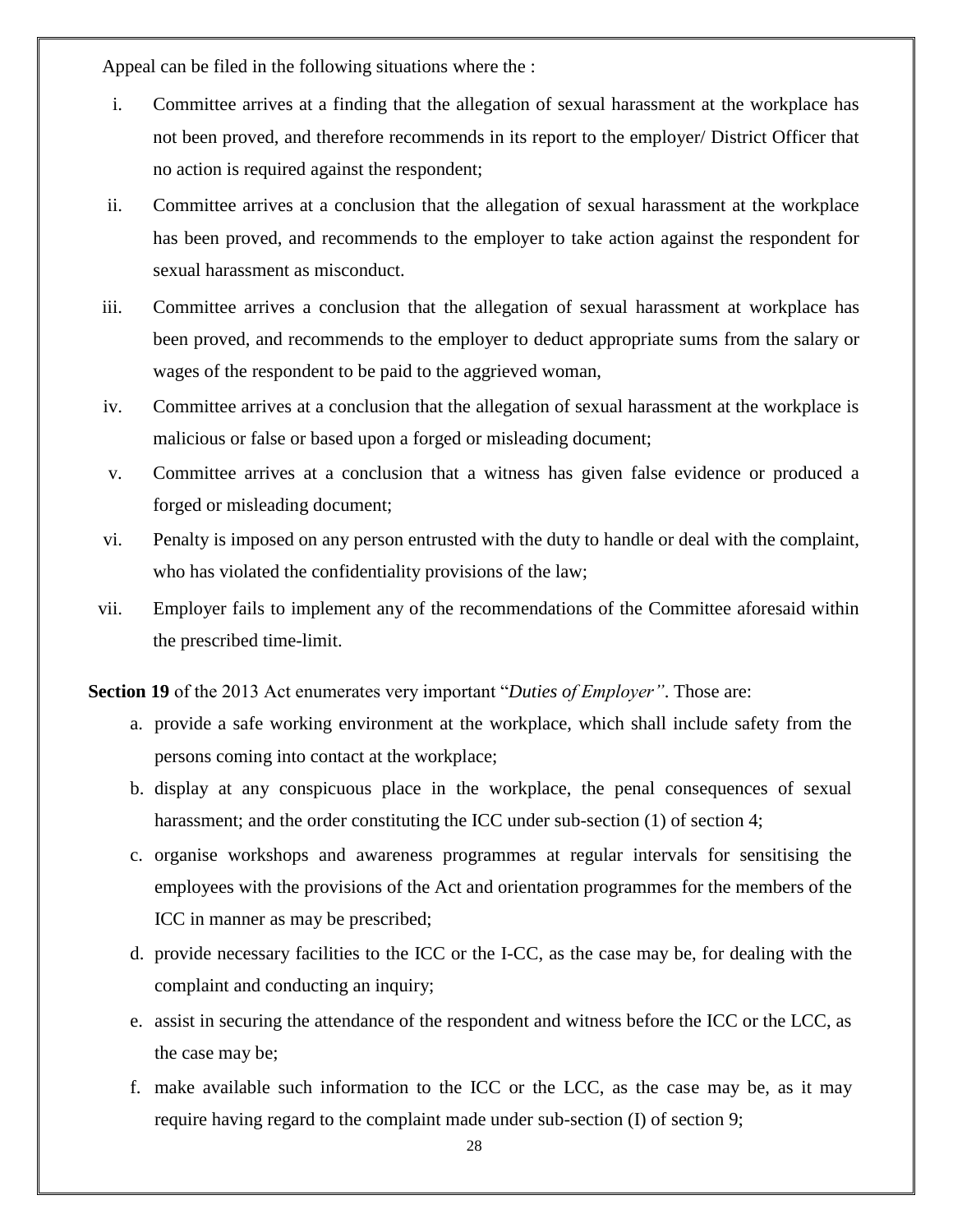Appeal can be filed in the following situations where the :

i. Committee arrives at a finding that the allegation of sexual harassment at the workplace has not been proved, and therefore recommends in its report to the employer/ District Officer that no action is required against the respondent;

ii. Committee arrives at a conclusion that the allegation of sexual harassment at the workplace has been proved, and recommends to the employer to take action against the respondent for sexual harassment as misconduct.

iii. Committee arrives a conclusion that the allegation of sexual harassment at workplace has been proved, and recommends to the employer to deduct appropriate sums from the salary or wages of the respondent to be paid to the aggrieved woman,

iv. Committee arrives at a conclusion that the allegation of sexual harassment at the workplace is malicious or false or based upon a forged or misleading document;

v. Committee arrives at a conclusion that a witness has given false evidence or produced a forged or misleading document;

vi. Penalty is imposed on any person entrusted with the duty to handle or deal with the complaint, who has violated the confidentiality provisions of the law;

vii. Employer fails to implement any of the recommendations of the Committee aforesaid within the prescribed time-limit.

**Section 19** of the 2013 Act enumerates very important "*Duties of Employer"*. Those are:

a. provide a safe working environment at the workplace, which shall include safety from the persons coming into contact at the workplace;

b. display at any conspicuous place in the workplace, the penal consequences of sexual harassment; and the order constituting the ICC under sub-section (1) of section 4;

c. organise workshops and awareness programmes at regular intervals for sensitising the employees with the provisions of the Act and orientation programmes for the members of the ICC in manner as may be prescribed;

d. provide necessary facilities to the ICC or the I-CC, as the case may be, for dealing with the complaint and conducting an inquiry;

e. assist in securing the attendance of the respondent and witness before the ICC or the LCC, as the case may be;

f. make available such information to the ICC or the LCC, as the case may be, as it may require having regard to the complaint made under sub-section (I) of section 9;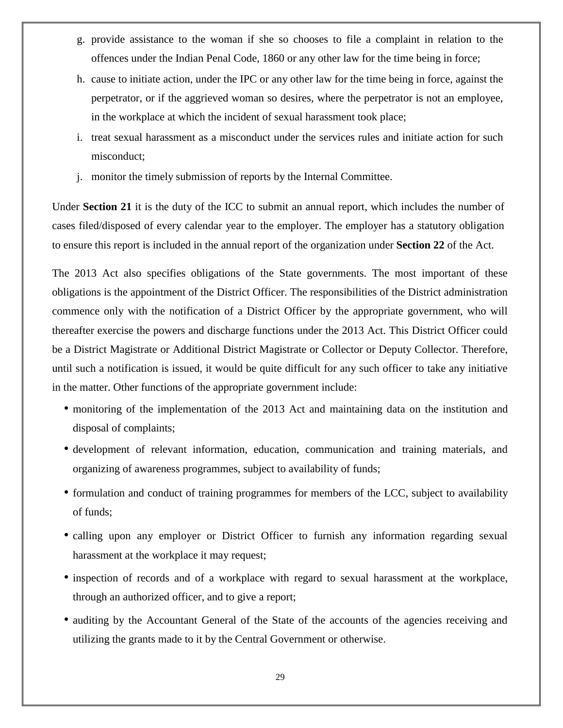g. provide assistance to the woman if she so chooses to file a complaint in relation to the offences under the Indian Penal Code, 1860 or any other law for the time being in force;

h. cause to initiate action, under the IPC or any other law for the time being in force, against the perpetrator, or if the aggrieved woman so desires, where the perpetrator is not an employee, in the workplace at which the incident of sexual harassment took place;

i. treat sexual harassment as a misconduct under the services rules and initiate action for such misconduct;

j. monitor the timely submission of reports by the Internal Committee.

Under **Section 21** it is the duty of the ICC to submit an annual report, which includes the number of cases filed/disposed of every calendar year to the employer. The employer has a statutory obligation to ensure this report is included in the annual report of the organization under **Section 22** of the Act.

The 2013 Act also specifies obligations of the State governments. The most important of these obligations is the appointment of the District Officer. The responsibilities of the District administration commence only with the notification of a District Officer by the appropriate government, who will thereafter exercise the powers and discharge functions under the 2013 Act. This District Officer could be a District Magistrate or Additional District Magistrate or Collector or Deputy Collector. Therefore, until such a notification is issued, it would be quite difficult for any such officer to take any initiative in the matter. Other functions of the appropriate government include:

- monitoring of the implementation of the 2013 Act and maintaining data on the institution and disposal of complaints;
- development of relevant information, education, communication and training materials, and organizing of awareness programmes, subject to availability of funds;
- formulation and conduct of training programmes for members of the LCC, subject to availability of funds;
- calling upon any employer or District Officer to furnish any information regarding sexual harassment at the workplace it may request;
- inspection of records and of a workplace with regard to sexual harassment at the workplace, through an authorized officer, and to give a report;
- auditing by the Accountant General of the State of the accounts of the agencies receiving and utilizing the grants made to it by the Central Government or otherwise.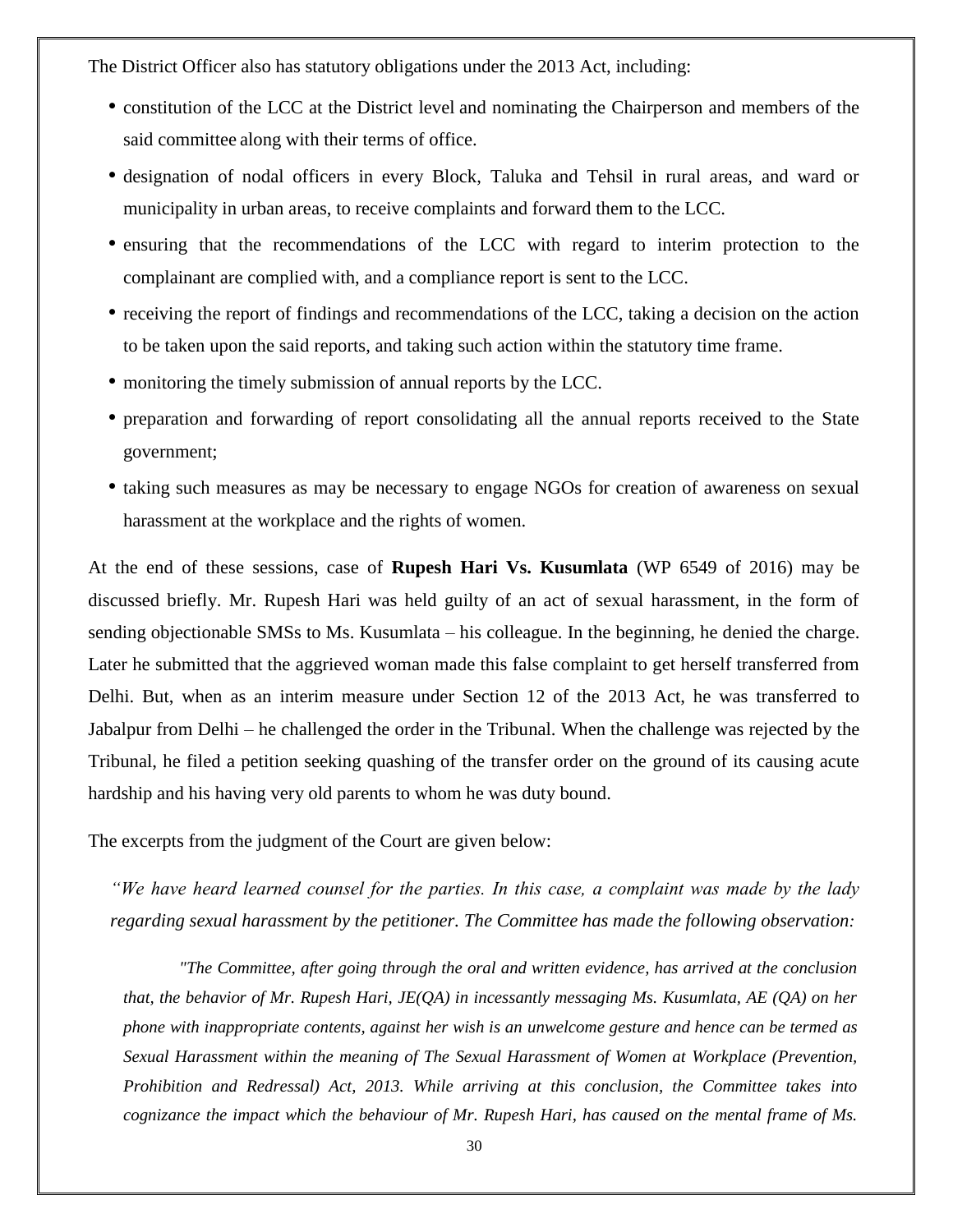The District Officer also has statutory obligations under the 2013 Act, including:

- constitution of the LCC at the District level and nominating the Chairperson and members of the said committee along with their terms of office.
- designation of nodal officers in every Block, Taluka and Tehsil in rural areas, and ward or municipality in urban areas, to receive complaints and forward them to the LCC.
- ensuring that the recommendations of the LCC with regard to interim protection to the complainant are complied with, and a compliance report is sent to the LCC.
- receiving the report of findings and recommendations of the LCC, taking a decision on the action to be taken upon the said reports, and taking such action within the statutory time frame.
- monitoring the timely submission of annual reports by the LCC.
- preparation and forwarding of report consolidating all the annual reports received to the State government;
- taking such measures as may be necessary to engage NGOs for creation of awareness on sexual harassment at the workplace and the rights of women.

At the end of these sessions, case of **Rupesh Hari Vs. Kusumlata** (WP 6549 of 2016) may be discussed briefly. Mr. Rupesh Hari was held guilty of an act of sexual harassment, in the form of sending objectionable SMSs to Ms. Kusumlata – his colleague. In the beginning, he denied the charge. Later he submitted that the aggrieved woman made this false complaint to get herself transferred from Delhi. But, when as an interim measure under Section 12 of the 2013 Act, he was transferred to Jabalpur from Delhi – he challenged the order in the Tribunal. When the challenge was rejected by the Tribunal, he filed a petition seeking quashing of the transfer order on the ground of its causing acute hardship and his having very old parents to whom he was duty bound.

The excerpts from the judgment of the Court are given below:

> *"We have heard learned counsel for the parties. In this case, a complaint was made by the lady regarding sexual harassment by the petitioner. The Committee has made the following observation:*
>
> *"The Committee, after going through the oral and written evidence, has arrived at the conclusion that, the behavior of Mr. Rupesh Hari, JE(QA) in incessantly messaging Ms. Kusumlata, AE (QA) on her phone with inappropriate contents, against her wish is an unwelcome gesture and hence can be termed as Sexual Harassment within the meaning of The Sexual Harassment of Women at Workplace (Prevention, Prohibition and Redressal) Act, 2013. While arriving at this conclusion, the Committee takes into cognizance the impact which the behaviour of Mr. Rupesh Hari, has caused on the mental frame of Ms.*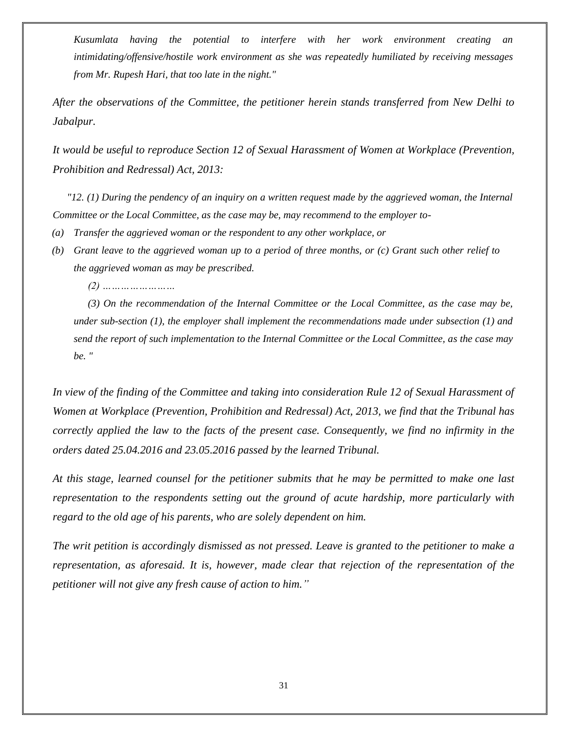*Kusumlata having the potential to interfere with her work environment creating an intimidating/offensive/hostile work environment as she was repeatedly humiliated by receiving messages from Mr. Rupesh Hari, that too late in the night."*

*After the observations of the Committee, the petitioner herein stands transferred from New Delhi to Jabalpur.*

*It would be useful to reproduce Section 12 of Sexual Harassment of Women at Workplace (Prevention, Prohibition and Redressal) Act, 2013:*

*"12. (1) During the pendency of an inquiry on a written request made by the aggrieved woman, the Internal Committee or the Local Committee, as the case may be, may recommend to the employer to-*

*(a) Transfer the aggrieved woman or the respondent to any other workplace, or*

*(b) Grant leave to the aggrieved woman up to a period of three months, or (c) Grant such other relief to the aggrieved woman as may be prescribed.*

*(2) ……………………*

*(3) On the recommendation of the Internal Committee or the Local Committee, as the case may be, under sub-section (1), the employer shall implement the recommendations made under subsection (1) and send the report of such implementation to the Internal Committee or the Local Committee, as the case may be. "*

*In view of the finding of the Committee and taking into consideration Rule 12 of Sexual Harassment of Women at Workplace (Prevention, Prohibition and Redressal) Act, 2013, we find that the Tribunal has correctly applied the law to the facts of the present case. Consequently, we find no infirmity in the orders dated 25.04.2016 and 23.05.2016 passed by the learned Tribunal.*

*At this stage, learned counsel for the petitioner submits that he may be permitted to make one last representation to the respondents setting out the ground of acute hardship, more particularly with regard to the old age of his parents, who are solely dependent on him.*

*The writ petition is accordingly dismissed as not pressed. Leave is granted to the petitioner to make a representation, as aforesaid. It is, however, made clear that rejection of the representation of the petitioner will not give any fresh cause of action to him."*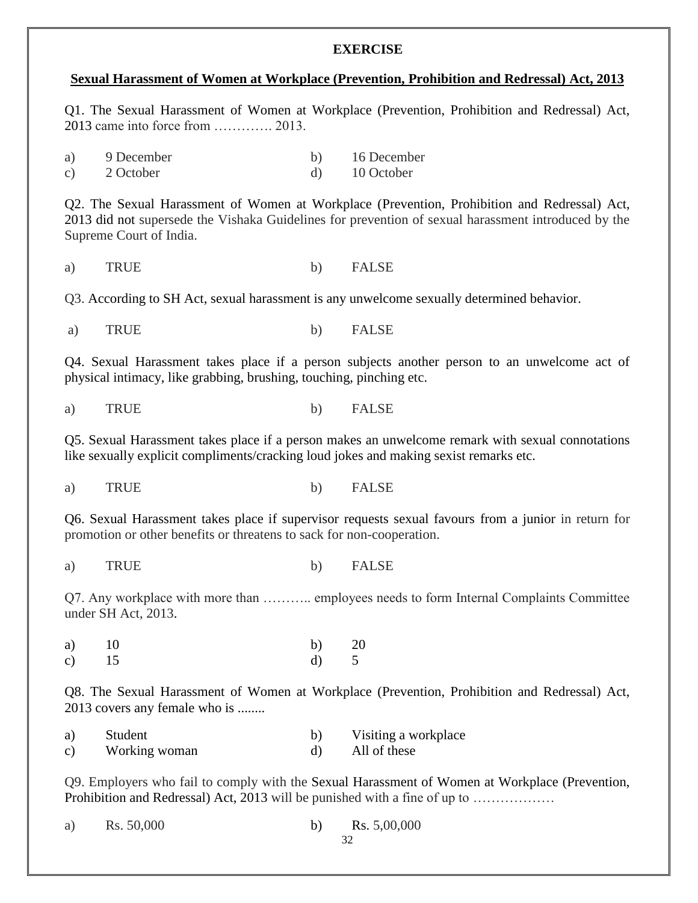**EXERCISE**

**Sexual Harassment of Women at Workplace (Prevention, Prohibition and Redressal) Act, 2013**

Q1. The Sexual Harassment of Women at Workplace (Prevention, Prohibition and Redressal) Act, 2013 came into force from …………. 2013.

a) 9 December  
b) 16 December  
c) 2 October  
d) 10 October

Q2. The Sexual Harassment of Women at Workplace (Prevention, Prohibition and Redressal) Act, 2013 did not supersede the Vishaka Guidelines for prevention of sexual harassment introduced by the Supreme Court of India.

a) TRUE  
b) FALSE

Q3. According to SH Act, sexual harassment is any unwelcome sexually determined behavior.

a) TRUE  
b) FALSE

Q4. Sexual Harassment takes place if a person subjects another person to an unwelcome act of physical intimacy, like grabbing, brushing, touching, pinching etc.

a) TRUE  
b) FALSE

Q5. Sexual Harassment takes place if a person makes an unwelcome remark with sexual connotations like sexually explicit compliments/cracking loud jokes and making sexist remarks etc.

a) TRUE  
b) FALSE

Q6. Sexual Harassment takes place if supervisor requests sexual favours from a junior in return for promotion or other benefits or threatens to sack for non-cooperation.

a) TRUE  
b) FALSE

Q7. Any workplace with more than ……….. employees needs to form Internal Complaints Committee under SH Act, 2013.

a) 10  
b) 20  
c) 15  
d) 5

Q8. The Sexual Harassment of Women at Workplace (Prevention, Prohibition and Redressal) Act, 2013 covers any female who is ........

a) Student  
b) Visiting a workplace  
c) Working woman  
d) All of these

Q9. Employers who fail to comply with the Sexual Harassment of Women at Workplace (Prevention, Prohibition and Redressal) Act, 2013 will be punished with a fine of up to ………………

a) Rs. 50,000  
b) Rs. 5,00,000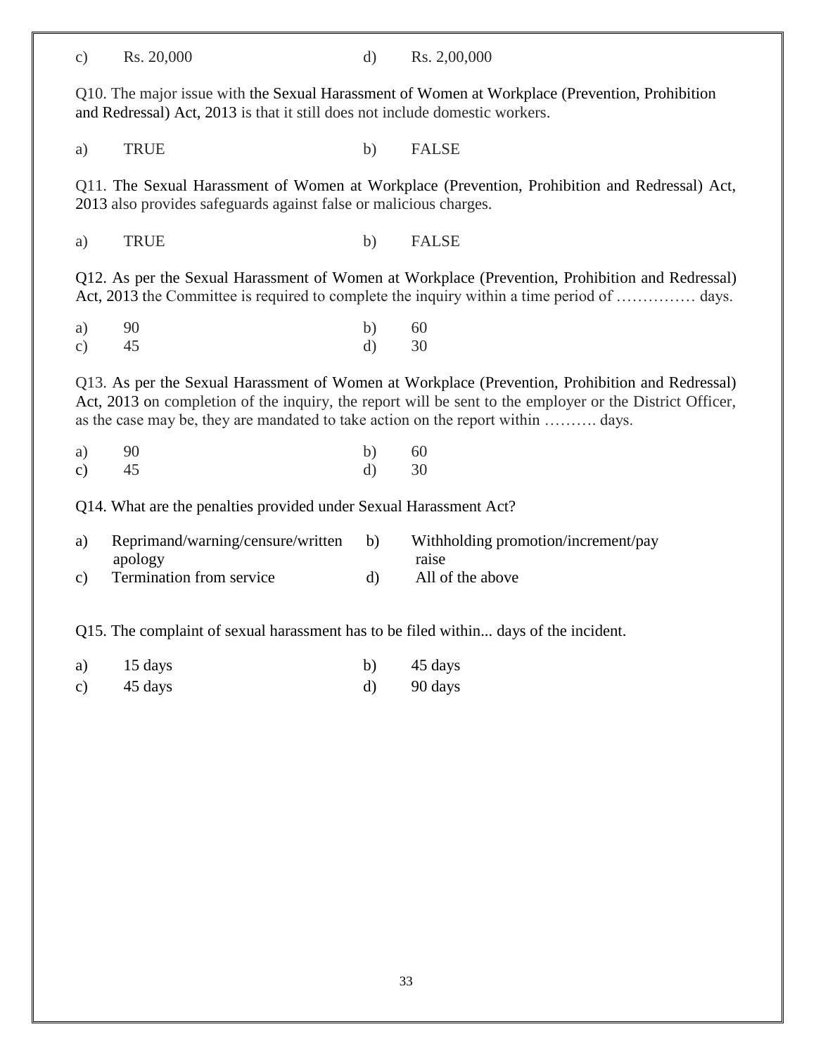c) Rs. 20,000 d) Rs. 2,00,000

Q10. The major issue with the Sexual Harassment of Women at Workplace (Prevention, Prohibition and Redressal) Act, 2013 is that it still does not include domestic workers.

a) TRUE b) FALSE

Q11. The Sexual Harassment of Women at Workplace (Prevention, Prohibition and Redressal) Act, 2013 also provides safeguards against false or malicious charges.

a) TRUE b) FALSE

Q12. As per the Sexual Harassment of Women at Workplace (Prevention, Prohibition and Redressal) Act, 2013 the Committee is required to complete the inquiry within a time period of …………… days.

a) 90 b) 60
c) 45 d) 30

Q13. As per the Sexual Harassment of Women at Workplace (Prevention, Prohibition and Redressal) Act, 2013 on completion of the inquiry, the report will be sent to the employer or the District Officer, as the case may be, they are mandated to take action on the report within ………. days.

a) 90 b) 60
c) 45 d) 30

Q14. What are the penalties provided under Sexual Harassment Act?

a) Reprimand/warning/censure/written apology b) Withholding promotion/increment/pay raise
c) Termination from service d) All of the above

Q15. The complaint of sexual harassment has to be filed within... days of the incident.

a) 15 days b) 45 days
c) 45 days d) 90 days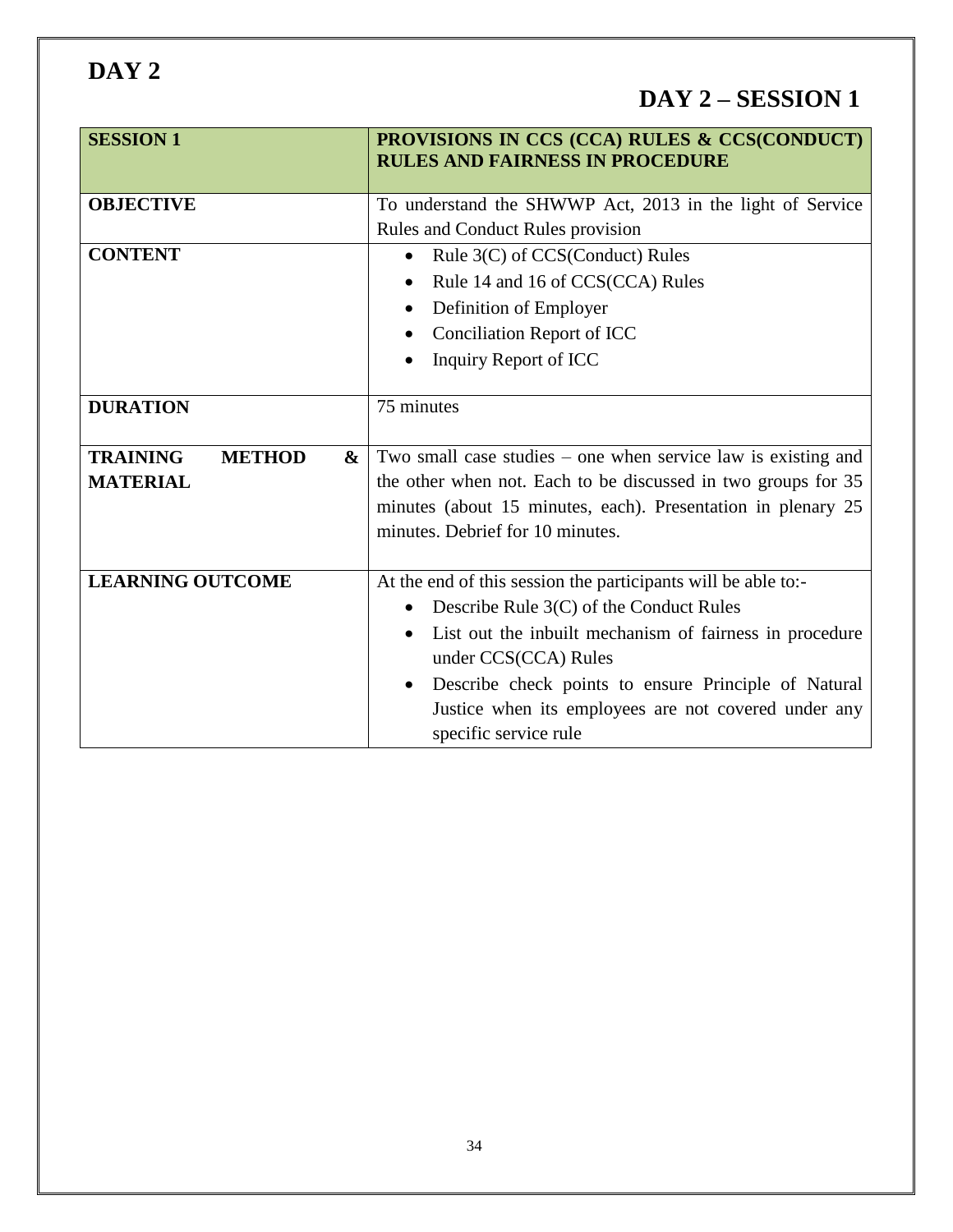# DAY 2

## DAY 2 – SESSION 1

| **SESSION 1** | **PROVISIONS IN CCS (CCA) RULES & CCS(CONDUCT) RULES AND FAIRNESS IN PROCEDURE** |
|---|---|
| **OBJECTIVE** | To understand the SHWWP Act, 2013 in the light of Service Rules and Conduct Rules provision |
| **CONTENT** | • Rule 3(C) of CCS(Conduct) Rules<br>• Rule 14 and 16 of CCS(CCA) Rules<br>• Definition of Employer<br>• Conciliation Report of ICC<br>• Inquiry Report of ICC |
| **DURATION** | 75 minutes |
| **TRAINING METHOD & MATERIAL** | Two small case studies – one when service law is existing and the other when not. Each to be discussed in two groups for 35 minutes (about 15 minutes, each). Presentation in plenary 25 minutes. Debrief for 10 minutes. |
| **LEARNING OUTCOME** | At the end of this session the participants will be able to:-<br>• Describe Rule 3(C) of the Conduct Rules<br>• List out the inbuilt mechanism of fairness in procedure under CCS(CCA) Rules<br>• Describe check points to ensure Principle of Natural Justice when its employees are not covered under any specific service rule |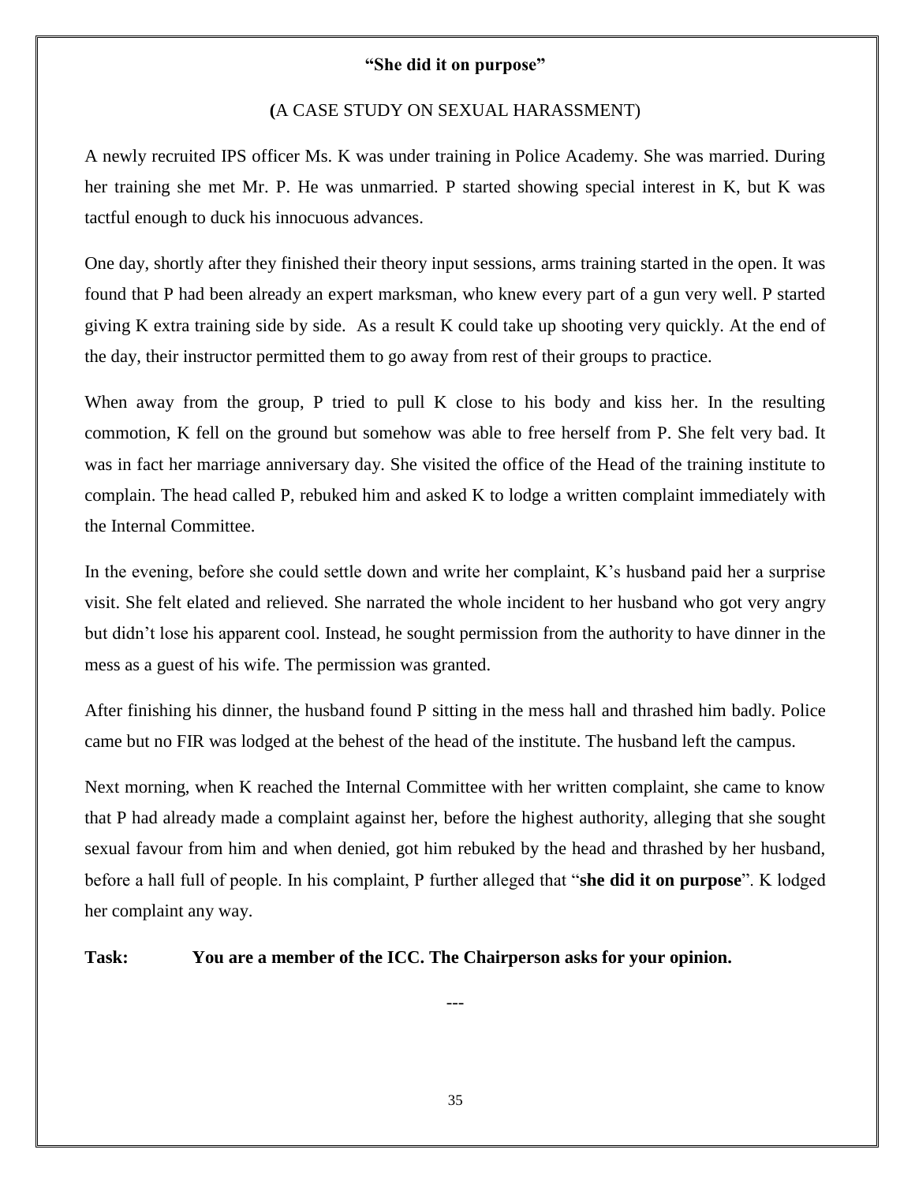## **"She did it on purpose"**

**(**A CASE STUDY ON SEXUAL HARASSMENT)

A newly recruited IPS officer Ms. K was under training in Police Academy. She was married. During her training she met Mr. P. He was unmarried. P started showing special interest in K, but K was tactful enough to duck his innocuous advances.

One day, shortly after they finished their theory input sessions, arms training started in the open. It was found that P had been already an expert marksman, who knew every part of a gun very well. P started giving K extra training side by side. As a result K could take up shooting very quickly. At the end of the day, their instructor permitted them to go away from rest of their groups to practice.

When away from the group, P tried to pull K close to his body and kiss her. In the resulting commotion, K fell on the ground but somehow was able to free herself from P. She felt very bad. It was in fact her marriage anniversary day. She visited the office of the Head of the training institute to complain. The head called P, rebuked him and asked K to lodge a written complaint immediately with the Internal Committee.

In the evening, before she could settle down and write her complaint, K's husband paid her a surprise visit. She felt elated and relieved. She narrated the whole incident to her husband who got very angry but didn't lose his apparent cool. Instead, he sought permission from the authority to have dinner in the mess as a guest of his wife. The permission was granted.

After finishing his dinner, the husband found P sitting in the mess hall and thrashed him badly. Police came but no FIR was lodged at the behest of the head of the institute. The husband left the campus.

Next morning, when K reached the Internal Committee with her written complaint, she came to know that P had already made a complaint against her, before the highest authority, alleging that she sought sexual favour from him and when denied, got him rebuked by the head and thrashed by her husband, before a hall full of people. In his complaint, P further alleged that "**she did it on purpose**". K lodged her complaint any way.

**Task: You are a member of the ICC. The Chairperson asks for your opinion.**

---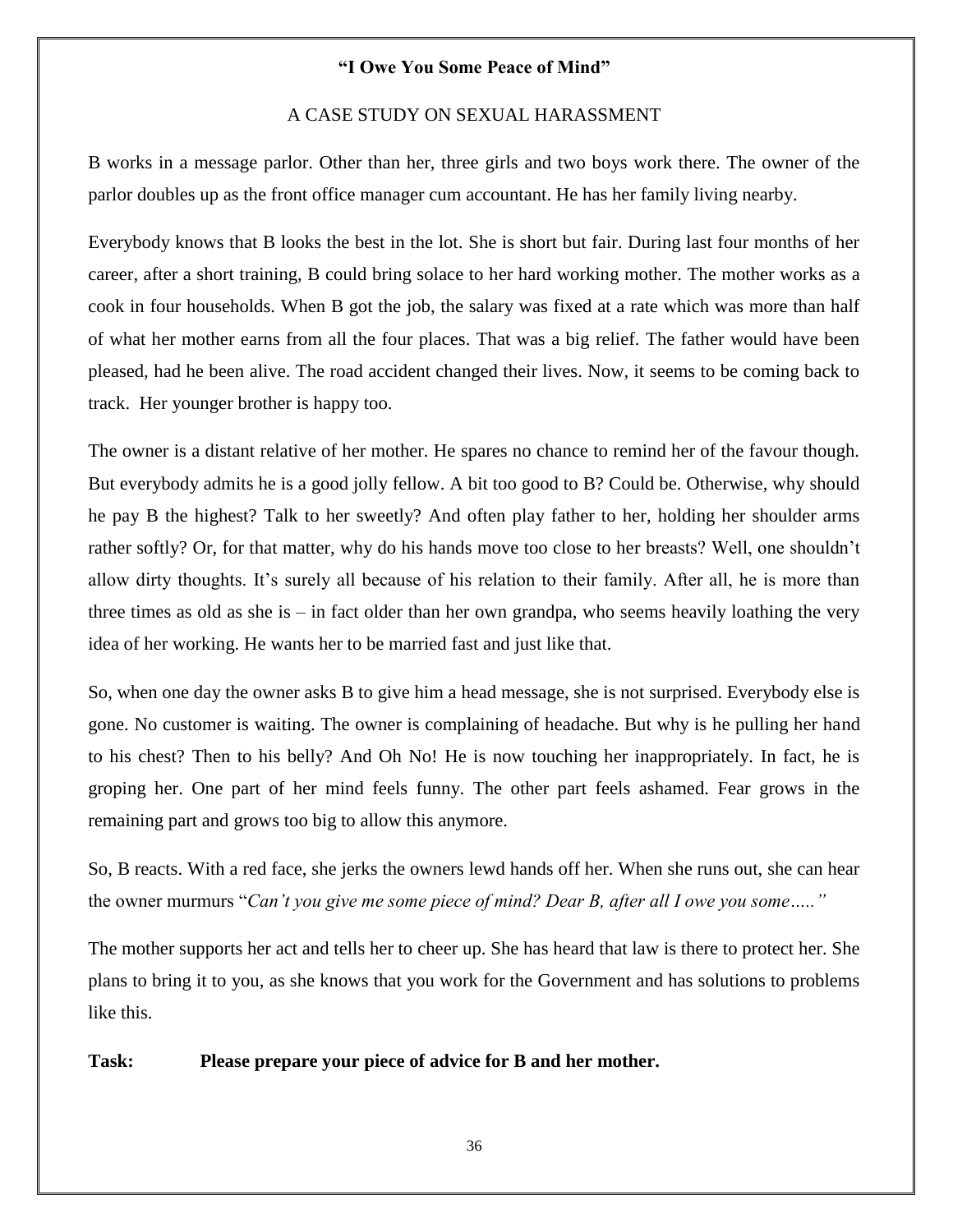**"I Owe You Some Peace of Mind"**

A CASE STUDY ON SEXUAL HARASSMENT

B works in a message parlor. Other than her, three girls and two boys work there. The owner of the parlor doubles up as the front office manager cum accountant. He has her family living nearby.

Everybody knows that B looks the best in the lot. She is short but fair. During last four months of her career, after a short training, B could bring solace to her hard working mother. The mother works as a cook in four households. When B got the job, the salary was fixed at a rate which was more than half of what her mother earns from all the four places. That was a big relief. The father would have been pleased, had he been alive. The road accident changed their lives. Now, it seems to be coming back to track. Her younger brother is happy too.

The owner is a distant relative of her mother. He spares no chance to remind her of the favour though. But everybody admits he is a good jolly fellow. A bit too good to B? Could be. Otherwise, why should he pay B the highest? Talk to her sweetly? And often play father to her, holding her shoulder arms rather softly? Or, for that matter, why do his hands move too close to her breasts? Well, one shouldn't allow dirty thoughts. It's surely all because of his relation to their family. After all, he is more than three times as old as she is – in fact older than her own grandpa, who seems heavily loathing the very idea of her working. He wants her to be married fast and just like that.

So, when one day the owner asks B to give him a head message, she is not surprised. Everybody else is gone. No customer is waiting. The owner is complaining of headache. But why is he pulling her hand to his chest? Then to his belly? And Oh No! He is now touching her inappropriately. In fact, he is groping her. One part of her mind feels funny. The other part feels ashamed. Fear grows in the remaining part and grows too big to allow this anymore.

So, B reacts. With a red face, she jerks the owners lewd hands off her. When she runs out, she can hear the owner murmurs "*Can't you give me some piece of mind? Dear B, after all I owe you some….."*

The mother supports her act and tells her to cheer up. She has heard that law is there to protect her. She plans to bring it to you, as she knows that you work for the Government and has solutions to problems like this.

**Task: Please prepare your piece of advice for B and her mother.**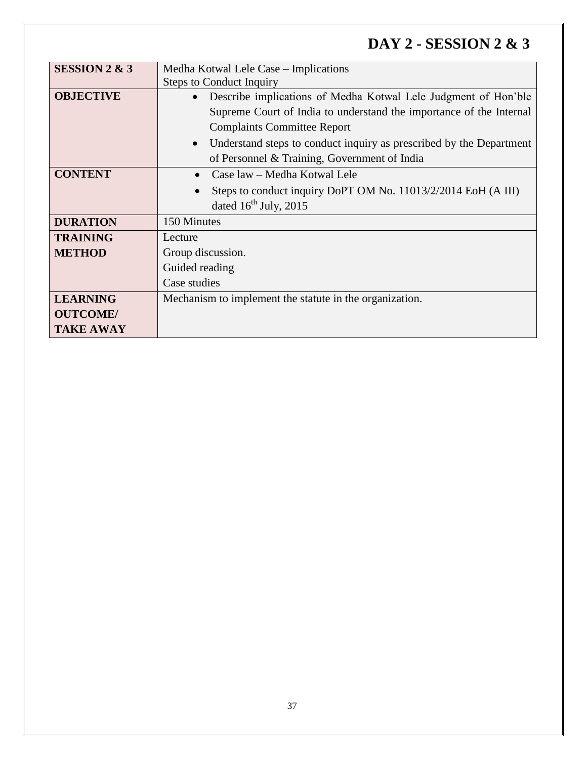# DAY 2 - SESSION 2 & 3

| **SESSION 2 & 3** | Medha Kotwal Lele Case – Implications<br>Steps to Conduct Inquiry |
|---|---|
| **OBJECTIVE** | • Describe implications of Medha Kotwal Lele Judgment of Hon'ble Supreme Court of India to understand the importance of the Internal Complaints Committee Report<br>• Understand steps to conduct inquiry as prescribed by the Department of Personnel & Training, Government of India |
| **CONTENT** | • Case law – Medha Kotwal Lele<br>• Steps to conduct inquiry DoPT OM No. 11013/2/2014 EoH (A III) dated 16th July, 2015 |
| **DURATION** | 150 Minutes |
| **TRAINING METHOD** | Lecture<br>Group discussion.<br>Guided reading<br>Case studies |
| **LEARNING OUTCOME/ TAKE AWAY** | Mechanism to implement the statute in the organization. |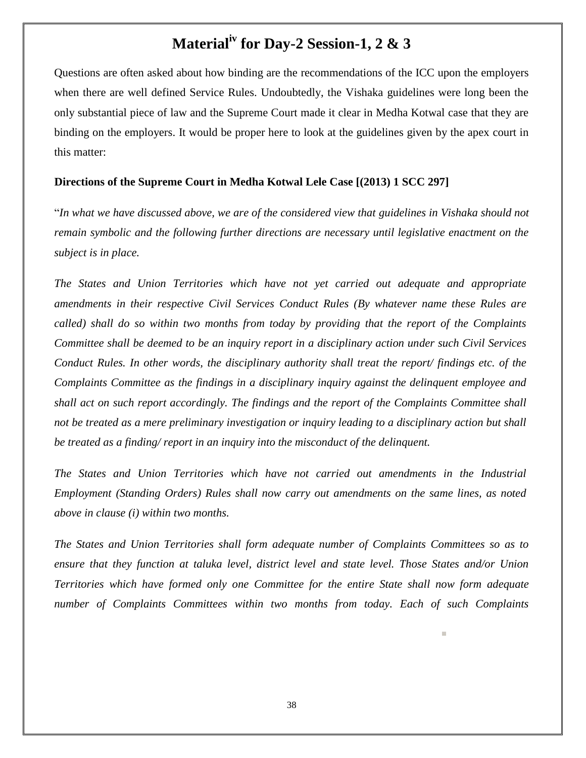# Material[iv] for Day-2 Session-1, 2 & 3

Questions are often asked about how binding are the recommendations of the ICC upon the employers when there are well defined Service Rules. Undoubtedly, the Vishaka guidelines were long been the only substantial piece of law and the Supreme Court made it clear in Medha Kotwal case that they are binding on the employers. It would be proper here to look at the guidelines given by the apex court in this matter:

**Directions of the Supreme Court in Medha Kotwal Lele Case [(2013) 1 SCC 297]**

"*In what we have discussed above, we are of the considered view that guidelines in Vishaka should not remain symbolic and the following further directions are necessary until legislative enactment on the subject is in place.*

*The States and Union Territories which have not yet carried out adequate and appropriate amendments in their respective Civil Services Conduct Rules (By whatever name these Rules are called) shall do so within two months from today by providing that the report of the Complaints Committee shall be deemed to be an inquiry report in a disciplinary action under such Civil Services Conduct Rules. In other words, the disciplinary authority shall treat the report/ findings etc. of the Complaints Committee as the findings in a disciplinary inquiry against the delinquent employee and shall act on such report accordingly. The findings and the report of the Complaints Committee shall not be treated as a mere preliminary investigation or inquiry leading to a disciplinary action but shall be treated as a finding/ report in an inquiry into the misconduct of the delinquent.*

*The States and Union Territories which have not carried out amendments in the Industrial Employment (Standing Orders) Rules shall now carry out amendments on the same lines, as noted above in clause (i) within two months.*

*The States and Union Territories shall form adequate number of Complaints Committees so as to ensure that they function at taluka level, district level and state level. Those States and/or Union Territories which have formed only one Committee for the entire State shall now form adequate number of Complaints Committees within two months from today. Each of such Complaints*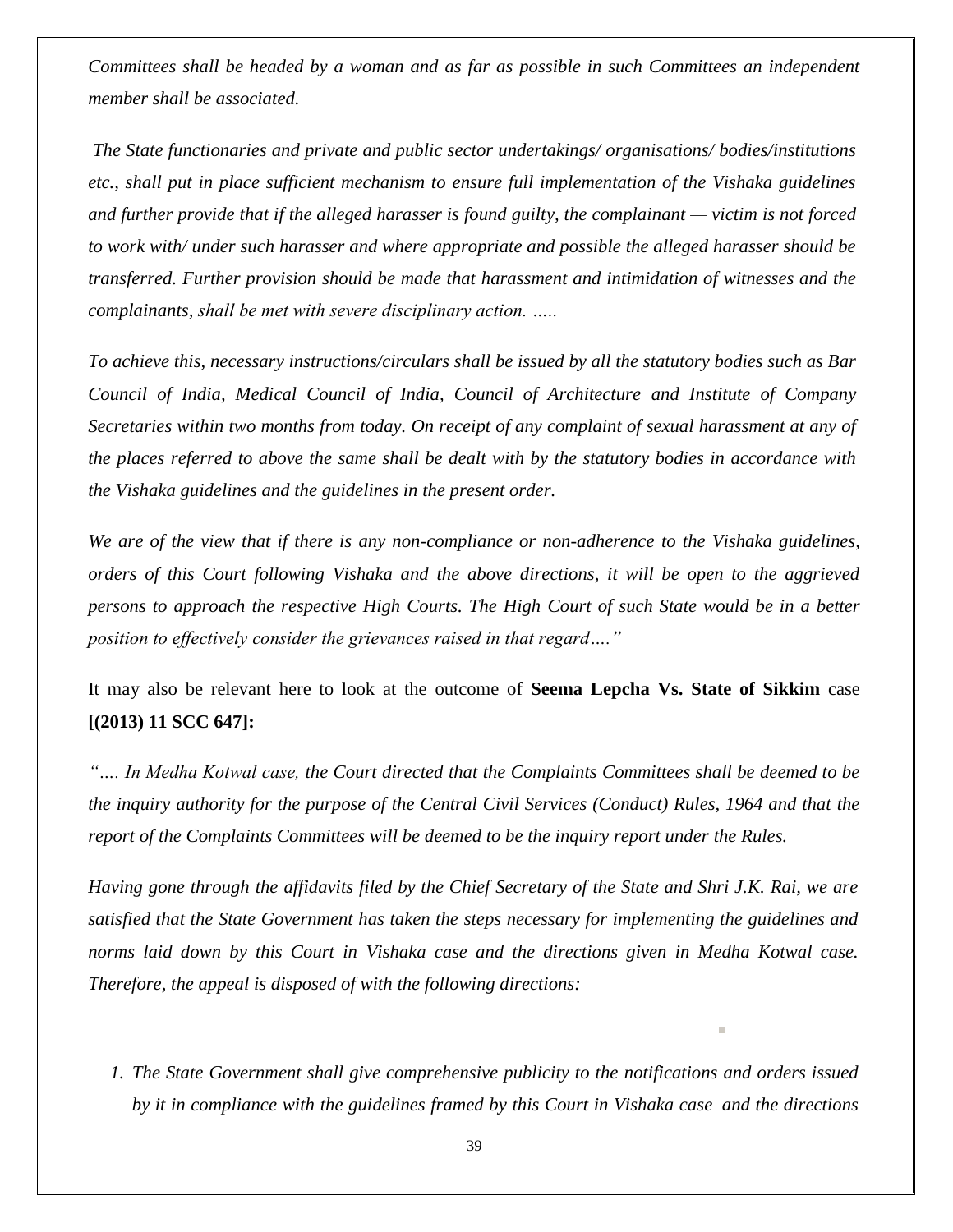*Committees shall be headed by a woman and as far as possible in such Committees an independent member shall be associated.*

*The State functionaries and private and public sector undertakings/ organisations/ bodies/institutions etc., shall put in place sufficient mechanism to ensure full implementation of the Vishaka guidelines and further provide that if the alleged harasser is found guilty, the complainant — victim is not forced to work with/ under such harasser and where appropriate and possible the alleged harasser should be transferred. Further provision should be made that harassment and intimidation of witnesses and the complainants, shall be met with severe disciplinary action. …..*

*To achieve this, necessary instructions/circulars shall be issued by all the statutory bodies such as Bar Council of India, Medical Council of India, Council of Architecture and Institute of Company Secretaries within two months from today. On receipt of any complaint of sexual harassment at any of the places referred to above the same shall be dealt with by the statutory bodies in accordance with the Vishaka guidelines and the guidelines in the present order.*

*We are of the view that if there is any non-compliance or non-adherence to the Vishaka guidelines, orders of this Court following Vishaka and the above directions, it will be open to the aggrieved persons to approach the respective High Courts. The High Court of such State would be in a better position to effectively consider the grievances raised in that regard…."*

It may also be relevant here to look at the outcome of **Seema Lepcha Vs. State of Sikkim** case **[(2013) 11 SCC 647]:**

*"…. In Medha Kotwal case, the Court directed that the Complaints Committees shall be deemed to be the inquiry authority for the purpose of the Central Civil Services (Conduct) Rules, 1964 and that the report of the Complaints Committees will be deemed to be the inquiry report under the Rules.*

*Having gone through the affidavits filed by the Chief Secretary of the State and Shri J.K. Rai, we are satisfied that the State Government has taken the steps necessary for implementing the guidelines and norms laid down by this Court in Vishaka case and the directions given in Medha Kotwal case. Therefore, the appeal is disposed of with the following directions:*

1. *The State Government shall give comprehensive publicity to the notifications and orders issued by it in compliance with the guidelines framed by this Court in Vishaka case and the directions*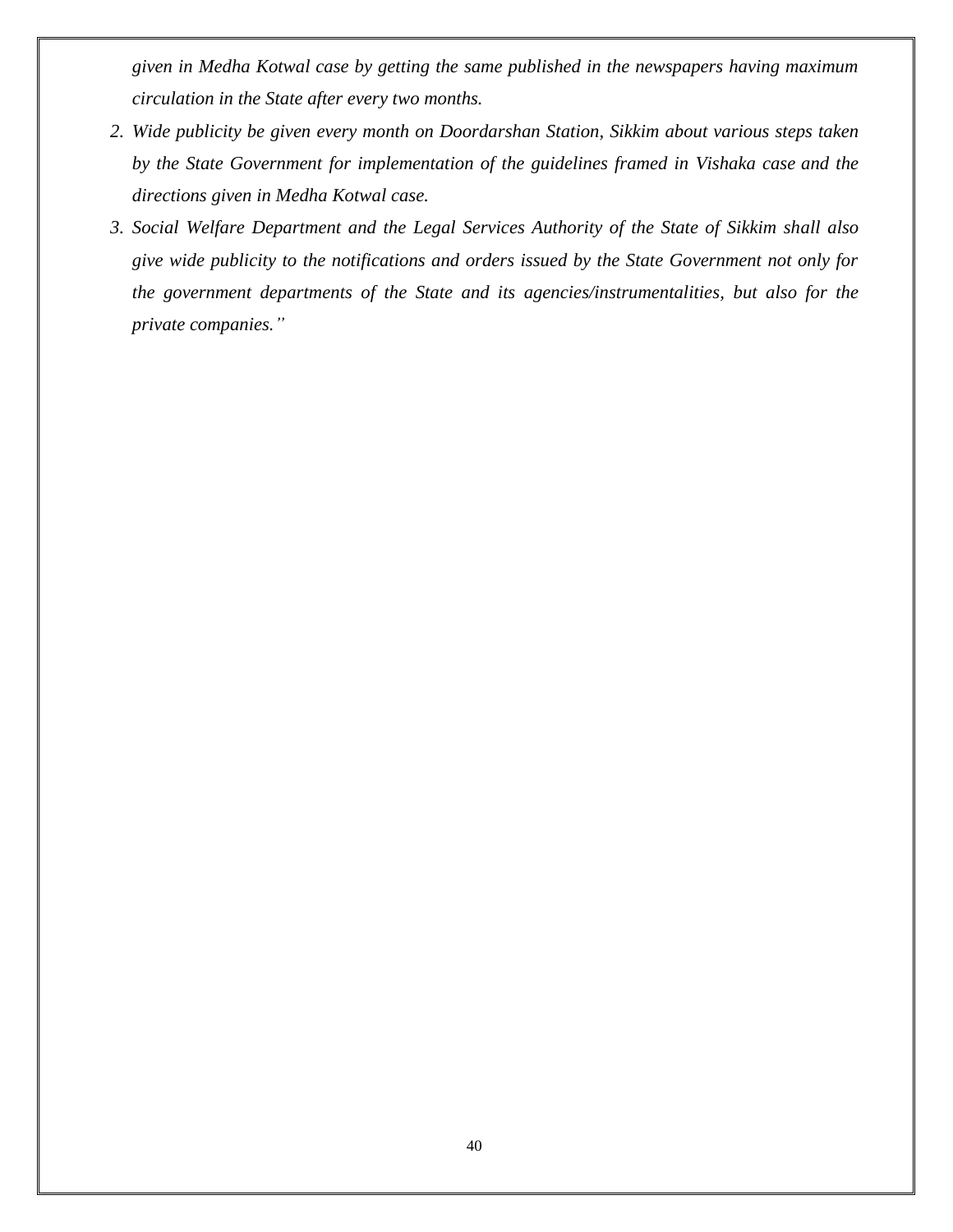*given in Medha Kotwal case by getting the same published in the newspapers having maximum circulation in the State after every two months.*

2. *Wide publicity be given every month on Doordarshan Station, Sikkim about various steps taken by the State Government for implementation of the guidelines framed in Vishaka case and the directions given in Medha Kotwal case.*
3. *Social Welfare Department and the Legal Services Authority of the State of Sikkim shall also give wide publicity to the notifications and orders issued by the State Government not only for the government departments of the State and its agencies/instrumentalities, but also for the private companies."*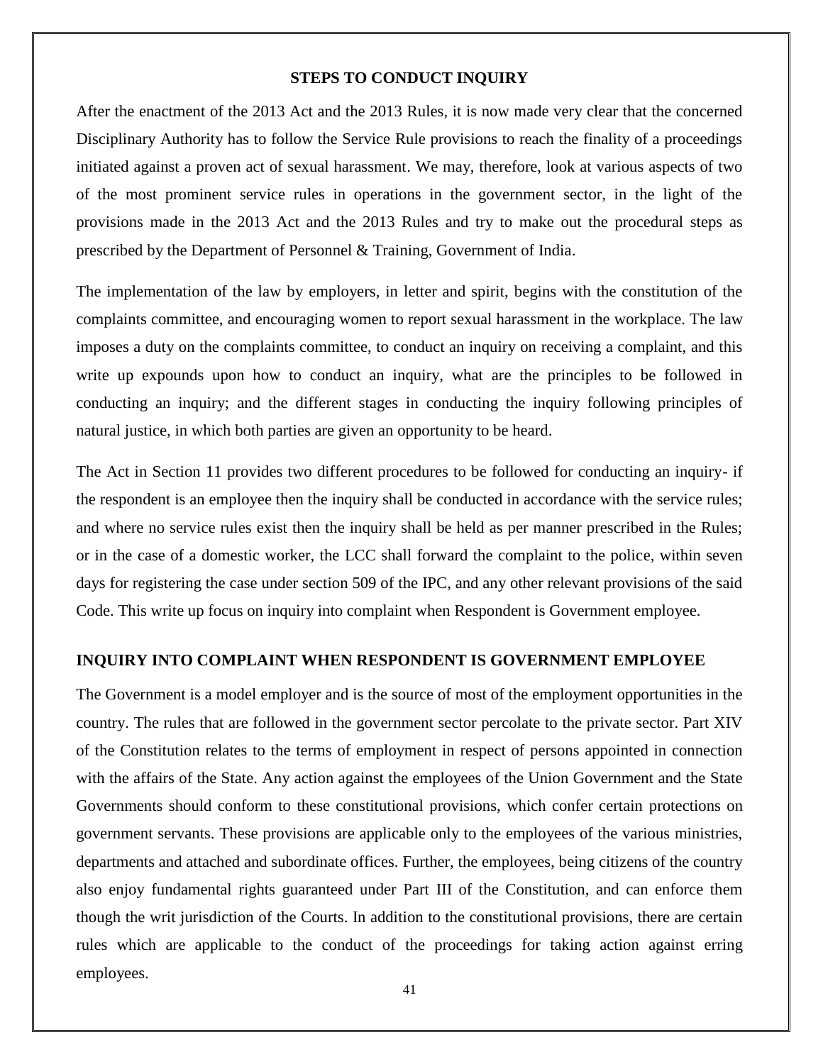## STEPS TO CONDUCT INQUIRY

After the enactment of the 2013 Act and the 2013 Rules, it is now made very clear that the concerned Disciplinary Authority has to follow the Service Rule provisions to reach the finality of a proceedings initiated against a proven act of sexual harassment. We may, therefore, look at various aspects of two of the most prominent service rules in operations in the government sector, in the light of the provisions made in the 2013 Act and the 2013 Rules and try to make out the procedural steps as prescribed by the Department of Personnel & Training, Government of India.

The implementation of the law by employers, in letter and spirit, begins with the constitution of the complaints committee, and encouraging women to report sexual harassment in the workplace. The law imposes a duty on the complaints committee, to conduct an inquiry on receiving a complaint, and this write up expounds upon how to conduct an inquiry, what are the principles to be followed in conducting an inquiry; and the different stages in conducting the inquiry following principles of natural justice, in which both parties are given an opportunity to be heard.

The Act in Section 11 provides two different procedures to be followed for conducting an inquiry- if the respondent is an employee then the inquiry shall be conducted in accordance with the service rules; and where no service rules exist then the inquiry shall be held as per manner prescribed in the Rules; or in the case of a domestic worker, the LCC shall forward the complaint to the police, within seven days for registering the case under section 509 of the IPC, and any other relevant provisions of the said Code. This write up focus on inquiry into complaint when Respondent is Government employee.

### INQUIRY INTO COMPLAINT WHEN RESPONDENT IS GOVERNMENT EMPLOYEE

The Government is a model employer and is the source of most of the employment opportunities in the country. The rules that are followed in the government sector percolate to the private sector. Part XIV of the Constitution relates to the terms of employment in respect of persons appointed in connection with the affairs of the State. Any action against the employees of the Union Government and the State Governments should conform to these constitutional provisions, which confer certain protections on government servants. These provisions are applicable only to the employees of the various ministries, departments and attached and subordinate offices. Further, the employees, being citizens of the country also enjoy fundamental rights guaranteed under Part III of the Constitution, and can enforce them though the writ jurisdiction of the Courts. In addition to the constitutional provisions, there are certain rules which are applicable to the conduct of the proceedings for taking action against erring employees.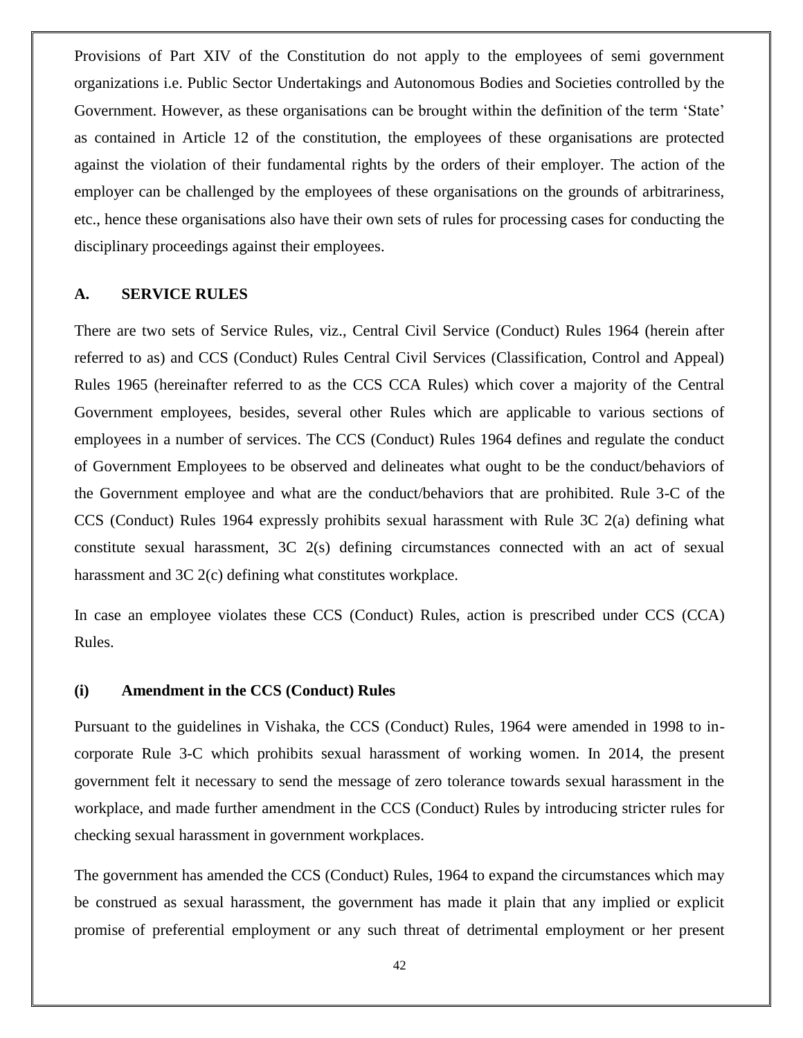Provisions of Part XIV of the Constitution do not apply to the employees of semi government organizations i.e. Public Sector Undertakings and Autonomous Bodies and Societies controlled by the Government. However, as these organisations can be brought within the definition of the term 'State' as contained in Article 12 of the constitution, the employees of these organisations are protected against the violation of their fundamental rights by the orders of their employer. The action of the employer can be challenged by the employees of these organisations on the grounds of arbitrariness, etc., hence these organisations also have their own sets of rules for processing cases for conducting the disciplinary proceedings against their employees.

### A. SERVICE RULES

There are two sets of Service Rules, viz., Central Civil Service (Conduct) Rules 1964 (herein after referred to as) and CCS (Conduct) Rules Central Civil Services (Classification, Control and Appeal) Rules 1965 (hereinafter referred to as the CCS CCA Rules) which cover a majority of the Central Government employees, besides, several other Rules which are applicable to various sections of employees in a number of services. The CCS (Conduct) Rules 1964 defines and regulate the conduct of Government Employees to be observed and delineates what ought to be the conduct/behaviors of the Government employee and what are the conduct/behaviors that are prohibited. Rule 3-C of the CCS (Conduct) Rules 1964 expressly prohibits sexual harassment with Rule 3C 2(a) defining what constitute sexual harassment, 3C 2(s) defining circumstances connected with an act of sexual harassment and 3C 2(c) defining what constitutes workplace.

In case an employee violates these CCS (Conduct) Rules, action is prescribed under CCS (CCA) Rules.

#### (i) Amendment in the CCS (Conduct) Rules

Pursuant to the guidelines in Vishaka, the CCS (Conduct) Rules, 1964 were amended in 1998 to in-corporate Rule 3-C which prohibits sexual harassment of working women. In 2014, the present government felt it necessary to send the message of zero tolerance towards sexual harassment in the workplace, and made further amendment in the CCS (Conduct) Rules by introducing stricter rules for checking sexual harassment in government workplaces.

The government has amended the CCS (Conduct) Rules, 1964 to expand the circumstances which may be construed as sexual harassment, the government has made it plain that any implied or explicit promise of preferential employment or any such threat of detrimental employment or her present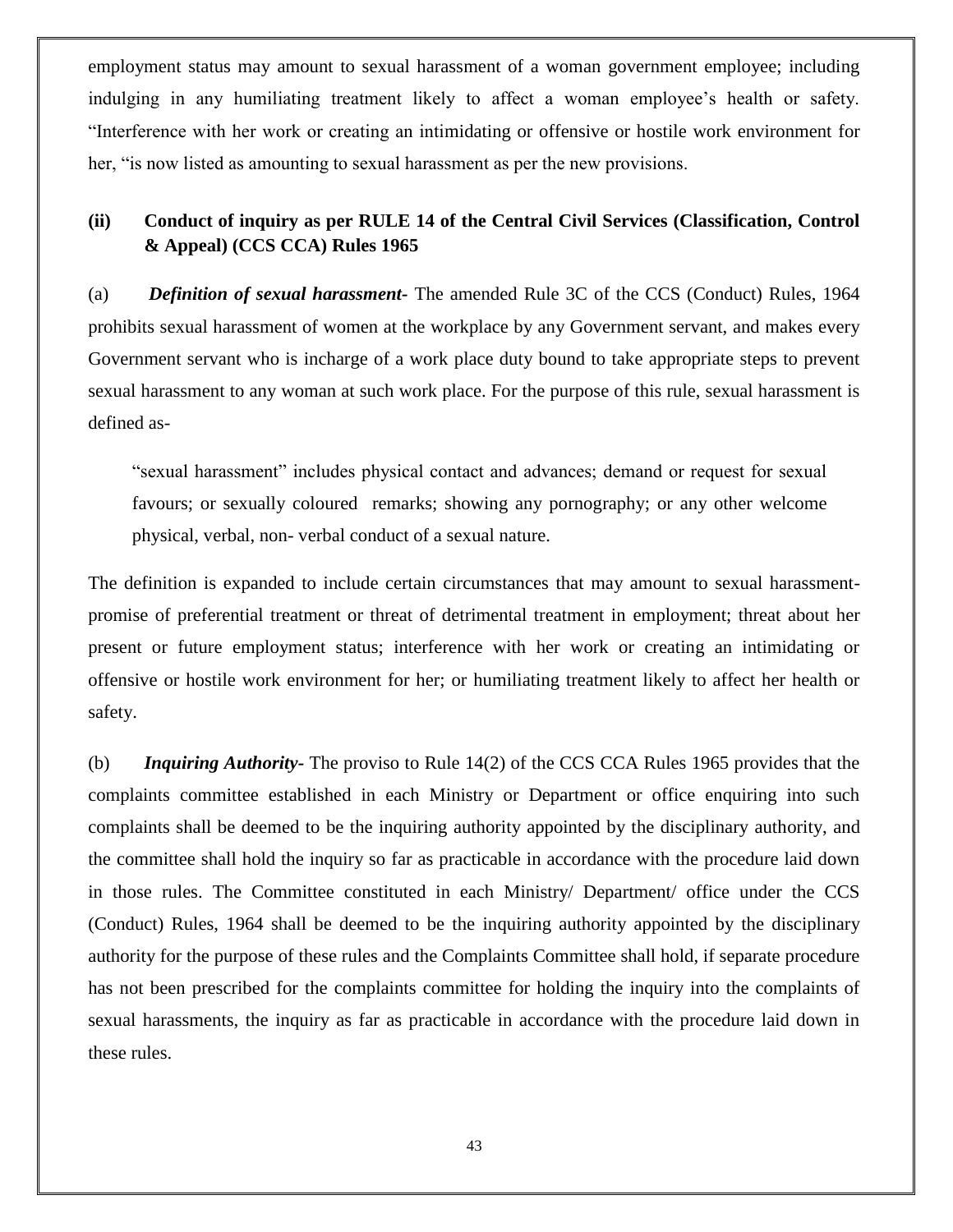employment status may amount to sexual harassment of a woman government employee; including indulging in any humiliating treatment likely to affect a woman employee's health or safety. "Interference with her work or creating an intimidating or offensive or hostile work environment for her, "is now listed as amounting to sexual harassment as per the new provisions.

### (ii) Conduct of inquiry as per RULE 14 of the Central Civil Services (Classification, Control & Appeal) (CCS CCA) Rules 1965

(a) ***Definition of sexual harassment-*** The amended Rule 3C of the CCS (Conduct) Rules, 1964 prohibits sexual harassment of women at the workplace by any Government servant, and makes every Government servant who is incharge of a work place duty bound to take appropriate steps to prevent sexual harassment to any woman at such work place. For the purpose of this rule, sexual harassment is defined as-

> "sexual harassment" includes physical contact and advances; demand or request for sexual favours; or sexually coloured remarks; showing any pornography; or any other welcome physical, verbal, non- verbal conduct of a sexual nature.

The definition is expanded to include certain circumstances that may amount to sexual harassment-promise of preferential treatment or threat of detrimental treatment in employment; threat about her present or future employment status; interference with her work or creating an intimidating or offensive or hostile work environment for her; or humiliating treatment likely to affect her health or safety.

(b) ***Inquiring Authority-*** The proviso to Rule 14(2) of the CCS CCA Rules 1965 provides that the complaints committee established in each Ministry or Department or office enquiring into such complaints shall be deemed to be the inquiring authority appointed by the disciplinary authority, and the committee shall hold the inquiry so far as practicable in accordance with the procedure laid down in those rules. The Committee constituted in each Ministry/ Department/ office under the CCS (Conduct) Rules, 1964 shall be deemed to be the inquiring authority appointed by the disciplinary authority for the purpose of these rules and the Complaints Committee shall hold, if separate procedure has not been prescribed for the complaints committee for holding the inquiry into the complaints of sexual harassments, the inquiry as far as practicable in accordance with the procedure laid down in these rules.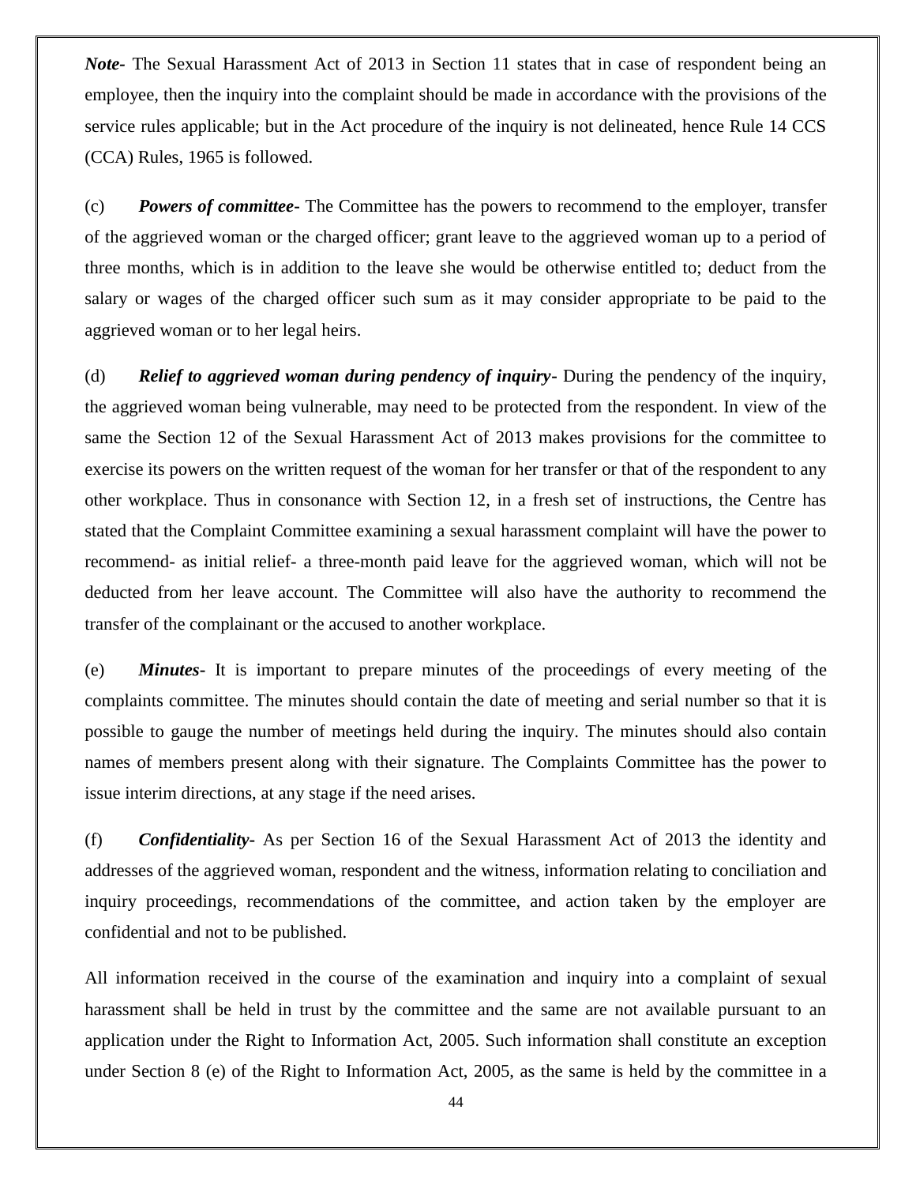***Note-*** The Sexual Harassment Act of 2013 in Section 11 states that in case of respondent being an employee, then the inquiry into the complaint should be made in accordance with the provisions of the service rules applicable; but in the Act procedure of the inquiry is not delineated, hence Rule 14 CCS (CCA) Rules, 1965 is followed.

(c) ***Powers of committee-*** The Committee has the powers to recommend to the employer, transfer of the aggrieved woman or the charged officer; grant leave to the aggrieved woman up to a period of three months, which is in addition to the leave she would be otherwise entitled to; deduct from the salary or wages of the charged officer such sum as it may consider appropriate to be paid to the aggrieved woman or to her legal heirs.

(d) ***Relief to aggrieved woman during pendency of inquiry-*** During the pendency of the inquiry, the aggrieved woman being vulnerable, may need to be protected from the respondent. In view of the same the Section 12 of the Sexual Harassment Act of 2013 makes provisions for the committee to exercise its powers on the written request of the woman for her transfer or that of the respondent to any other workplace. Thus in consonance with Section 12, in a fresh set of instructions, the Centre has stated that the Complaint Committee examining a sexual harassment complaint will have the power to recommend- as initial relief- a three-month paid leave for the aggrieved woman, which will not be deducted from her leave account. The Committee will also have the authority to recommend the transfer of the complainant or the accused to another workplace.

(e) ***Minutes-*** It is important to prepare minutes of the proceedings of every meeting of the complaints committee. The minutes should contain the date of meeting and serial number so that it is possible to gauge the number of meetings held during the inquiry. The minutes should also contain names of members present along with their signature. The Complaints Committee has the power to issue interim directions, at any stage if the need arises.

(f) ***Confidentiality-*** As per Section 16 of the Sexual Harassment Act of 2013 the identity and addresses of the aggrieved woman, respondent and the witness, information relating to conciliation and inquiry proceedings, recommendations of the committee, and action taken by the employer are confidential and not to be published.

All information received in the course of the examination and inquiry into a complaint of sexual harassment shall be held in trust by the committee and the same are not available pursuant to an application under the Right to Information Act, 2005. Such information shall constitute an exception under Section 8 (e) of the Right to Information Act, 2005, as the same is held by the committee in a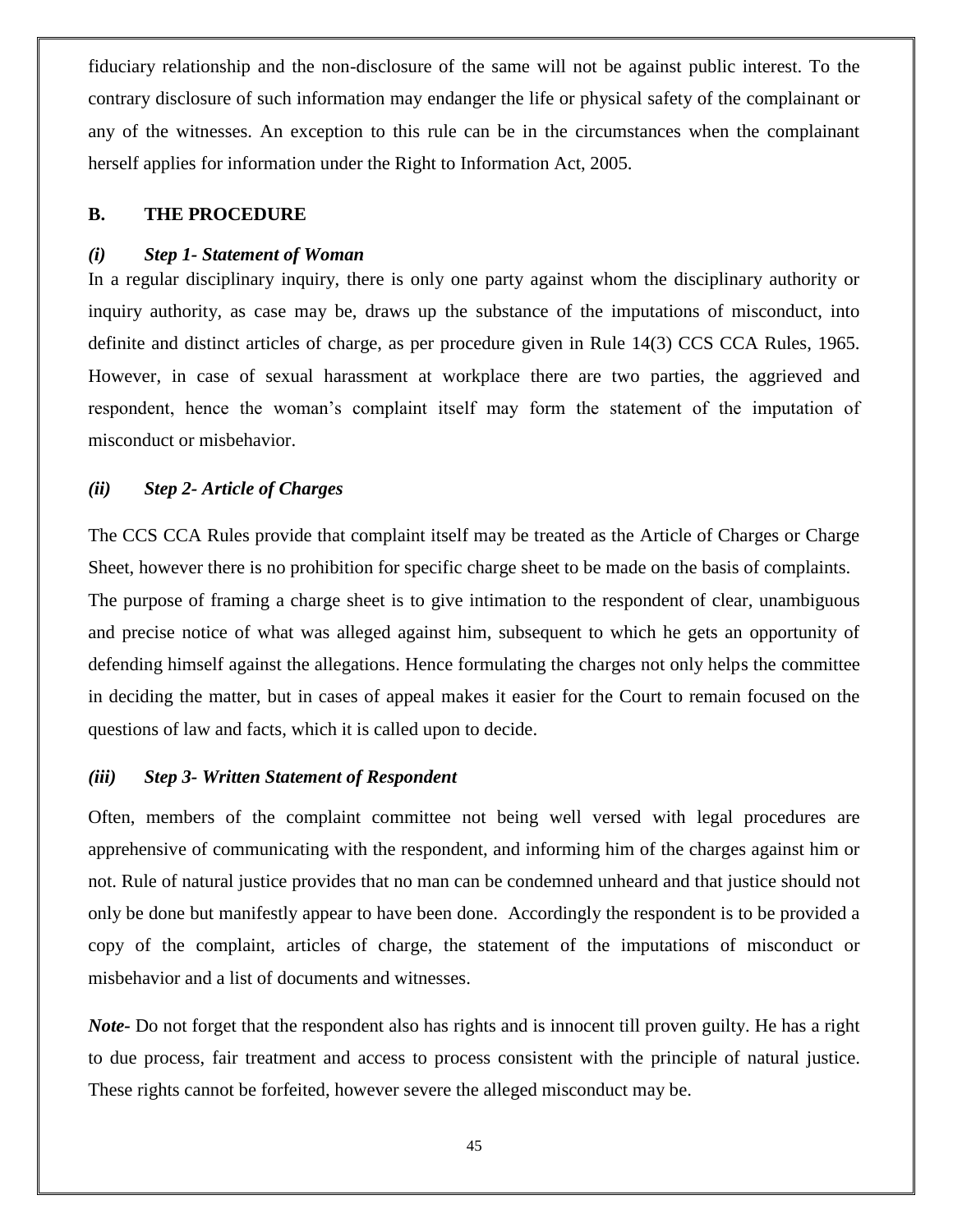fiduciary relationship and the non-disclosure of the same will not be against public interest. To the contrary disclosure of such information may endanger the life or physical safety of the complainant or any of the witnesses. An exception to this rule can be in the circumstances when the complainant herself applies for information under the Right to Information Act, 2005.

### B. THE PROCEDURE

#### *(i) Step 1- Statement of Woman*

In a regular disciplinary inquiry, there is only one party against whom the disciplinary authority or inquiry authority, as case may be, draws up the substance of the imputations of misconduct, into definite and distinct articles of charge, as per procedure given in Rule 14(3) CCS CCA Rules, 1965. However, in case of sexual harassment at workplace there are two parties, the aggrieved and respondent, hence the woman's complaint itself may form the statement of the imputation of misconduct or misbehavior.

#### *(ii) Step 2- Article of Charges*

The CCS CCA Rules provide that complaint itself may be treated as the Article of Charges or Charge Sheet, however there is no prohibition for specific charge sheet to be made on the basis of complaints. The purpose of framing a charge sheet is to give intimation to the respondent of clear, unambiguous and precise notice of what was alleged against him, subsequent to which he gets an opportunity of defending himself against the allegations. Hence formulating the charges not only helps the committee in deciding the matter, but in cases of appeal makes it easier for the Court to remain focused on the questions of law and facts, which it is called upon to decide.

#### *(iii) Step 3- Written Statement of Respondent*

Often, members of the complaint committee not being well versed with legal procedures are apprehensive of communicating with the respondent, and informing him of the charges against him or not. Rule of natural justice provides that no man can be condemned unheard and that justice should not only be done but manifestly appear to have been done. Accordingly the respondent is to be provided a copy of the complaint, articles of charge, the statement of the imputations of misconduct or misbehavior and a list of documents and witnesses.

***Note-*** Do not forget that the respondent also has rights and is innocent till proven guilty. He has a right to due process, fair treatment and access to process consistent with the principle of natural justice. These rights cannot be forfeited, however severe the alleged misconduct may be.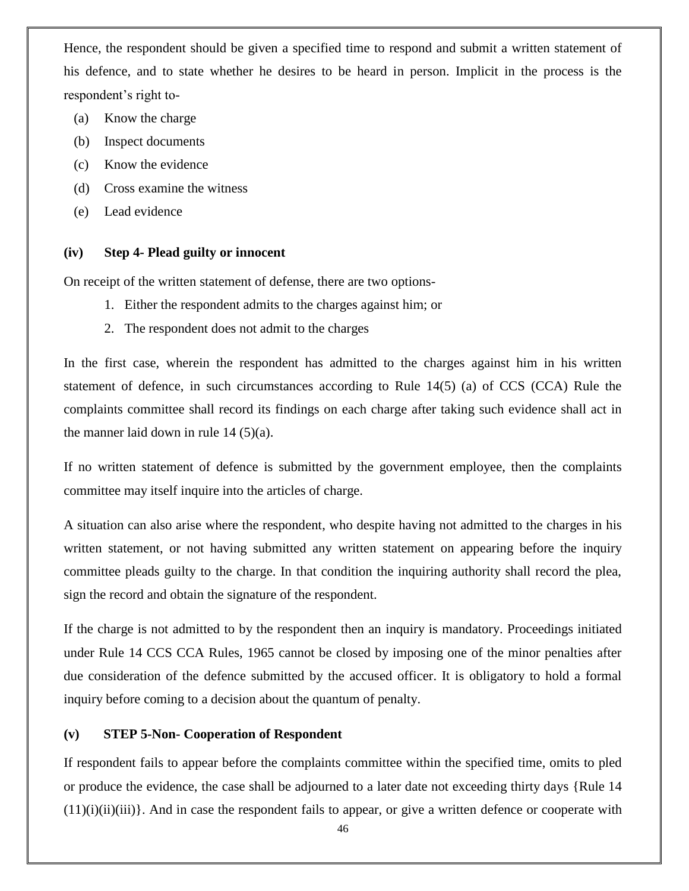Hence, the respondent should be given a specified time to respond and submit a written statement of his defence, and to state whether he desires to be heard in person. Implicit in the process is the respondent's right to-

(a) Know the charge

(b) Inspect documents

(c) Know the evidence

(d) Cross examine the witness

(e) Lead evidence

**(iv) Step 4- Plead guilty or innocent**

On receipt of the written statement of defense, there are two options-

1. Either the respondent admits to the charges against him; or
2. The respondent does not admit to the charges

In the first case, wherein the respondent has admitted to the charges against him in his written statement of defence, in such circumstances according to Rule 14(5) (a) of CCS (CCA) Rule the complaints committee shall record its findings on each charge after taking such evidence shall act in the manner laid down in rule 14 (5)(a).

If no written statement of defence is submitted by the government employee, then the complaints committee may itself inquire into the articles of charge.

A situation can also arise where the respondent, who despite having not admitted to the charges in his written statement, or not having submitted any written statement on appearing before the inquiry committee pleads guilty to the charge. In that condition the inquiring authority shall record the plea, sign the record and obtain the signature of the respondent.

If the charge is not admitted to by the respondent then an inquiry is mandatory. Proceedings initiated under Rule 14 CCS CCA Rules, 1965 cannot be closed by imposing one of the minor penalties after due consideration of the defence submitted by the accused officer. It is obligatory to hold a formal inquiry before coming to a decision about the quantum of penalty.

**(v) STEP 5-Non- Cooperation of Respondent**

If respondent fails to appear before the complaints committee within the specified time, omits to pled or produce the evidence, the case shall be adjourned to a later date not exceeding thirty days {Rule 14 (11)(i)(ii)(iii)}. And in case the respondent fails to appear, or give a written defence or cooperate with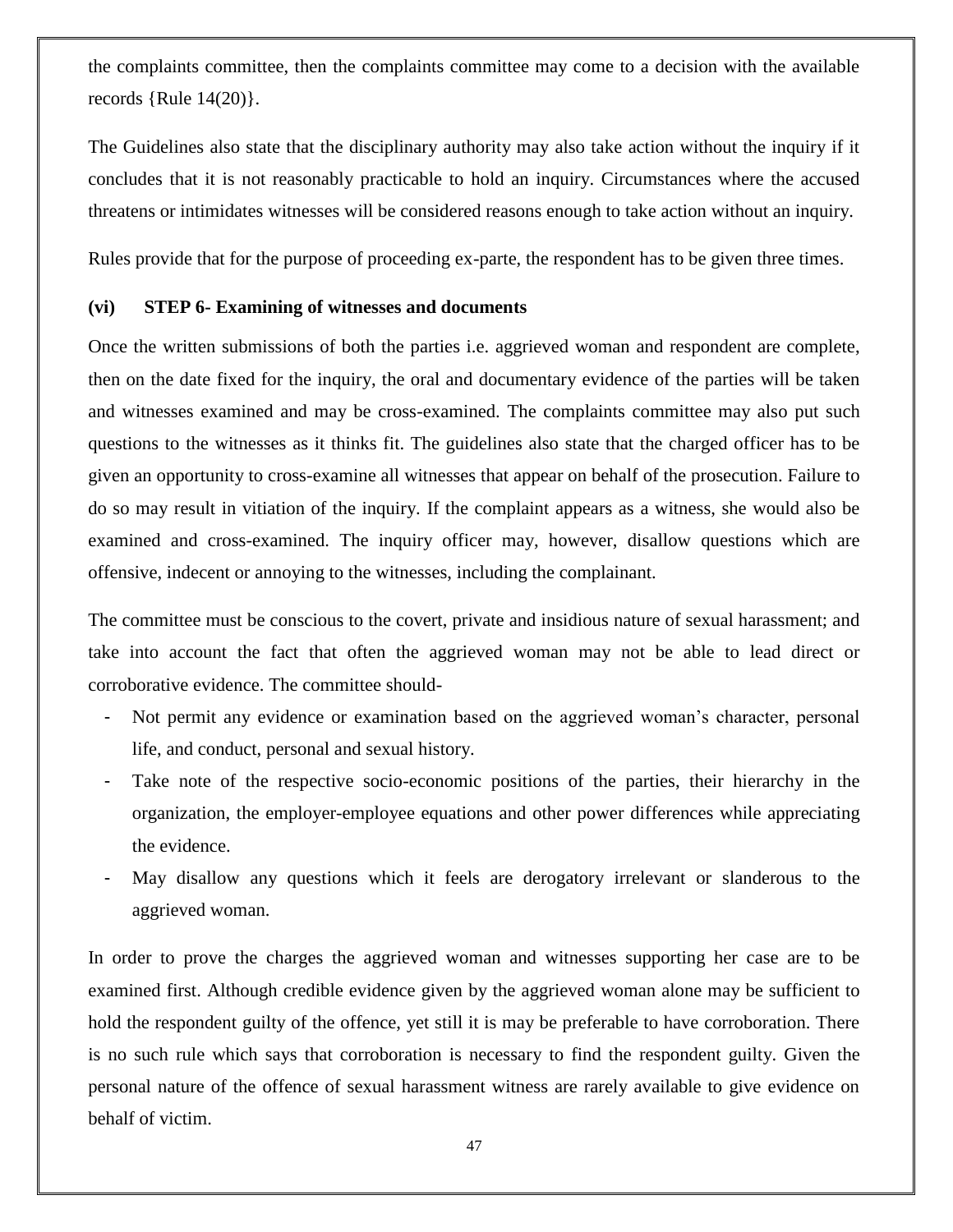the complaints committee, then the complaints committee may come to a decision with the available records {Rule 14(20)}.

The Guidelines also state that the disciplinary authority may also take action without the inquiry if it concludes that it is not reasonably practicable to hold an inquiry. Circumstances where the accused threatens or intimidates witnesses will be considered reasons enough to take action without an inquiry.

Rules provide that for the purpose of proceeding ex-parte, the respondent has to be given three times.

**(vi) STEP 6- Examining of witnesses and documents**

Once the written submissions of both the parties i.e. aggrieved woman and respondent are complete, then on the date fixed for the inquiry, the oral and documentary evidence of the parties will be taken and witnesses examined and may be cross-examined. The complaints committee may also put such questions to the witnesses as it thinks fit. The guidelines also state that the charged officer has to be given an opportunity to cross-examine all witnesses that appear on behalf of the prosecution. Failure to do so may result in vitiation of the inquiry. If the complaint appears as a witness, she would also be examined and cross-examined. The inquiry officer may, however, disallow questions which are offensive, indecent or annoying to the witnesses, including the complainant.

The committee must be conscious to the covert, private and insidious nature of sexual harassment; and take into account the fact that often the aggrieved woman may not be able to lead direct or corroborative evidence. The committee should-

- Not permit any evidence or examination based on the aggrieved woman's character, personal life, and conduct, personal and sexual history.
- Take note of the respective socio-economic positions of the parties, their hierarchy in the organization, the employer-employee equations and other power differences while appreciating the evidence.
- May disallow any questions which it feels are derogatory irrelevant or slanderous to the aggrieved woman.

In order to prove the charges the aggrieved woman and witnesses supporting her case are to be examined first. Although credible evidence given by the aggrieved woman alone may be sufficient to hold the respondent guilty of the offence, yet still it is may be preferable to have corroboration. There is no such rule which says that corroboration is necessary to find the respondent guilty. Given the personal nature of the offence of sexual harassment witness are rarely available to give evidence on behalf of victim.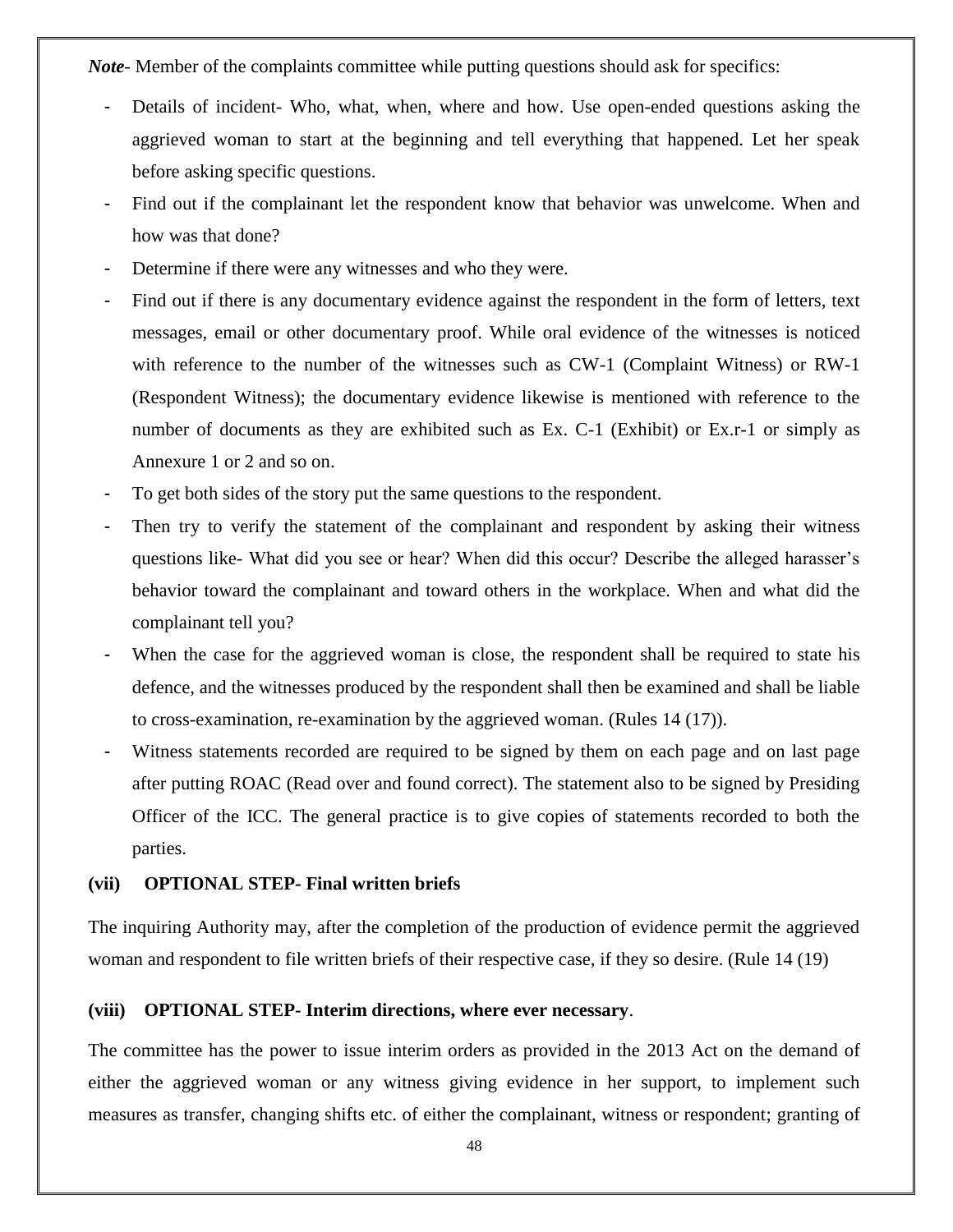***Note***- Member of the complaints committee while putting questions should ask for specifics:

- Details of incident- Who, what, when, where and how. Use open-ended questions asking the aggrieved woman to start at the beginning and tell everything that happened. Let her speak before asking specific questions.
- Find out if the complainant let the respondent know that behavior was unwelcome. When and how was that done?
- Determine if there were any witnesses and who they were.
- Find out if there is any documentary evidence against the respondent in the form of letters, text messages, email or other documentary proof. While oral evidence of the witnesses is noticed with reference to the number of the witnesses such as CW-1 (Complaint Witness) or RW-1 (Respondent Witness); the documentary evidence likewise is mentioned with reference to the number of documents as they are exhibited such as Ex. C-1 (Exhibit) or Ex.r-1 or simply as Annexure 1 or 2 and so on.
- To get both sides of the story put the same questions to the respondent.
- Then try to verify the statement of the complainant and respondent by asking their witness questions like- What did you see or hear? When did this occur? Describe the alleged harasser's behavior toward the complainant and toward others in the workplace. When and what did the complainant tell you?
- When the case for the aggrieved woman is close, the respondent shall be required to state his defence, and the witnesses produced by the respondent shall then be examined and shall be liable to cross-examination, re-examination by the aggrieved woman. (Rules 14 (17)).
- Witness statements recorded are required to be signed by them on each page and on last page after putting ROAC (Read over and found correct). The statement also to be signed by Presiding Officer of the ICC. The general practice is to give copies of statements recorded to both the parties.

**(vii) OPTIONAL STEP- Final written briefs**

The inquiring Authority may, after the completion of the production of evidence permit the aggrieved woman and respondent to file written briefs of their respective case, if they so desire. (Rule 14 (19)

**(viii) OPTIONAL STEP- Interim directions, where ever necessary**.

The committee has the power to issue interim orders as provided in the 2013 Act on the demand of either the aggrieved woman or any witness giving evidence in her support, to implement such measures as transfer, changing shifts etc. of either the complainant, witness or respondent; granting of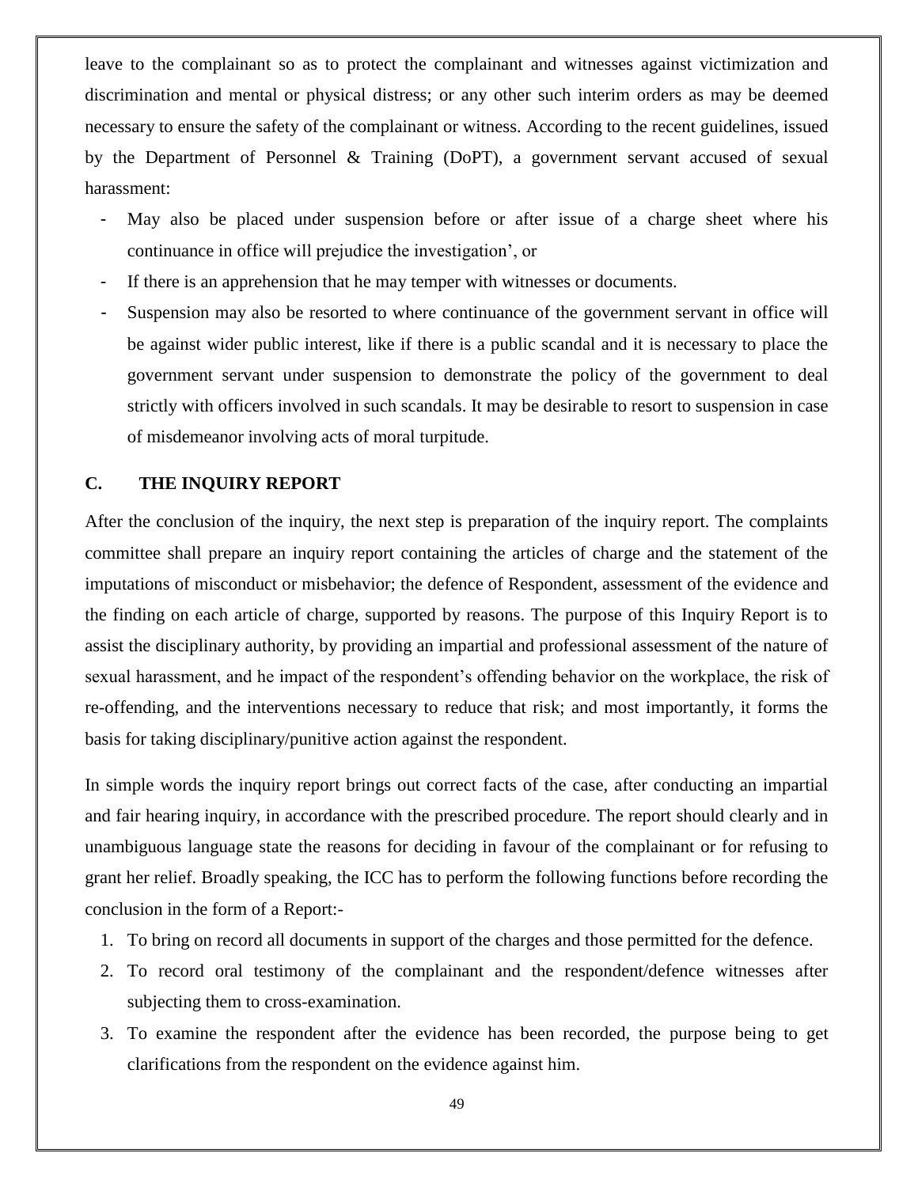leave to the complainant so as to protect the complainant and witnesses against victimization and discrimination and mental or physical distress; or any other such interim orders as may be deemed necessary to ensure the safety of the complainant or witness. According to the recent guidelines, issued by the Department of Personnel & Training (DoPT), a government servant accused of sexual harassment:

- May also be placed under suspension before or after issue of a charge sheet where his continuance in office will prejudice the investigation', or
- If there is an apprehension that he may temper with witnesses or documents.
- Suspension may also be resorted to where continuance of the government servant in office will be against wider public interest, like if there is a public scandal and it is necessary to place the government servant under suspension to demonstrate the policy of the government to deal strictly with officers involved in such scandals. It may be desirable to resort to suspension in case of misdemeanor involving acts of moral turpitude.

## C. THE INQUIRY REPORT

After the conclusion of the inquiry, the next step is preparation of the inquiry report. The complaints committee shall prepare an inquiry report containing the articles of charge and the statement of the imputations of misconduct or misbehavior; the defence of Respondent, assessment of the evidence and the finding on each article of charge, supported by reasons. The purpose of this Inquiry Report is to assist the disciplinary authority, by providing an impartial and professional assessment of the nature of sexual harassment, and he impact of the respondent's offending behavior on the workplace, the risk of re-offending, and the interventions necessary to reduce that risk; and most importantly, it forms the basis for taking disciplinary/punitive action against the respondent.

In simple words the inquiry report brings out correct facts of the case, after conducting an impartial and fair hearing inquiry, in accordance with the prescribed procedure. The report should clearly and in unambiguous language state the reasons for deciding in favour of the complainant or for refusing to grant her relief. Broadly speaking, the ICC has to perform the following functions before recording the conclusion in the form of a Report:-

1. To bring on record all documents in support of the charges and those permitted for the defence.
2. To record oral testimony of the complainant and the respondent/defence witnesses after subjecting them to cross-examination.
3. To examine the respondent after the evidence has been recorded, the purpose being to get clarifications from the respondent on the evidence against him.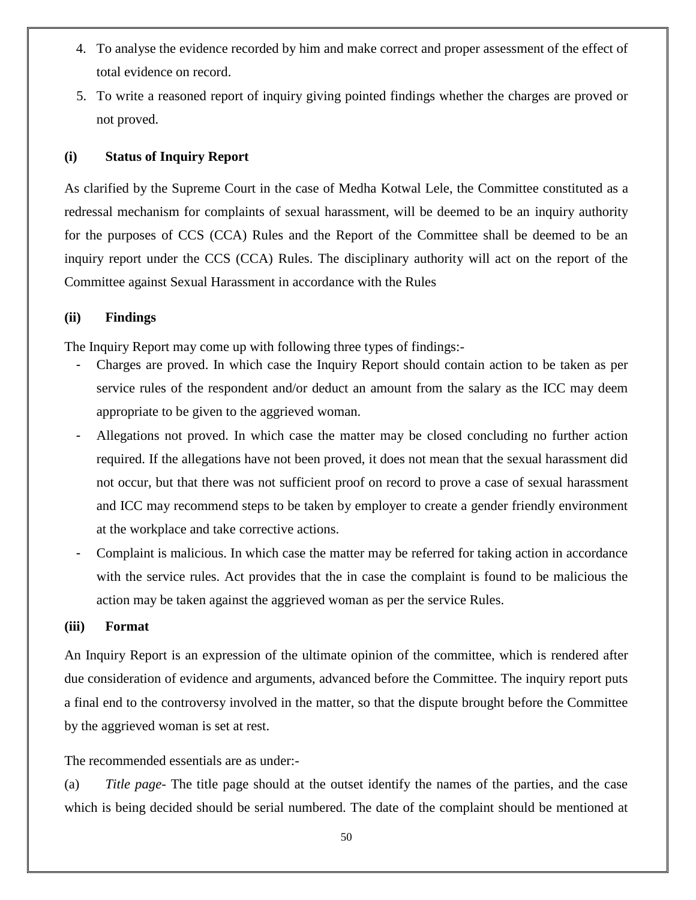4. To analyse the evidence recorded by him and make correct and proper assessment of the effect of total evidence on record.
5. To write a reasoned report of inquiry giving pointed findings whether the charges are proved or not proved.

**(i) Status of Inquiry Report**

As clarified by the Supreme Court in the case of Medha Kotwal Lele, the Committee constituted as a redressal mechanism for complaints of sexual harassment, will be deemed to be an inquiry authority for the purposes of CCS (CCA) Rules and the Report of the Committee shall be deemed to be an inquiry report under the CCS (CCA) Rules. The disciplinary authority will act on the report of the Committee against Sexual Harassment in accordance with the Rules

**(ii) Findings**

The Inquiry Report may come up with following three types of findings:-

- Charges are proved. In which case the Inquiry Report should contain action to be taken as per service rules of the respondent and/or deduct an amount from the salary as the ICC may deem appropriate to be given to the aggrieved woman.
- Allegations not proved. In which case the matter may be closed concluding no further action required. If the allegations have not been proved, it does not mean that the sexual harassment did not occur, but that there was not sufficient proof on record to prove a case of sexual harassment and ICC may recommend steps to be taken by employer to create a gender friendly environment at the workplace and take corrective actions.
- Complaint is malicious. In which case the matter may be referred for taking action in accordance with the service rules. Act provides that the in case the complaint is found to be malicious the action may be taken against the aggrieved woman as per the service Rules.

**(iii) Format**

An Inquiry Report is an expression of the ultimate opinion of the committee, which is rendered after due consideration of evidence and arguments, advanced before the Committee. The inquiry report puts a final end to the controversy involved in the matter, so that the dispute brought before the Committee by the aggrieved woman is set at rest.

The recommended essentials are as under:-

(a) *Title page*- The title page should at the outset identify the names of the parties, and the case which is being decided should be serial numbered. The date of the complaint should be mentioned at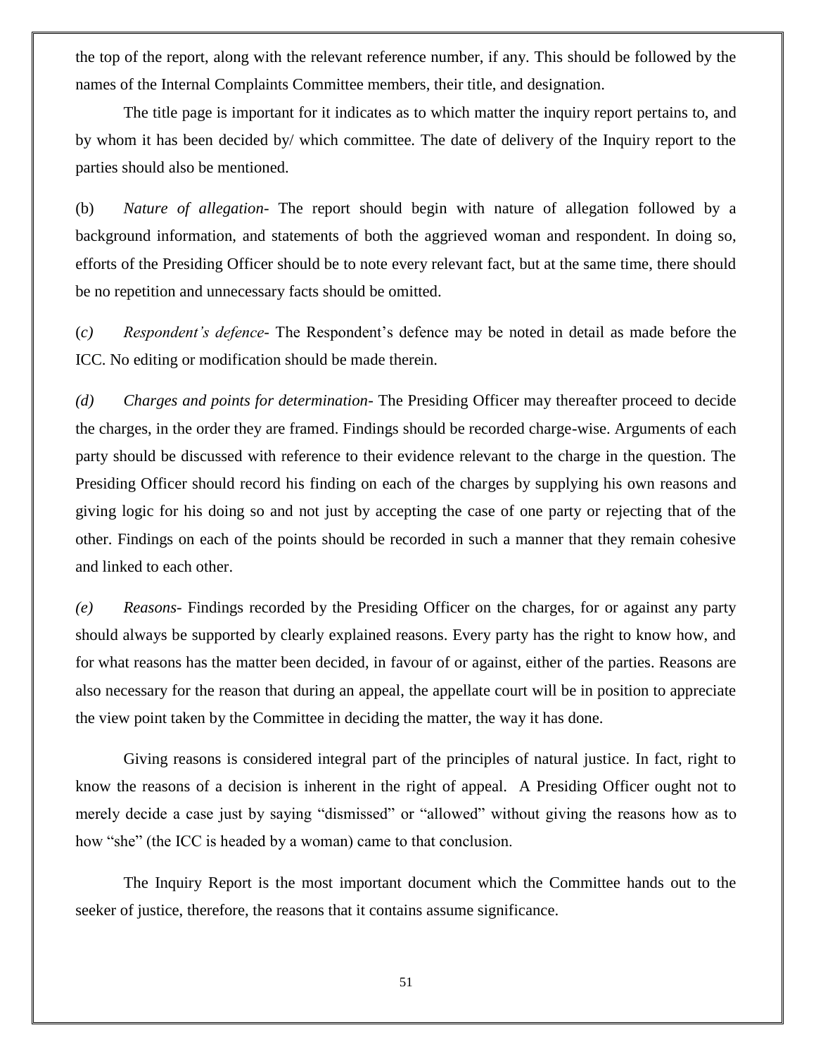the top of the report, along with the relevant reference number, if any. This should be followed by the names of the Internal Complaints Committee members, their title, and designation.

The title page is important for it indicates as to which matter the inquiry report pertains to, and by whom it has been decided by/ which committee. The date of delivery of the Inquiry report to the parties should also be mentioned.

(b) *Nature of allegation*- The report should begin with nature of allegation followed by a background information, and statements of both the aggrieved woman and respondent. In doing so, efforts of the Presiding Officer should be to note every relevant fact, but at the same time, there should be no repetition and unnecessary facts should be omitted.

(*c*) *Respondent's defence*- The Respondent's defence may be noted in detail as made before the ICC. No editing or modification should be made therein.

*(d) Charges and points for determination*- The Presiding Officer may thereafter proceed to decide the charges, in the order they are framed. Findings should be recorded charge-wise. Arguments of each party should be discussed with reference to their evidence relevant to the charge in the question. The Presiding Officer should record his finding on each of the charges by supplying his own reasons and giving logic for his doing so and not just by accepting the case of one party or rejecting that of the other. Findings on each of the points should be recorded in such a manner that they remain cohesive and linked to each other.

*(e) Reasons*- Findings recorded by the Presiding Officer on the charges, for or against any party should always be supported by clearly explained reasons. Every party has the right to know how, and for what reasons has the matter been decided, in favour of or against, either of the parties. Reasons are also necessary for the reason that during an appeal, the appellate court will be in position to appreciate the view point taken by the Committee in deciding the matter, the way it has done.

Giving reasons is considered integral part of the principles of natural justice. In fact, right to know the reasons of a decision is inherent in the right of appeal. A Presiding Officer ought not to merely decide a case just by saying "dismissed" or "allowed" without giving the reasons how as to how "she" (the ICC is headed by a woman) came to that conclusion.

The Inquiry Report is the most important document which the Committee hands out to the seeker of justice, therefore, the reasons that it contains assume significance.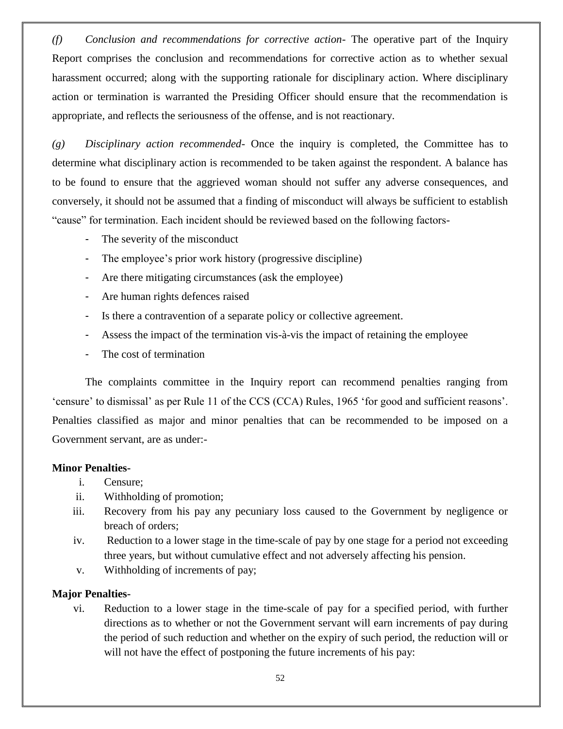*(f) Conclusion and recommendations for corrective action*- The operative part of the Inquiry Report comprises the conclusion and recommendations for corrective action as to whether sexual harassment occurred; along with the supporting rationale for disciplinary action. Where disciplinary action or termination is warranted the Presiding Officer should ensure that the recommendation is appropriate, and reflects the seriousness of the offense, and is not reactionary.

*(g) Disciplinary action recommended*- Once the inquiry is completed, the Committee has to determine what disciplinary action is recommended to be taken against the respondent. A balance has to be found to ensure that the aggrieved woman should not suffer any adverse consequences, and conversely, it should not be assumed that a finding of misconduct will always be sufficient to establish "cause" for termination. Each incident should be reviewed based on the following factors-

- The severity of the misconduct
- The employee's prior work history (progressive discipline)
- Are there mitigating circumstances (ask the employee)
- Are human rights defences raised
- Is there a contravention of a separate policy or collective agreement.
- Assess the impact of the termination vis-à-vis the impact of retaining the employee
- The cost of termination

The complaints committee in the Inquiry report can recommend penalties ranging from 'censure' to dismissal' as per Rule 11 of the CCS (CCA) Rules, 1965 'for good and sufficient reasons'. Penalties classified as major and minor penalties that can be recommended to be imposed on a Government servant, are as under:-

**Minor Penalties-**

i. Censure;

ii. Withholding of promotion;

iii. Recovery from his pay any pecuniary loss caused to the Government by negligence or breach of orders;

iv. Reduction to a lower stage in the time-scale of pay by one stage for a period not exceeding three years, but without cumulative effect and not adversely affecting his pension.

v. Withholding of increments of pay;

**Major Penalties-**

vi. Reduction to a lower stage in the time-scale of pay for a specified period, with further directions as to whether or not the Government servant will earn increments of pay during the period of such reduction and whether on the expiry of such period, the reduction will or will not have the effect of postponing the future increments of his pay: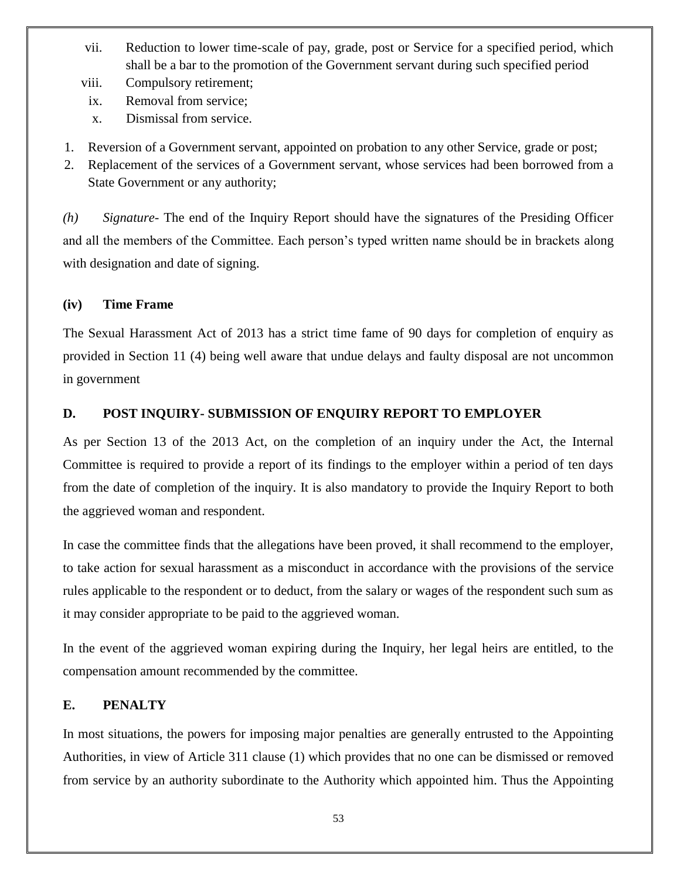vii. Reduction to lower time-scale of pay, grade, post or Service for a specified period, which shall be a bar to the promotion of the Government servant during such specified period

viii. Compulsory retirement;

ix. Removal from service;

x. Dismissal from service.

1. Reversion of a Government servant, appointed on probation to any other Service, grade or post;
2. Replacement of the services of a Government servant, whose services had been borrowed from a State Government or any authority;

*(h)* *Signature-* The end of the Inquiry Report should have the signatures of the Presiding Officer and all the members of the Committee. Each person's typed written name should be in brackets along with designation and date of signing.

**(iv) Time Frame**

The Sexual Harassment Act of 2013 has a strict time fame of 90 days for completion of enquiry as provided in Section 11 (4) being well aware that undue delays and faulty disposal are not uncommon in government

**D. POST INQUIRY- SUBMISSION OF ENQUIRY REPORT TO EMPLOYER**

As per Section 13 of the 2013 Act, on the completion of an inquiry under the Act, the Internal Committee is required to provide a report of its findings to the employer within a period of ten days from the date of completion of the inquiry. It is also mandatory to provide the Inquiry Report to both the aggrieved woman and respondent.

In case the committee finds that the allegations have been proved, it shall recommend to the employer, to take action for sexual harassment as a misconduct in accordance with the provisions of the service rules applicable to the respondent or to deduct, from the salary or wages of the respondent such sum as it may consider appropriate to be paid to the aggrieved woman.

In the event of the aggrieved woman expiring during the Inquiry, her legal heirs are entitled, to the compensation amount recommended by the committee.

**E. PENALTY**

In most situations, the powers for imposing major penalties are generally entrusted to the Appointing Authorities, in view of Article 311 clause (1) which provides that no one can be dismissed or removed from service by an authority subordinate to the Authority which appointed him. Thus the Appointing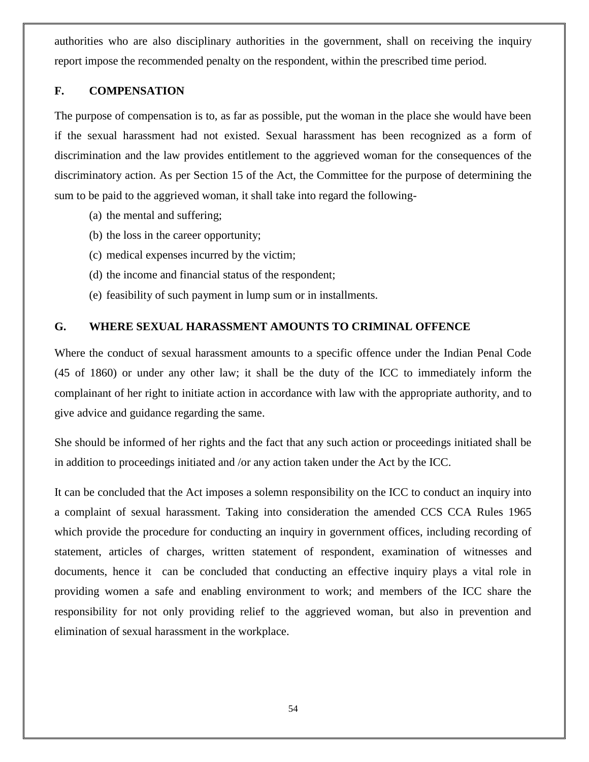authorities who are also disciplinary authorities in the government, shall on receiving the inquiry report impose the recommended penalty on the respondent, within the prescribed time period.

## F. COMPENSATION

The purpose of compensation is to, as far as possible, put the woman in the place she would have been if the sexual harassment had not existed. Sexual harassment has been recognized as a form of discrimination and the law provides entitlement to the aggrieved woman for the consequences of the discriminatory action. As per Section 15 of the Act, the Committee for the purpose of determining the sum to be paid to the aggrieved woman, it shall take into regard the following-

(a) the mental and suffering;

(b) the loss in the career opportunity;

(c) medical expenses incurred by the victim;

(d) the income and financial status of the respondent;

(e) feasibility of such payment in lump sum or in installments.

## G. WHERE SEXUAL HARASSMENT AMOUNTS TO CRIMINAL OFFENCE

Where the conduct of sexual harassment amounts to a specific offence under the Indian Penal Code (45 of 1860) or under any other law; it shall be the duty of the ICC to immediately inform the complainant of her right to initiate action in accordance with law with the appropriate authority, and to give advice and guidance regarding the same.

She should be informed of her rights and the fact that any such action or proceedings initiated shall be in addition to proceedings initiated and /or any action taken under the Act by the ICC.

It can be concluded that the Act imposes a solemn responsibility on the ICC to conduct an inquiry into a complaint of sexual harassment. Taking into consideration the amended CCS CCA Rules 1965 which provide the procedure for conducting an inquiry in government offices, including recording of statement, articles of charges, written statement of respondent, examination of witnesses and documents, hence it can be concluded that conducting an effective inquiry plays a vital role in providing women a safe and enabling environment to work; and members of the ICC share the responsibility for not only providing relief to the aggrieved woman, but also in prevention and elimination of sexual harassment in the workplace.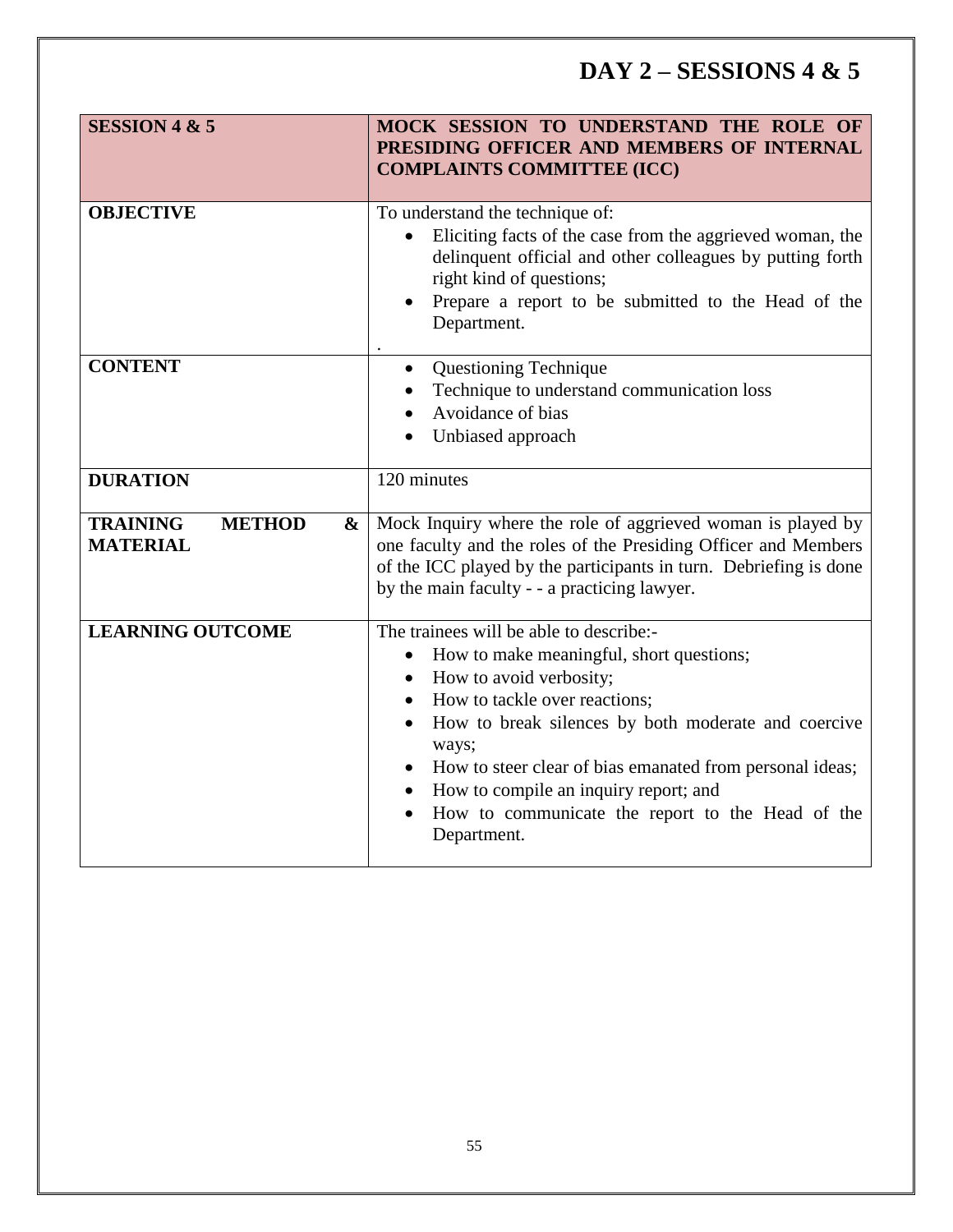# DAY 2 – SESSIONS 4 & 5

| **SESSION 4 & 5** | **MOCK SESSION TO UNDERSTAND THE ROLE OF PRESIDING OFFICER AND MEMBERS OF INTERNAL COMPLAINTS COMMITTEE (ICC)** |
|---|---|
| **OBJECTIVE** | To understand the technique of:<br>• Eliciting facts of the case from the aggrieved woman, the delinquent official and other colleagues by putting forth right kind of questions;<br>• Prepare a report to be submitted to the Head of the Department.<br>. |
| **CONTENT** | • Questioning Technique<br>• Technique to understand communication loss<br>• Avoidance of bias<br>• Unbiased approach |
| **DURATION** | 120 minutes |
| **TRAINING METHOD & MATERIAL** | Mock Inquiry where the role of aggrieved woman is played by one faculty and the roles of the Presiding Officer and Members of the ICC played by the participants in turn. Debriefing is done by the main faculty - - a practicing lawyer. |
| **LEARNING OUTCOME** | The trainees will be able to describe:-<br>• How to make meaningful, short questions;<br>• How to avoid verbosity;<br>• How to tackle over reactions;<br>• How to break silences by both moderate and coercive ways;<br>• How to steer clear of bias emanated from personal ideas;<br>• How to compile an inquiry report; and<br>• How to communicate the report to the Head of the Department. |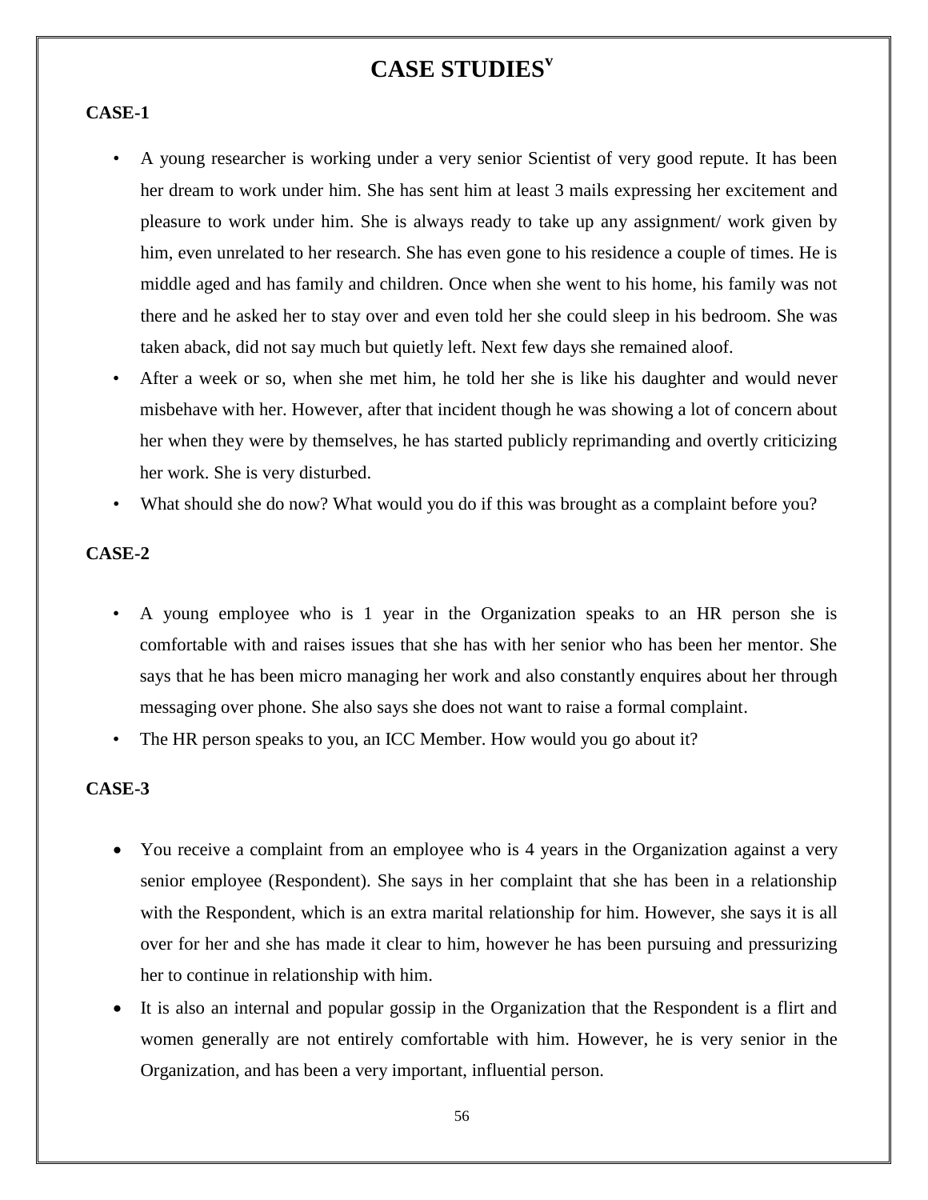# CASE STUDIES[v]

**CASE-1**

- A young researcher is working under a very senior Scientist of very good repute. It has been her dream to work under him. She has sent him at least 3 mails expressing her excitement and pleasure to work under him. She is always ready to take up any assignment/ work given by him, even unrelated to her research. She has even gone to his residence a couple of times. He is middle aged and has family and children. Once when she went to his home, his family was not there and he asked her to stay over and even told her she could sleep in his bedroom. She was taken aback, did not say much but quietly left. Next few days she remained aloof.
- After a week or so, when she met him, he told her she is like his daughter and would never misbehave with her. However, after that incident though he was showing a lot of concern about her when they were by themselves, he has started publicly reprimanding and overtly criticizing her work. She is very disturbed.
- What should she do now? What would you do if this was brought as a complaint before you?

**CASE-2**

- A young employee who is 1 year in the Organization speaks to an HR person she is comfortable with and raises issues that she has with her senior who has been her mentor. She says that he has been micro managing her work and also constantly enquires about her through messaging over phone. She also says she does not want to raise a formal complaint.
- The HR person speaks to you, an ICC Member. How would you go about it?

**CASE-3**

- You receive a complaint from an employee who is 4 years in the Organization against a very senior employee (Respondent). She says in her complaint that she has been in a relationship with the Respondent, which is an extra marital relationship for him. However, she says it is all over for her and she has made it clear to him, however he has been pursuing and pressurizing her to continue in relationship with him.
- It is also an internal and popular gossip in the Organization that the Respondent is a flirt and women generally are not entirely comfortable with him. However, he is very senior in the Organization, and has been a very important, influential person.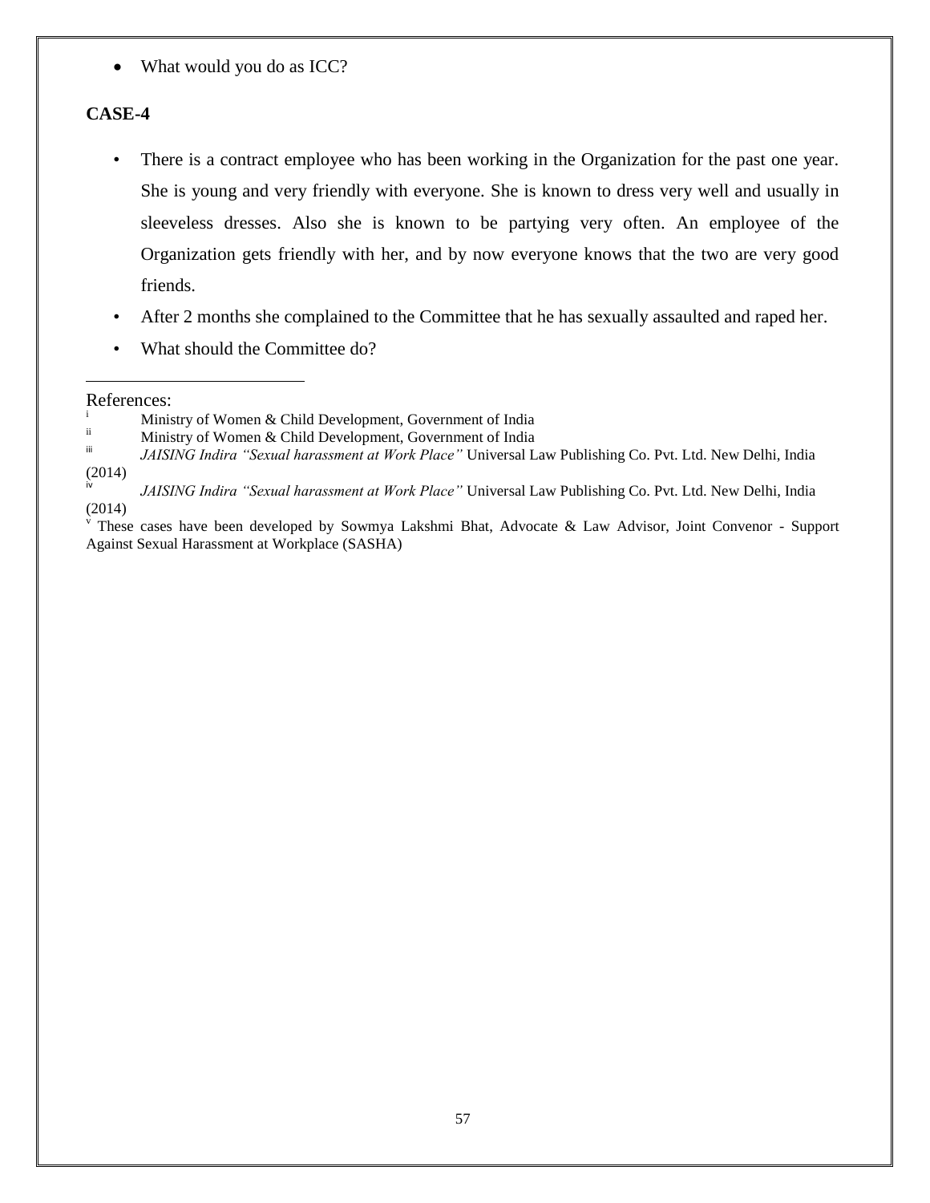- What would you do as ICC?

**CASE-4**

- There is a contract employee who has been working in the Organization for the past one year. She is young and very friendly with everyone. She is known to dress very well and usually in sleeveless dresses. Also she is known to be partying very often. An employee of the Organization gets friendly with her, and by now everyone knows that the two are very good friends.
- After 2 months she complained to the Committee that he has sexually assaulted and raped her.
- What should the Committee do?

---

References:

[i] Ministry of Women & Child Development, Government of India

[ii] Ministry of Women & Child Development, Government of India

[iii] *JAISING Indira "Sexual harassment at Work Place"* Universal Law Publishing Co. Pvt. Ltd. New Delhi, India (2014)

[iv] *JAISING Indira "Sexual harassment at Work Place"* Universal Law Publishing Co. Pvt. Ltd. New Delhi, India (2014)

[v] These cases have been developed by Sowmya Lakshmi Bhat, Advocate & Law Advisor, Joint Convenor - Support Against Sexual Harassment at Workplace (SASHA)